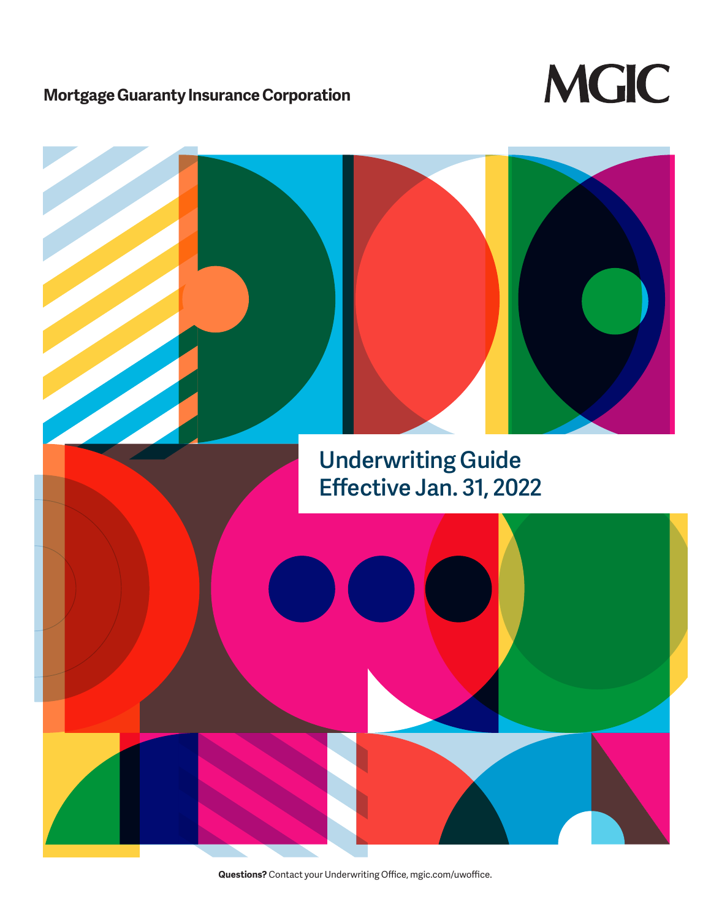Mortgage Guaranty Insurance Corporation

MGIC

# Underwriting Guide
# Effective Jan. 31, 2022

**Questions?** Contact your Underwriting Office, mgic.com/uwoffice.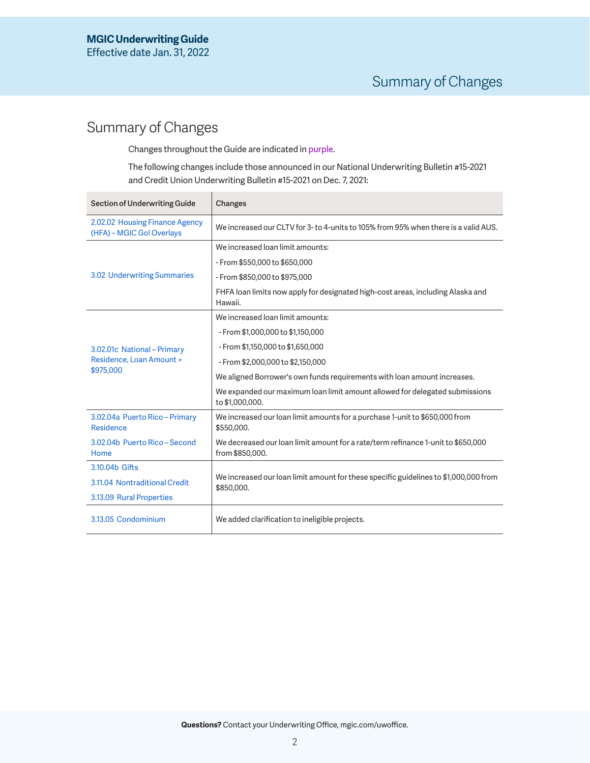# Summary of Changes

Changes throughout the Guide are indicated in purple.

The following changes include those announced in our National Underwriting Bulletin #15-2021 and Credit Union Underwriting Bulletin #15-2021 on Dec. 7, 2021:

| Section of Underwriting Guide | Changes |
|---|---|
| 2.02.02 Housing Finance Agency (HFA) – MGIC Go! Overlays | We increased our CLTV for 3- to 4-units to 105% from 95% when there is a valid AUS. |
| 3.02 Underwriting Summaries | We increased loan limit amounts:<br>- From $550,000 to $650,000<br>- From $850,000 to $975,000<br>FHFA loan limits now apply for designated high-cost areas, including Alaska and Hawaii. |
| 3.02.01c National – Primary Residence, Loan Amount > $975,000 | We increased loan limit amounts:<br>- From $1,000,000 to $1,150,000<br>- From $1,150,000 to $1,650,000<br>- From $2,000,000 to $2,150,000<br>We aligned Borrower's own funds requirements with loan amount increases.<br>We expanded our maximum loan limit amount allowed for delegated submissions to $1,000,000. |
| 3.02.04a Puerto Rico – Primary Residence<br>3.02.04b Puerto Rico – Second Home | We increased our loan limit amounts for a purchase 1-unit to $650,000 from $550,000.<br>We decreased our loan limit amount for a rate/term refinance 1-unit to $650,000 from $850,000. |
| 3.10.04b Gifts<br>3.11.04 Nontraditional Credit<br>3.13.09 Rural Properties | We increased our loan limit amount for these specific guidelines to $1,000,000 from $850,000. |
| 3.13.05 Condominium | We added clarification to ineligible projects. |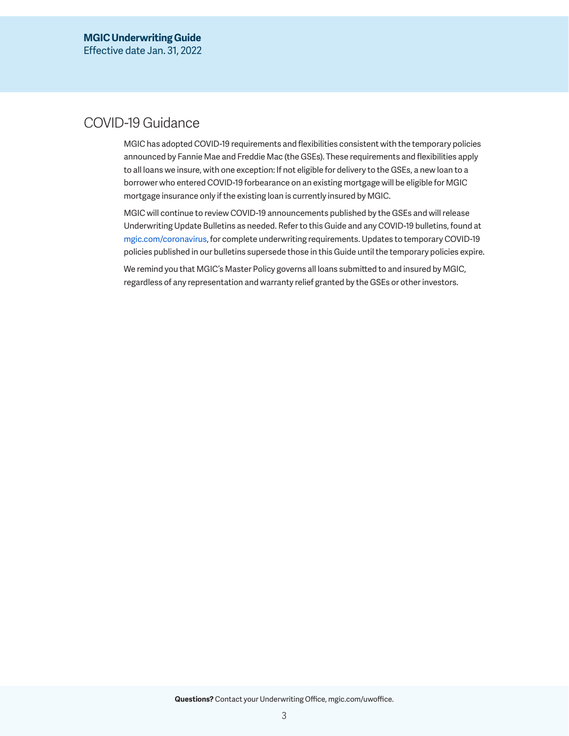## COVID-19 Guidance

MGIC has adopted COVID-19 requirements and flexibilities consistent with the temporary policies announced by Fannie Mae and Freddie Mac (the GSEs). These requirements and flexibilities apply to all loans we insure, with one exception: If not eligible for delivery to the GSEs, a new loan to a borrower who entered COVID-19 forbearance on an existing mortgage will be eligible for MGIC mortgage insurance only if the existing loan is currently insured by MGIC.

MGIC will continue to review COVID-19 announcements published by the GSEs and will release Underwriting Update Bulletins as needed. Refer to this Guide and any COVID-19 bulletins, found at mgic.com/coronavirus, for complete underwriting requirements. Updates to temporary COVID-19 policies published in our bulletins supersede those in this Guide until the temporary policies expire.

We remind you that MGIC's Master Policy governs all loans submitted to and insured by MGIC, regardless of any representation and warranty relief granted by the GSEs or other investors.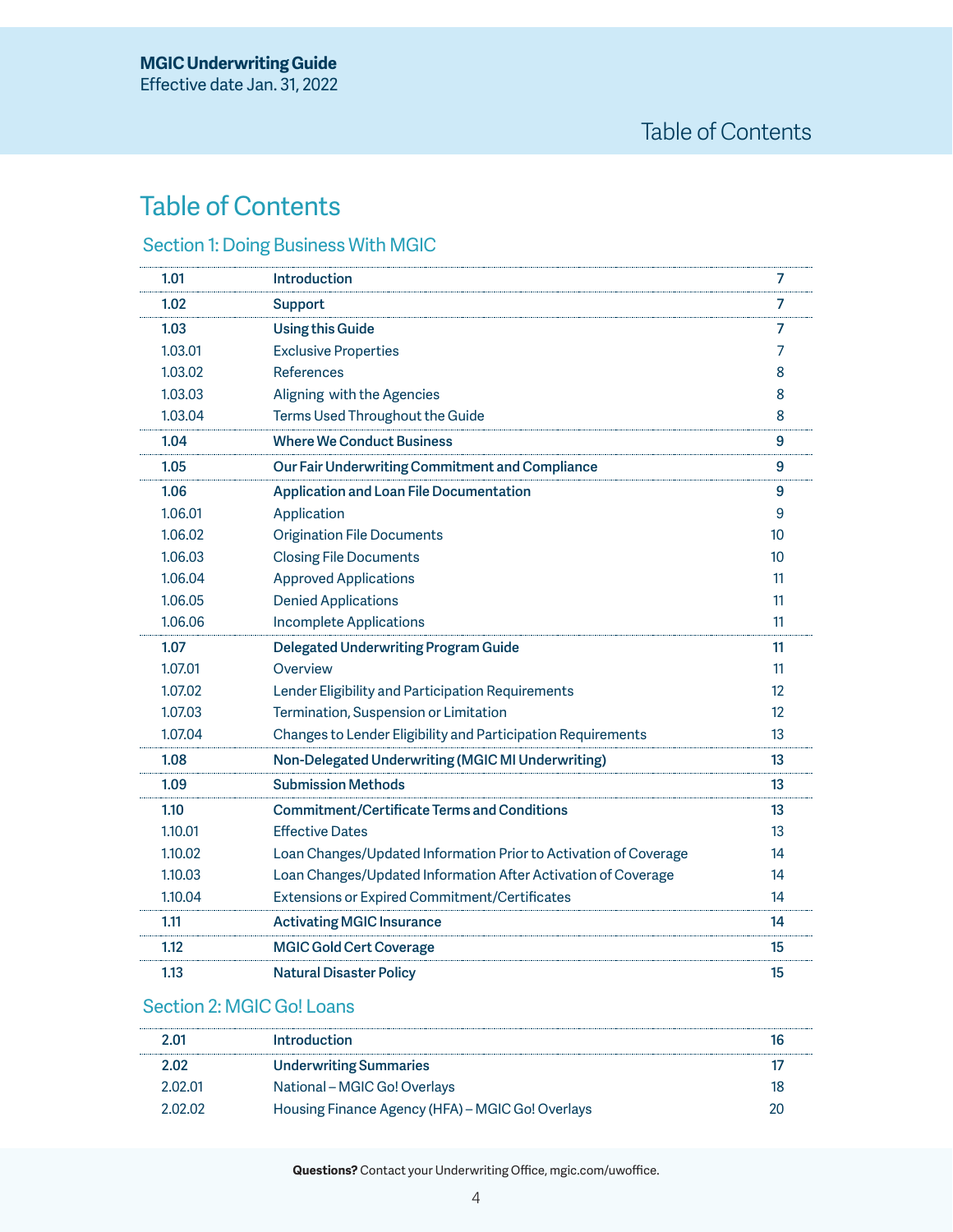# Table of Contents

## Section 1: Doing Business With MGIC

| | | |
|---|---|---|
| **1.01** | **Introduction** | **7** |
| **1.02** | **Support** | **7** |
| **1.03** | **Using this Guide** | **7** |
| 1.03.01 | Exclusive Properties | 7 |
| 1.03.02 | References | 8 |
| 1.03.03 | Aligning with the Agencies | 8 |
| 1.03.04 | Terms Used Throughout the Guide | 8 |
| **1.04** | **Where We Conduct Business** | **9** |
| **1.05** | **Our Fair Underwriting Commitment and Compliance** | **9** |
| **1.06** | **Application and Loan File Documentation** | **9** |
| 1.06.01 | Application | 9 |
| 1.06.02 | Origination File Documents | 10 |
| 1.06.03 | Closing File Documents | 10 |
| 1.06.04 | Approved Applications | 11 |
| 1.06.05 | Denied Applications | 11 |
| 1.06.06 | Incomplete Applications | 11 |
| **1.07** | **Delegated Underwriting Program Guide** | **11** |
| 1.07.01 | Overview | 11 |
| 1.07.02 | Lender Eligibility and Participation Requirements | 12 |
| 1.07.03 | Termination, Suspension or Limitation | 12 |
| 1.07.04 | Changes to Lender Eligibility and Participation Requirements | 13 |
| **1.08** | **Non-Delegated Underwriting (MGIC MI Underwriting)** | **13** |
| **1.09** | **Submission Methods** | **13** |
| **1.10** | **Commitment/Certificate Terms and Conditions** | **13** |
| 1.10.01 | Effective Dates | 13 |
| 1.10.02 | Loan Changes/Updated Information Prior to Activation of Coverage | 14 |
| 1.10.03 | Loan Changes/Updated Information After Activation of Coverage | 14 |
| 1.10.04 | Extensions or Expired Commitment/Certificates | 14 |
| **1.11** | **Activating MGIC Insurance** | **14** |
| **1.12** | **MGIC Gold Cert Coverage** | **15** |
| **1.13** | **Natural Disaster Policy** | **15** |

## Section 2: MGIC Go! Loans

| | | |
|---|---|---|
| **2.01** | **Introduction** | **16** |
| **2.02** | **Underwriting Summaries** | **17** |
| 2.02.01 | National – MGIC Go! Overlays | 18 |
| 2.02.02 | Housing Finance Agency (HFA) – MGIC Go! Overlays | 20 |

**Questions?** Contact your Underwriting Office, mgic.com/uwoffice.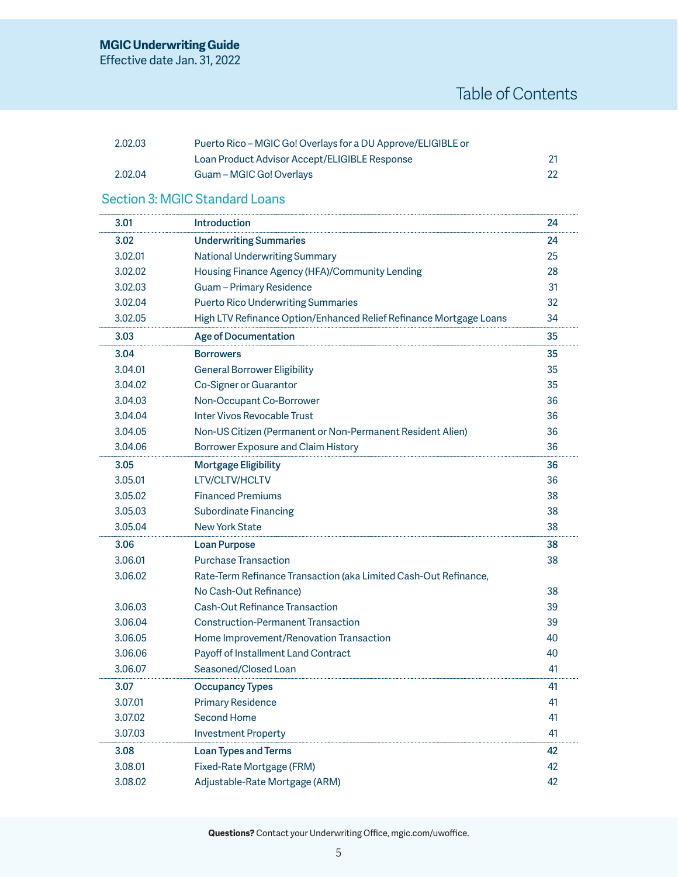# Table of Contents

| | | |
|---|---|---|
| 2.02.03 | Puerto Rico – MGIC Go! Overlays for a DU Approve/ELIGIBLE or Loan Product Advisor Accept/ELIGIBLE Response | 21 |
| 2.02.04 | Guam – MGIC Go! Overlays | 22 |

## Section 3: MGIC Standard Loans

| | | |
|---|---|---|
| **3.01** | **Introduction** | **24** |
| **3.02** | **Underwriting Summaries** | **24** |
| 3.02.01 | National Underwriting Summary | 25 |
| 3.02.02 | Housing Finance Agency (HFA)/Community Lending | 28 |
| 3.02.03 | Guam – Primary Residence | 31 |
| 3.02.04 | Puerto Rico Underwriting Summaries | 32 |
| 3.02.05 | High LTV Refinance Option/Enhanced Relief Refinance Mortgage Loans | 34 |
| **3.03** | **Age of Documentation** | **35** |
| **3.04** | **Borrowers** | **35** |
| 3.04.01 | General Borrower Eligibility | 35 |
| 3.04.02 | Co-Signer or Guarantor | 35 |
| 3.04.03 | Non-Occupant Co-Borrower | 36 |
| 3.04.04 | Inter Vivos Revocable Trust | 36 |
| 3.04.05 | Non-US Citizen (Permanent or Non-Permanent Resident Alien) | 36 |
| 3.04.06 | Borrower Exposure and Claim History | 36 |
| **3.05** | **Mortgage Eligibility** | **36** |
| 3.05.01 | LTV/CLTV/HCLTV | 36 |
| 3.05.02 | Financed Premiums | 38 |
| 3.05.03 | Subordinate Financing | 38 |
| 3.05.04 | New York State | 38 |
| **3.06** | **Loan Purpose** | **38** |
| 3.06.01 | Purchase Transaction | 38 |
| 3.06.02 | Rate-Term Refinance Transaction (aka Limited Cash-Out Refinance, No Cash-Out Refinance) | 38 |
| 3.06.03 | Cash-Out Refinance Transaction | 39 |
| 3.06.04 | Construction-Permanent Transaction | 39 |
| 3.06.05 | Home Improvement/Renovation Transaction | 40 |
| 3.06.06 | Payoff of Installment Land Contract | 40 |
| 3.06.07 | Seasoned/Closed Loan | 41 |
| **3.07** | **Occupancy Types** | **41** |
| 3.07.01 | Primary Residence | 41 |
| 3.07.02 | Second Home | 41 |
| 3.07.03 | Investment Property | 41 |
| **3.08** | **Loan Types and Terms** | **42** |
| 3.08.01 | Fixed-Rate Mortgage (FRM) | 42 |
| 3.08.02 | Adjustable-Rate Mortgage (ARM) | 42 |

**Questions?** Contact your Underwriting Office, mgic.com/uwoffice.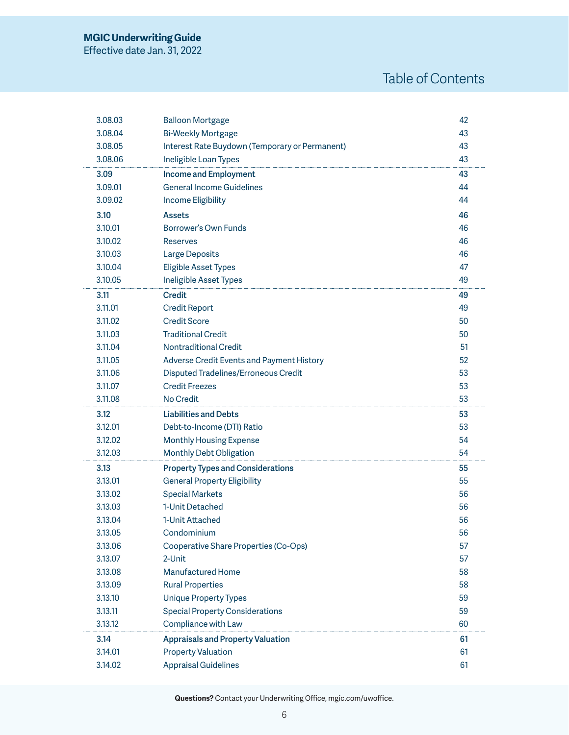# Table of Contents

| | | |
|---|---|---|
| 3.08.03 | Balloon Mortgage | 42 |
| 3.08.04 | Bi-Weekly Mortgage | 43 |
| 3.08.05 | Interest Rate Buydown (Temporary or Permanent) | 43 |
| 3.08.06 | Ineligible Loan Types | 43 |
| **3.09** | **Income and Employment** | **43** |
| 3.09.01 | General Income Guidelines | 44 |
| 3.09.02 | Income Eligibility | 44 |
| **3.10** | **Assets** | **46** |
| 3.10.01 | Borrower's Own Funds | 46 |
| 3.10.02 | Reserves | 46 |
| 3.10.03 | Large Deposits | 46 |
| 3.10.04 | Eligible Asset Types | 47 |
| 3.10.05 | Ineligible Asset Types | 49 |
| **3.11** | **Credit** | **49** |
| 3.11.01 | Credit Report | 49 |
| 3.11.02 | Credit Score | 50 |
| 3.11.03 | Traditional Credit | 50 |
| 3.11.04 | Nontraditional Credit | 51 |
| 3.11.05 | Adverse Credit Events and Payment History | 52 |
| 3.11.06 | Disputed Tradelines/Erroneous Credit | 53 |
| 3.11.07 | Credit Freezes | 53 |
| 3.11.08 | No Credit | 53 |
| **3.12** | **Liabilities and Debts** | **53** |
| 3.12.01 | Debt-to-Income (DTI) Ratio | 53 |
| 3.12.02 | Monthly Housing Expense | 54 |
| 3.12.03 | Monthly Debt Obligation | 54 |
| **3.13** | **Property Types and Considerations** | **55** |
| 3.13.01 | General Property Eligibility | 55 |
| 3.13.02 | Special Markets | 56 |
| 3.13.03 | 1-Unit Detached | 56 |
| 3.13.04 | 1-Unit Attached | 56 |
| 3.13.05 | Condominium | 56 |
| 3.13.06 | Cooperative Share Properties (Co-Ops) | 57 |
| 3.13.07 | 2-Unit | 57 |
| 3.13.08 | Manufactured Home | 58 |
| 3.13.09 | Rural Properties | 58 |
| 3.13.10 | Unique Property Types | 59 |
| 3.13.11 | Special Property Considerations | 59 |
| 3.13.12 | Compliance with Law | 60 |
| **3.14** | **Appraisals and Property Valuation** | **61** |
| 3.14.01 | Property Valuation | 61 |
| 3.14.02 | Appraisal Guidelines | 61 |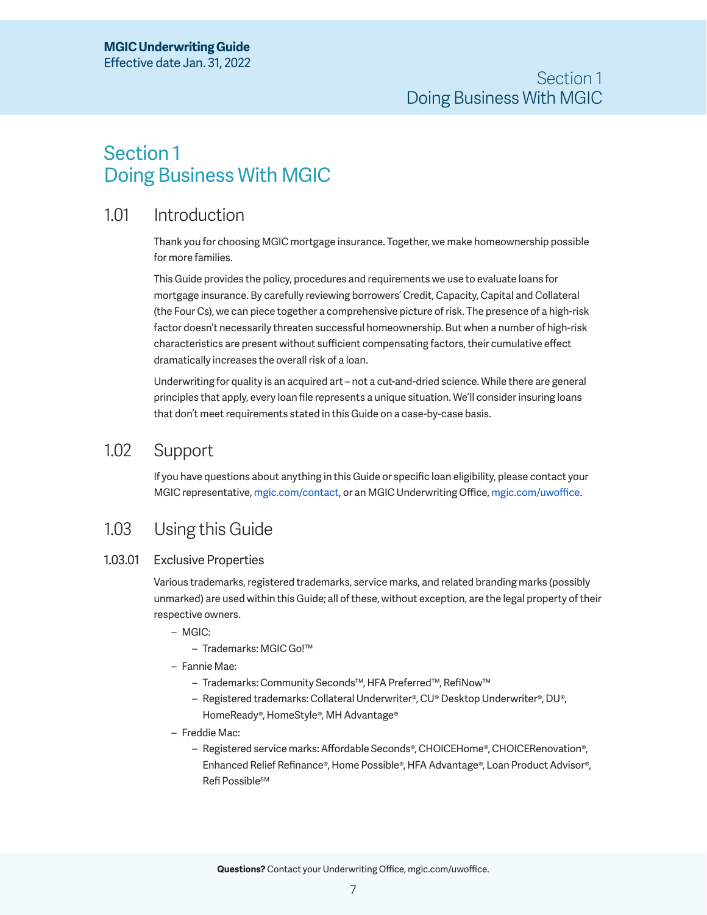# Section 1 Doing Business With MGIC

## 1.01 Introduction

Thank you for choosing MGIC mortgage insurance. Together, we make homeownership possible for more families.

This Guide provides the policy, procedures and requirements we use to evaluate loans for mortgage insurance. By carefully reviewing borrowers' Credit, Capacity, Capital and Collateral (the Four Cs), we can piece together a comprehensive picture of risk. The presence of a high-risk factor doesn't necessarily threaten successful homeownership. But when a number of high-risk characteristics are present without sufficient compensating factors, their cumulative effect dramatically increases the overall risk of a loan.

Underwriting for quality is an acquired art – not a cut-and-dried science. While there are general principles that apply, every loan file represents a unique situation. We'll consider insuring loans that don't meet requirements stated in this Guide on a case-by-case basis.

## 1.02 Support

If you have questions about anything in this Guide or specific loan eligibility, please contact your MGIC representative, mgic.com/contact, or an MGIC Underwriting Office, mgic.com/uwoffice.

## 1.03 Using this Guide

### 1.03.01 Exclusive Properties

Various trademarks, registered trademarks, service marks, and related branding marks (possibly unmarked) are used within this Guide; all of these, without exception, are the legal property of their respective owners.

- MGIC:
  - Trademarks: MGIC Go!™
- Fannie Mae:
  - Trademarks: Community Seconds™, HFA Preferred™, RefiNow™
  - Registered trademarks: Collateral Underwriter®, CU® Desktop Underwriter®, DU®, HomeReady®, HomeStyle®, MH Advantage®
- Freddie Mac:
  - Registered service marks: Affordable Seconds®, CHOICEHome®, CHOICERenovation®, Enhanced Relief Refinance®, Home Possible®, HFA Advantage®, Loan Product Advisor®, Refi Possible℠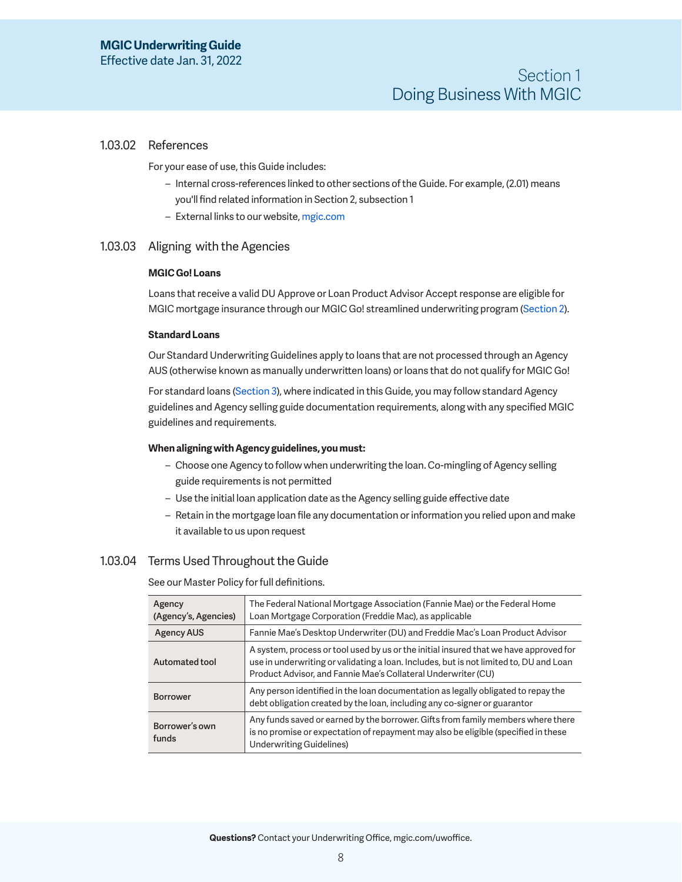### 1.03.02 References

For your ease of use, this Guide includes:

- Internal cross-references linked to other sections of the Guide. For example, (2.01) means you'll find related information in Section 2, subsection 1
- External links to our website, mgic.com

### 1.03.03 Aligning with the Agencies

**MGIC Go! Loans**

Loans that receive a valid DU Approve or Loan Product Advisor Accept response are eligible for MGIC mortgage insurance through our MGIC Go! streamlined underwriting program (Section 2).

**Standard Loans**

Our Standard Underwriting Guidelines apply to loans that are not processed through an Agency AUS (otherwise known as manually underwritten loans) or loans that do not qualify for MGIC Go!

For standard loans (Section 3), where indicated in this Guide, you may follow standard Agency guidelines and Agency selling guide documentation requirements, along with any specified MGIC guidelines and requirements.

**When aligning with Agency guidelines, you must:**

- Choose one Agency to follow when underwriting the loan. Co-mingling of Agency selling guide requirements is not permitted
- Use the initial loan application date as the Agency selling guide effective date
- Retain in the mortgage loan file any documentation or information you relied upon and make it available to us upon request

### 1.03.04 Terms Used Throughout the Guide

See our Master Policy for full definitions.

| Term | Definition |
|---|---|
| Agency (Agency's, Agencies) | The Federal National Mortgage Association (Fannie Mae) or the Federal Home Loan Mortgage Corporation (Freddie Mac), as applicable |
| Agency AUS | Fannie Mae's Desktop Underwriter (DU) and Freddie Mac's Loan Product Advisor |
| Automated tool | A system, process or tool used by us or the initial insured that we have approved for use in underwriting or validating a loan. Includes, but is not limited to, DU and Loan Product Advisor, and Fannie Mae's Collateral Underwriter (CU) |
| Borrower | Any person identified in the loan documentation as legally obligated to repay the debt obligation created by the loan, including any co-signer or guarantor |
| Borrower's own funds | Any funds saved or earned by the borrower. Gifts from family members where there is no promise or expectation of repayment may also be eligible (specified in these Underwriting Guidelines) |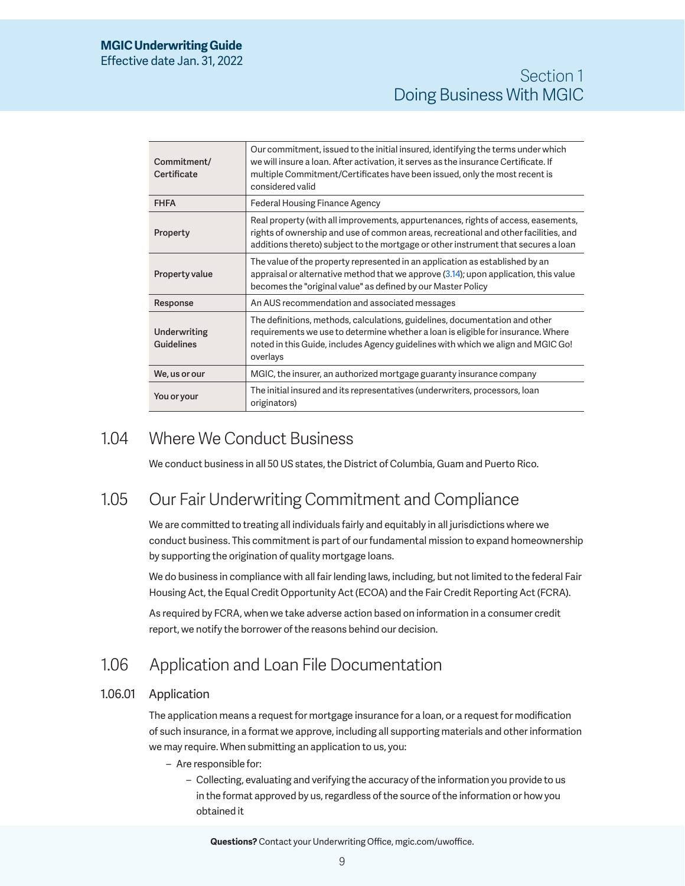| | |
|---|---|
| Commitment/ Certificate | Our commitment, issued to the initial insured, identifying the terms under which we will insure a loan. After activation, it serves as the insurance Certificate. If multiple Commitment/Certificates have been issued, only the most recent is considered valid |
| FHFA | Federal Housing Finance Agency |
| Property | Real property (with all improvements, appurtenances, rights of access, easements, rights of ownership and use of common areas, recreational and other facilities, and additions thereto) subject to the mortgage or other instrument that secures a loan |
| Property value | The value of the property represented in an application as established by an appraisal or alternative method that we approve (3.14); upon application, this value becomes the "original value" as defined by our Master Policy |
| Response | An AUS recommendation and associated messages |
| Underwriting Guidelines | The definitions, methods, calculations, guidelines, documentation and other requirements we use to determine whether a loan is eligible for insurance. Where noted in this Guide, includes Agency guidelines with which we align and MGIC Go! overlays |
| We, us or our | MGIC, the insurer, an authorized mortgage guaranty insurance company |
| You or your | The initial insured and its representatives (underwriters, processors, loan originators) |

## 1.04 Where We Conduct Business

We conduct business in all 50 US states, the District of Columbia, Guam and Puerto Rico.

## 1.05 Our Fair Underwriting Commitment and Compliance

We are committed to treating all individuals fairly and equitably in all jurisdictions where we conduct business. This commitment is part of our fundamental mission to expand homeownership by supporting the origination of quality mortgage loans.

We do business in compliance with all fair lending laws, including, but not limited to the federal Fair Housing Act, the Equal Credit Opportunity Act (ECOA) and the Fair Credit Reporting Act (FCRA).

As required by FCRA, when we take adverse action based on information in a consumer credit report, we notify the borrower of the reasons behind our decision.

## 1.06 Application and Loan File Documentation

### 1.06.01 Application

The application means a request for mortgage insurance for a loan, or a request for modification of such insurance, in a format we approve, including all supporting materials and other information we may require. When submitting an application to us, you:

- Are responsible for:
  - Collecting, evaluating and verifying the accuracy of the information you provide to us in the format approved by us, regardless of the source of the information or how you obtained it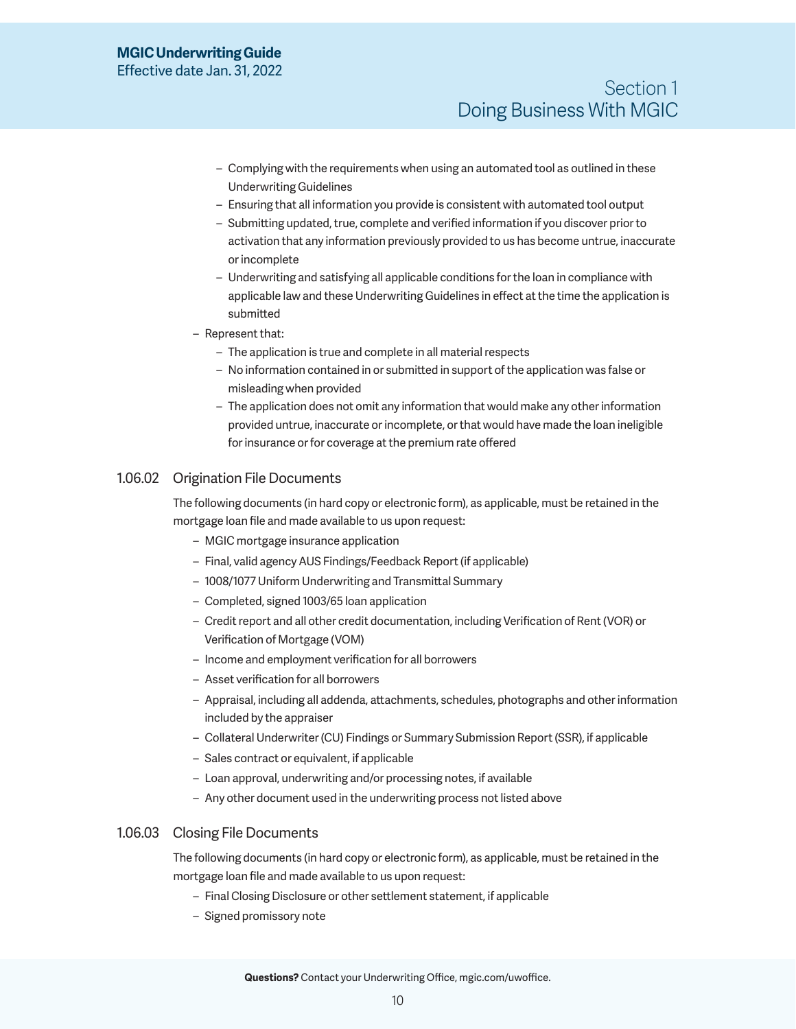- Complying with the requirements when using an automated tool as outlined in these Underwriting Guidelines
    - Ensuring that all information you provide is consistent with automated tool output
    - Submitting updated, true, complete and verified information if you discover prior to activation that any information previously provided to us has become untrue, inaccurate or incomplete
    - Underwriting and satisfying all applicable conditions for the loan in compliance with applicable law and these Underwriting Guidelines in effect at the time the application is submitted
- Represent that:
    - The application is true and complete in all material respects
    - No information contained in or submitted in support of the application was false or misleading when provided
    - The application does not omit any information that would make any other information provided untrue, inaccurate or incomplete, or that would have made the loan ineligible for insurance or for coverage at the premium rate offered

### 1.06.02 Origination File Documents

The following documents (in hard copy or electronic form), as applicable, must be retained in the mortgage loan file and made available to us upon request:

- MGIC mortgage insurance application
- Final, valid agency AUS Findings/Feedback Report (if applicable)
- 1008/1077 Uniform Underwriting and Transmittal Summary
- Completed, signed 1003/65 loan application
- Credit report and all other credit documentation, including Verification of Rent (VOR) or Verification of Mortgage (VOM)
- Income and employment verification for all borrowers
- Asset verification for all borrowers
- Appraisal, including all addenda, attachments, schedules, photographs and other information included by the appraiser
- Collateral Underwriter (CU) Findings or Summary Submission Report (SSR), if applicable
- Sales contract or equivalent, if applicable
- Loan approval, underwriting and/or processing notes, if available
- Any other document used in the underwriting process not listed above

### 1.06.03 Closing File Documents

The following documents (in hard copy or electronic form), as applicable, must be retained in the mortgage loan file and made available to us upon request:

- Final Closing Disclosure or other settlement statement, if applicable
- Signed promissory note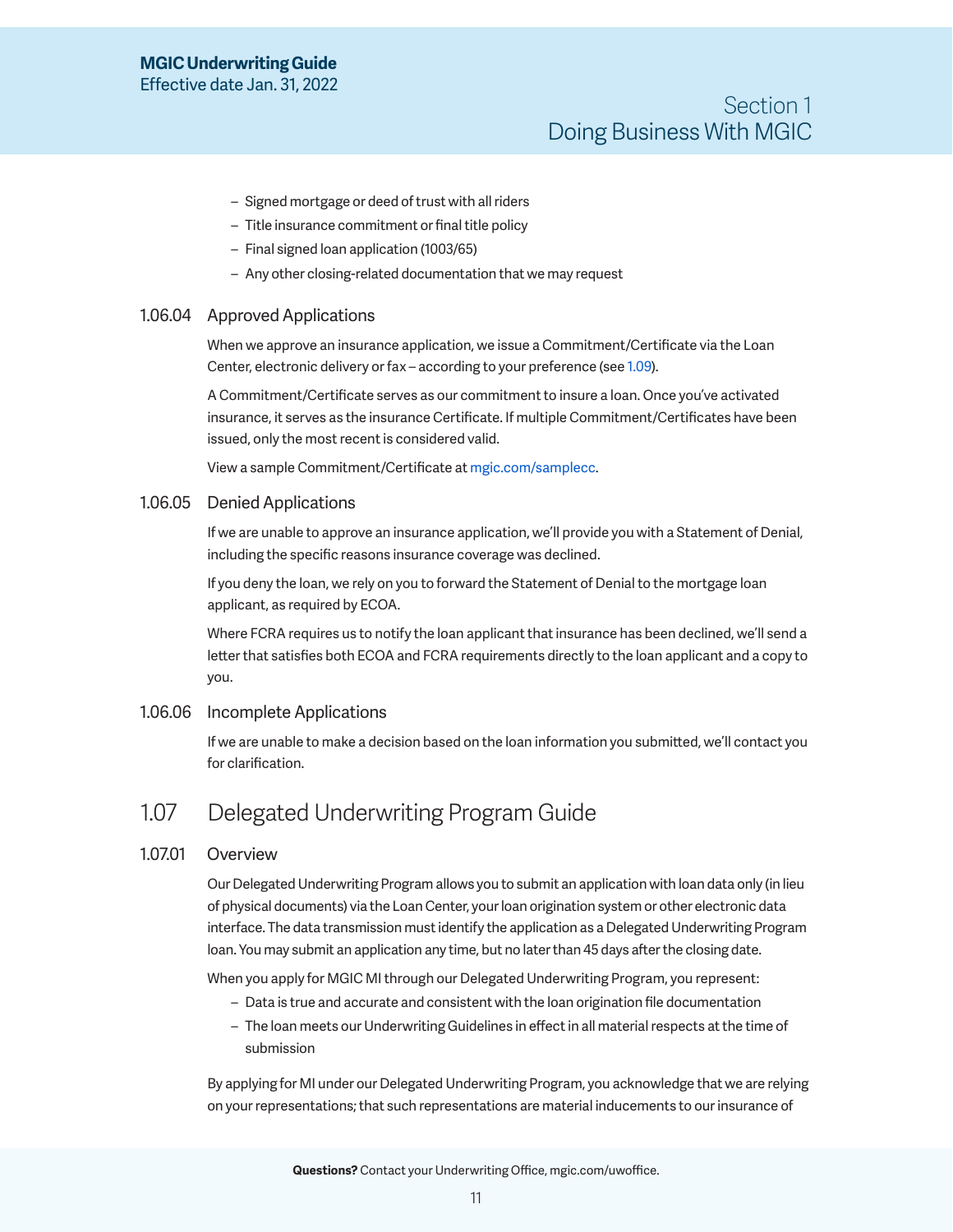- Signed mortgage or deed of trust with all riders
- Title insurance commitment or final title policy
- Final signed loan application (1003/65)
- Any other closing-related documentation that we may request

### 1.06.04 Approved Applications

When we approve an insurance application, we issue a Commitment/Certificate via the Loan Center, electronic delivery or fax – according to your preference (see 1.09).

A Commitment/Certificate serves as our commitment to insure a loan. Once you've activated insurance, it serves as the insurance Certificate. If multiple Commitment/Certificates have been issued, only the most recent is considered valid.

View a sample Commitment/Certificate at mgic.com/samplecc.

### 1.06.05 Denied Applications

If we are unable to approve an insurance application, we'll provide you with a Statement of Denial, including the specific reasons insurance coverage was declined.

If you deny the loan, we rely on you to forward the Statement of Denial to the mortgage loan applicant, as required by ECOA.

Where FCRA requires us to notify the loan applicant that insurance has been declined, we'll send a letter that satisfies both ECOA and FCRA requirements directly to the loan applicant and a copy to you.

### 1.06.06 Incomplete Applications

If we are unable to make a decision based on the loan information you submitted, we'll contact you for clarification.

## 1.07 Delegated Underwriting Program Guide

### 1.07.01 Overview

Our Delegated Underwriting Program allows you to submit an application with loan data only (in lieu of physical documents) via the Loan Center, your loan origination system or other electronic data interface. The data transmission must identify the application as a Delegated Underwriting Program loan. You may submit an application any time, but no later than 45 days after the closing date.

When you apply for MGIC MI through our Delegated Underwriting Program, you represent:

- Data is true and accurate and consistent with the loan origination file documentation
- The loan meets our Underwriting Guidelines in effect in all material respects at the time of submission

By applying for MI under our Delegated Underwriting Program, you acknowledge that we are relying on your representations; that such representations are material inducements to our insurance of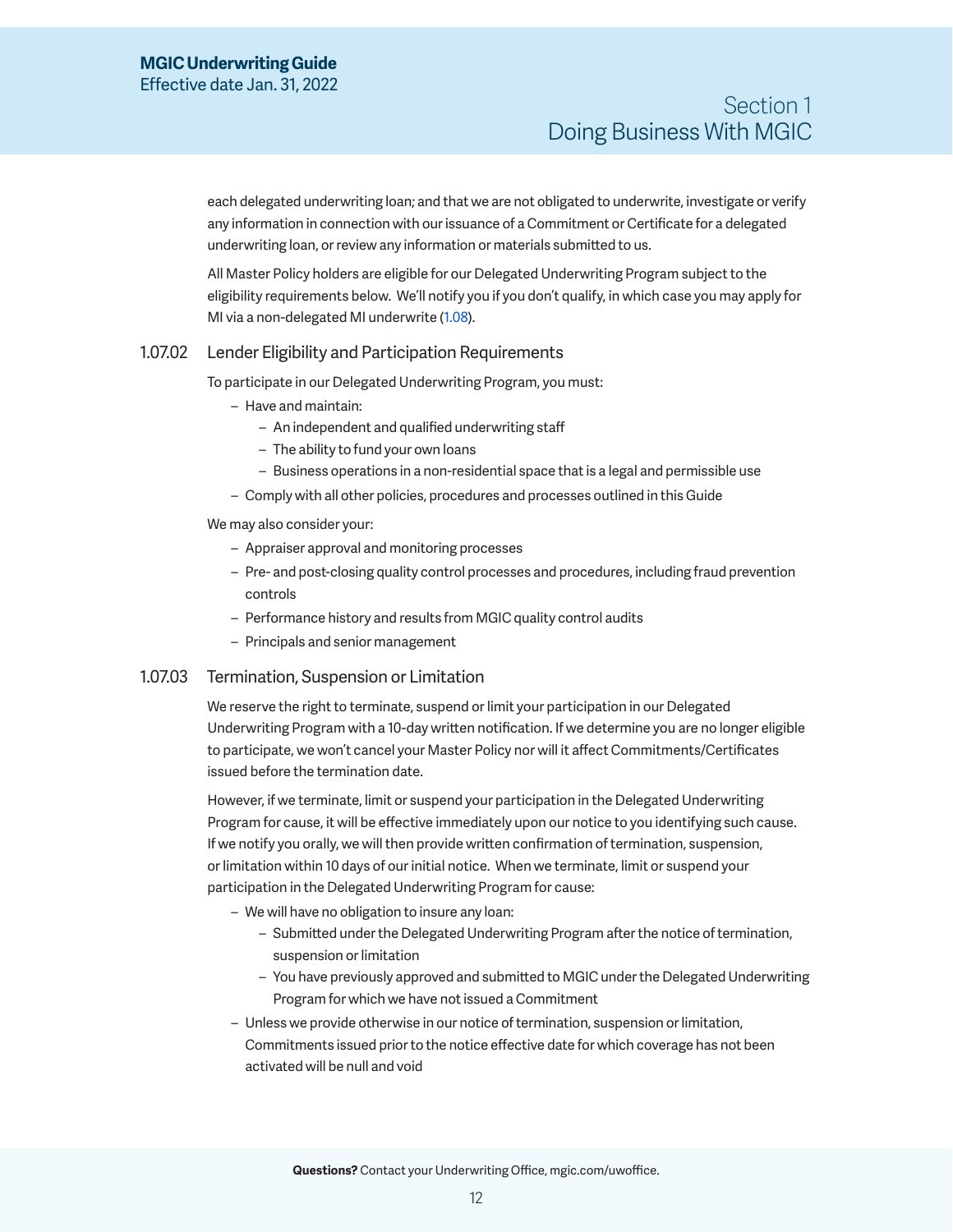each delegated underwriting loan; and that we are not obligated to underwrite, investigate or verify any information in connection with our issuance of a Commitment or Certificate for a delegated underwriting loan, or review any information or materials submitted to us.

All Master Policy holders are eligible for our Delegated Underwriting Program subject to the eligibility requirements below. We'll notify you if you don't qualify, in which case you may apply for MI via a non-delegated MI underwrite (1.08).

### 1.07.02 Lender Eligibility and Participation Requirements

To participate in our Delegated Underwriting Program, you must:

- Have and maintain:
  - An independent and qualified underwriting staff
  - The ability to fund your own loans
  - Business operations in a non-residential space that is a legal and permissible use
- Comply with all other policies, procedures and processes outlined in this Guide

We may also consider your:

- Appraiser approval and monitoring processes
- Pre- and post-closing quality control processes and procedures, including fraud prevention controls
- Performance history and results from MGIC quality control audits
- Principals and senior management

### 1.07.03 Termination, Suspension or Limitation

We reserve the right to terminate, suspend or limit your participation in our Delegated Underwriting Program with a 10-day written notification. If we determine you are no longer eligible to participate, we won't cancel your Master Policy nor will it affect Commitments/Certificates issued before the termination date.

However, if we terminate, limit or suspend your participation in the Delegated Underwriting Program for cause, it will be effective immediately upon our notice to you identifying such cause. If we notify you orally, we will then provide written confirmation of termination, suspension, or limitation within 10 days of our initial notice. When we terminate, limit or suspend your participation in the Delegated Underwriting Program for cause:

- We will have no obligation to insure any loan:
  - Submitted under the Delegated Underwriting Program after the notice of termination, suspension or limitation
  - You have previously approved and submitted to MGIC under the Delegated Underwriting Program for which we have not issued a Commitment
- Unless we provide otherwise in our notice of termination, suspension or limitation, Commitments issued prior to the notice effective date for which coverage has not been activated will be null and void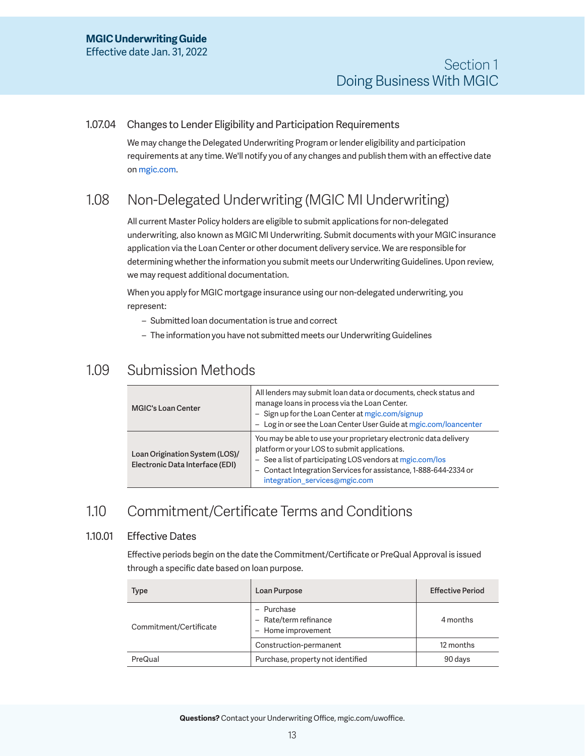### 1.07.04 Changes to Lender Eligibility and Participation Requirements

We may change the Delegated Underwriting Program or lender eligibility and participation requirements at any time. We'll notify you of any changes and publish them with an effective date on mgic.com.

## 1.08 Non-Delegated Underwriting (MGIC MI Underwriting)

All current Master Policy holders are eligible to submit applications for non-delegated underwriting, also known as MGIC MI Underwriting. Submit documents with your MGIC insurance application via the Loan Center or other document delivery service. We are responsible for determining whether the information you submit meets our Underwriting Guidelines. Upon review, we may request additional documentation.

When you apply for MGIC mortgage insurance using our non-delegated underwriting, you represent:

- Submitted loan documentation is true and correct
- The information you have not submitted meets our Underwriting Guidelines

## 1.09 Submission Methods

| | |
|---|---|
| **MGIC's Loan Center** | All lenders may submit loan data or documents, check status and manage loans in process via the Loan Center.<br>– Sign up for the Loan Center at mgic.com/signup<br>– Log in or see the Loan Center User Guide at mgic.com/loancenter |
| **Loan Origination System (LOS)/ Electronic Data Interface (EDI)** | You may be able to use your proprietary electronic data delivery platform or your LOS to submit applications.<br>– See a list of participating LOS vendors at mgic.com/los<br>– Contact Integration Services for assistance, 1-888-644-2334 or integration_services@mgic.com |

## 1.10 Commitment/Certificate Terms and Conditions

### 1.10.01 Effective Dates

Effective periods begin on the date the Commitment/Certificate or PreQual Approval is issued through a specific date based on loan purpose.

| Type | Loan Purpose | Effective Period |
|---|---|---|
| Commitment/Certificate | – Purchase<br>– Rate/term refinance<br>– Home improvement | 4 months |
| | Construction-permanent | 12 months |
| PreQual | Purchase, property not identified | 90 days |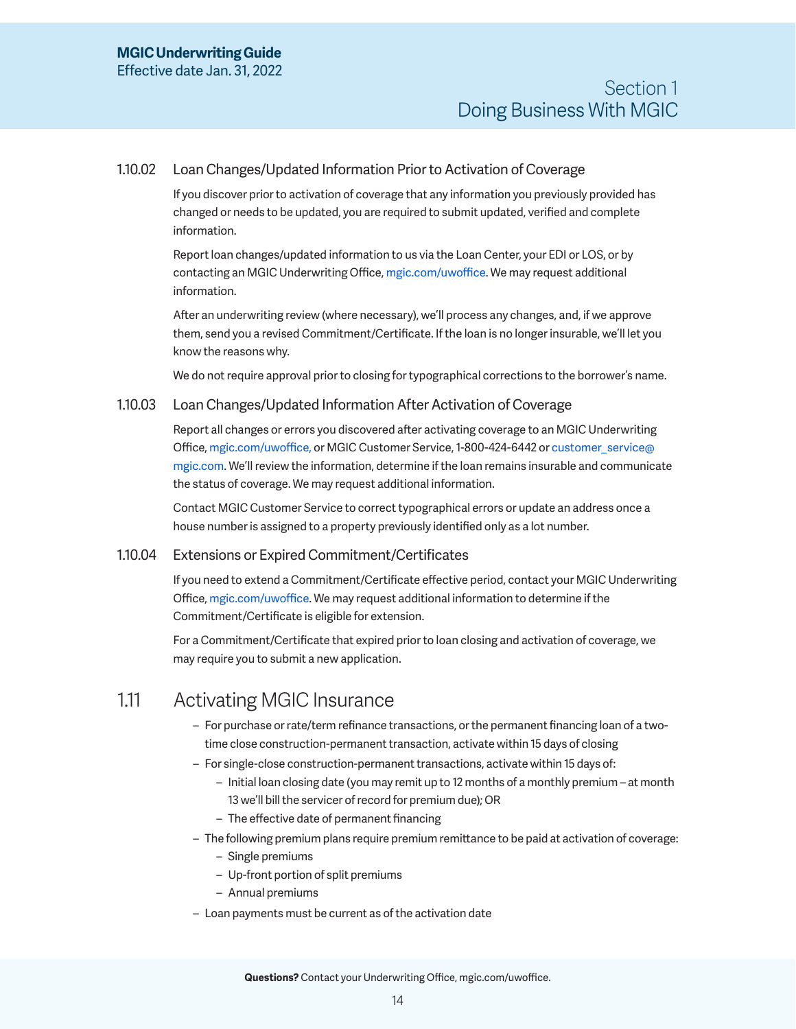### 1.10.02 Loan Changes/Updated Information Prior to Activation of Coverage

If you discover prior to activation of coverage that any information you previously provided has changed or needs to be updated, you are required to submit updated, verified and complete information.

Report loan changes/updated information to us via the Loan Center, your EDI or LOS, or by contacting an MGIC Underwriting Office, mgic.com/uwoffice. We may request additional information.

After an underwriting review (where necessary), we'll process any changes, and, if we approve them, send you a revised Commitment/Certificate. If the loan is no longer insurable, we'll let you know the reasons why.

We do not require approval prior to closing for typographical corrections to the borrower's name.

### 1.10.03 Loan Changes/Updated Information After Activation of Coverage

Report all changes or errors you discovered after activating coverage to an MGIC Underwriting Office, mgic.com/uwoffice, or MGIC Customer Service, 1-800-424-6442 or customer_service@mgic.com. We'll review the information, determine if the loan remains insurable and communicate the status of coverage. We may request additional information.

Contact MGIC Customer Service to correct typographical errors or update an address once a house number is assigned to a property previously identified only as a lot number.

### 1.10.04 Extensions or Expired Commitment/Certificates

If you need to extend a Commitment/Certificate effective period, contact your MGIC Underwriting Office, mgic.com/uwoffice. We may request additional information to determine if the Commitment/Certificate is eligible for extension.

For a Commitment/Certificate that expired prior to loan closing and activation of coverage, we may require you to submit a new application.

## 1.11 Activating MGIC Insurance

- For purchase or rate/term refinance transactions, or the permanent financing loan of a two-time close construction-permanent transaction, activate within 15 days of closing
- For single-close construction-permanent transactions, activate within 15 days of:
  - Initial loan closing date (you may remit up to 12 months of a monthly premium – at month 13 we'll bill the servicer of record for premium due); OR
  - The effective date of permanent financing
- The following premium plans require premium remittance to be paid at activation of coverage:
  - Single premiums
  - Up-front portion of split premiums
  - Annual premiums
- Loan payments must be current as of the activation date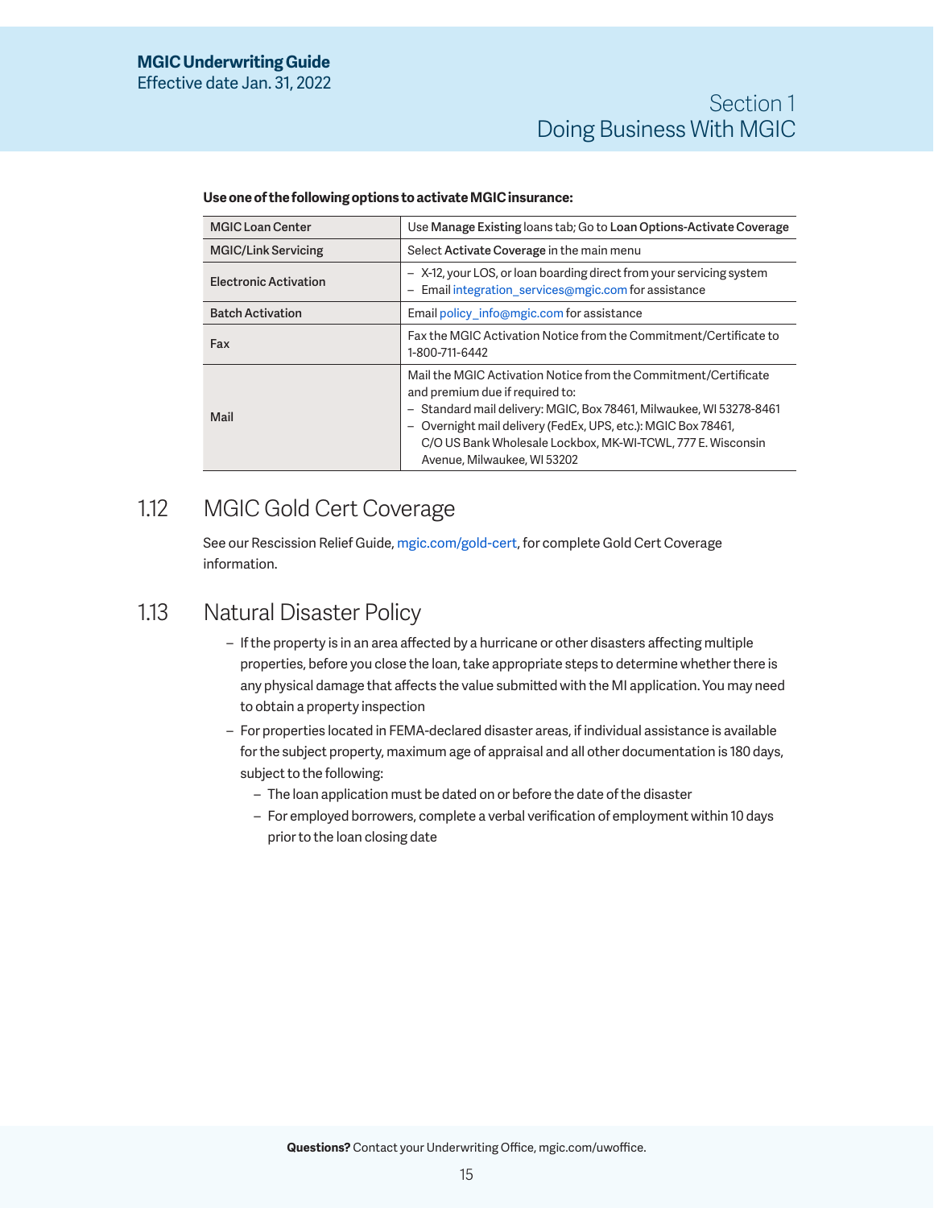**Use one of the following options to activate MGIC insurance:**

| | |
|---|---|
| MGIC Loan Center | Use **Manage Existing** loans tab; Go to **Loan Options-Activate Coverage** |
| MGIC/Link Servicing | Select **Activate Coverage** in the main menu |
| Electronic Activation | – X-12, your LOS, or loan boarding direct from your servicing system<br>– Email integration_services@mgic.com for assistance |
| Batch Activation | Email policy_info@mgic.com for assistance |
| Fax | Fax the MGIC Activation Notice from the Commitment/Certificate to 1-800-711-6442 |
| Mail | Mail the MGIC Activation Notice from the Commitment/Certificate and premium due if required to:<br>– Standard mail delivery: MGIC, Box 78461, Milwaukee, WI 53278-8461<br>– Overnight mail delivery (FedEx, UPS, etc.): MGIC Box 78461, C/O US Bank Wholesale Lockbox, MK-WI-TCWL, 777 E. Wisconsin Avenue, Milwaukee, WI 53202 |

## 1.12 MGIC Gold Cert Coverage

See our Rescission Relief Guide, mgic.com/gold-cert, for complete Gold Cert Coverage information.

## 1.13 Natural Disaster Policy

- If the property is in an area affected by a hurricane or other disasters affecting multiple properties, before you close the loan, take appropriate steps to determine whether there is any physical damage that affects the value submitted with the MI application. You may need to obtain a property inspection
- For properties located in FEMA-declared disaster areas, if individual assistance is available for the subject property, maximum age of appraisal and all other documentation is 180 days, subject to the following:
  - The loan application must be dated on or before the date of the disaster
  - For employed borrowers, complete a verbal verification of employment within 10 days prior to the loan closing date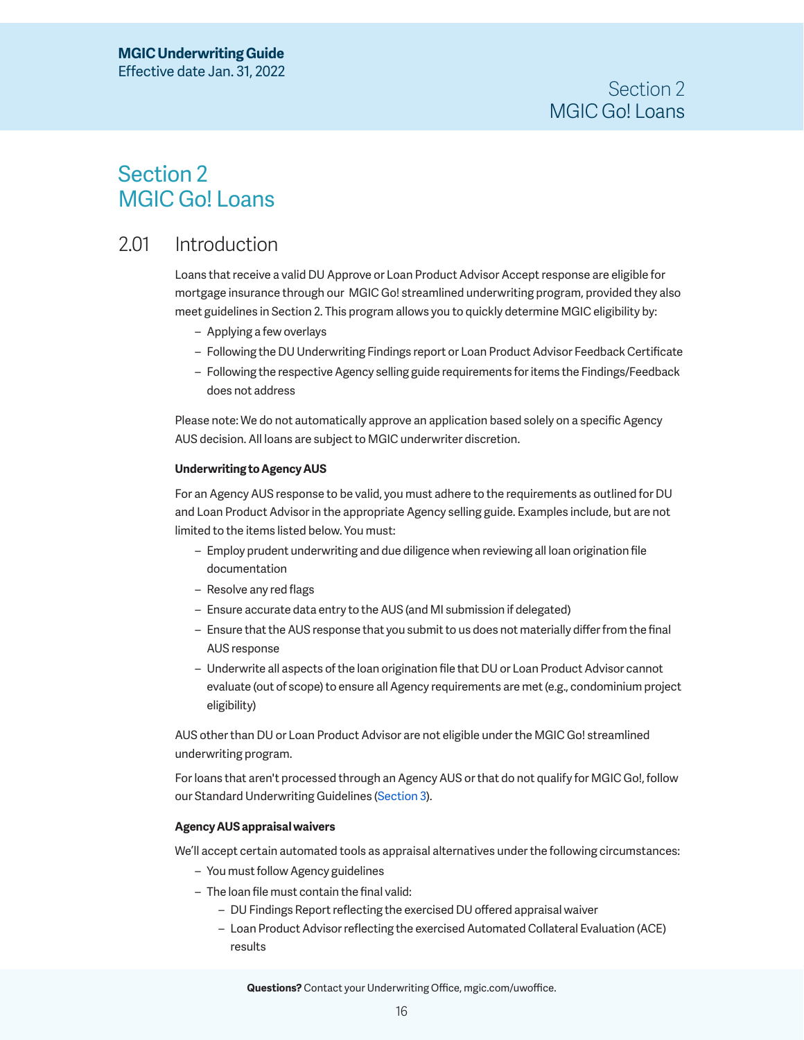# Section 2
# MGIC Go! Loans

## 2.01 Introduction

Loans that receive a valid DU Approve or Loan Product Advisor Accept response are eligible for mortgage insurance through our MGIC Go! streamlined underwriting program, provided they also meet guidelines in Section 2. This program allows you to quickly determine MGIC eligibility by:

- Applying a few overlays
- Following the DU Underwriting Findings report or Loan Product Advisor Feedback Certificate
- Following the respective Agency selling guide requirements for items the Findings/Feedback does not address

Please note: We do not automatically approve an application based solely on a specific Agency AUS decision. All loans are subject to MGIC underwriter discretion.

**Underwriting to Agency AUS**

For an Agency AUS response to be valid, you must adhere to the requirements as outlined for DU and Loan Product Advisor in the appropriate Agency selling guide. Examples include, but are not limited to the items listed below. You must:

- Employ prudent underwriting and due diligence when reviewing all loan origination file documentation
- Resolve any red flags
- Ensure accurate data entry to the AUS (and MI submission if delegated)
- Ensure that the AUS response that you submit to us does not materially differ from the final AUS response
- Underwrite all aspects of the loan origination file that DU or Loan Product Advisor cannot evaluate (out of scope) to ensure all Agency requirements are met (e.g., condominium project eligibility)

AUS other than DU or Loan Product Advisor are not eligible under the MGIC Go! streamlined underwriting program.

For loans that aren't processed through an Agency AUS or that do not qualify for MGIC Go!, follow our Standard Underwriting Guidelines (Section 3).

**Agency AUS appraisal waivers**

We'll accept certain automated tools as appraisal alternatives under the following circumstances:

- You must follow Agency guidelines
- The loan file must contain the final valid:
  - DU Findings Report reflecting the exercised DU offered appraisal waiver
  - Loan Product Advisor reflecting the exercised Automated Collateral Evaluation (ACE) results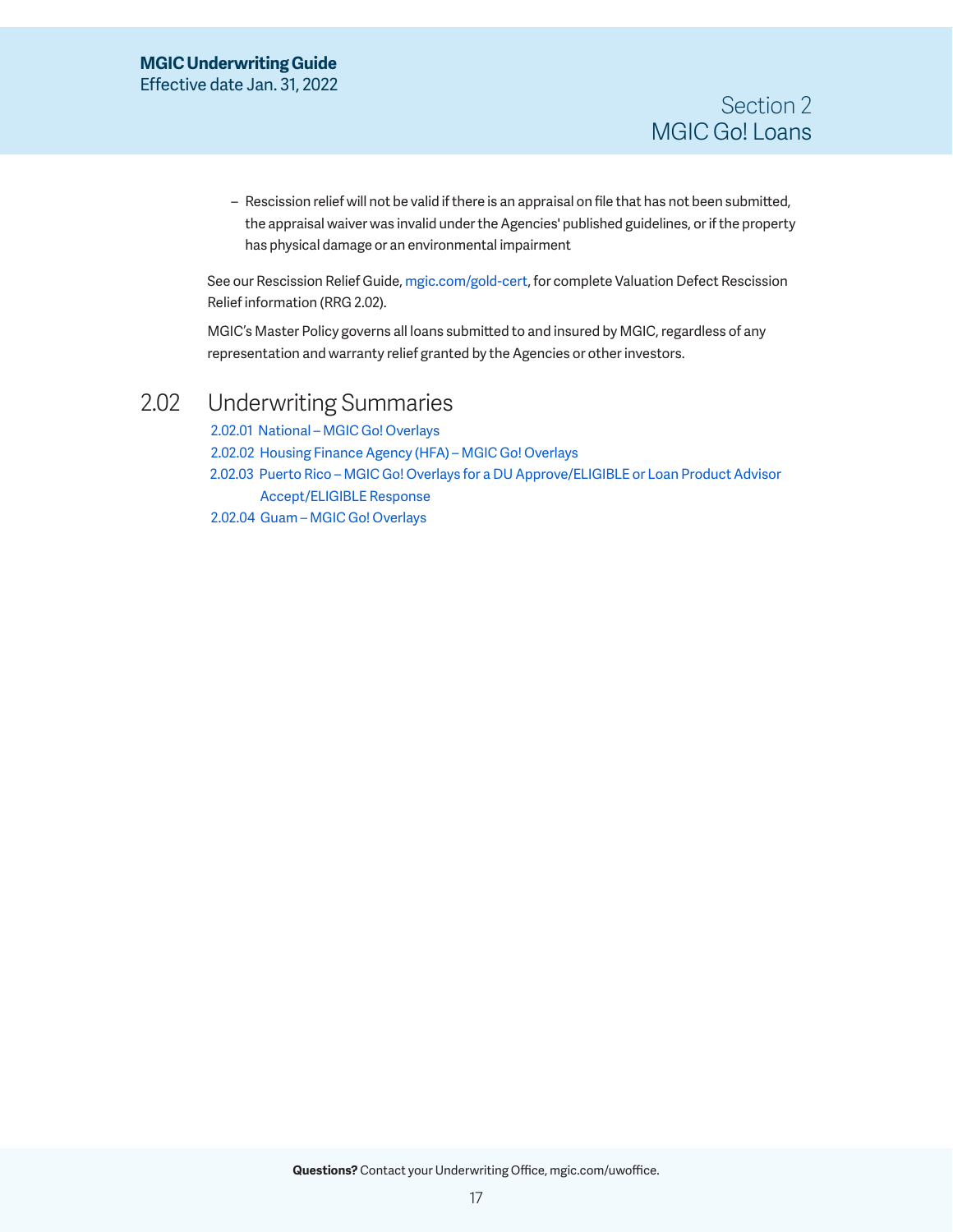- Rescission relief will not be valid if there is an appraisal on file that has not been submitted, the appraisal waiver was invalid under the Agencies' published guidelines, or if the property has physical damage or an environmental impairment

See our Rescission Relief Guide, mgic.com/gold-cert, for complete Valuation Defect Rescission Relief information (RRG 2.02).

MGIC's Master Policy governs all loans submitted to and insured by MGIC, regardless of any representation and warranty relief granted by the Agencies or other investors.

## 2.02 Underwriting Summaries

2.02.01 National – MGIC Go! Overlays

2.02.02 Housing Finance Agency (HFA) – MGIC Go! Overlays

2.02.03 Puerto Rico – MGIC Go! Overlays for a DU Approve/ELIGIBLE or Loan Product Advisor Accept/ELIGIBLE Response

2.02.04 Guam – MGIC Go! Overlays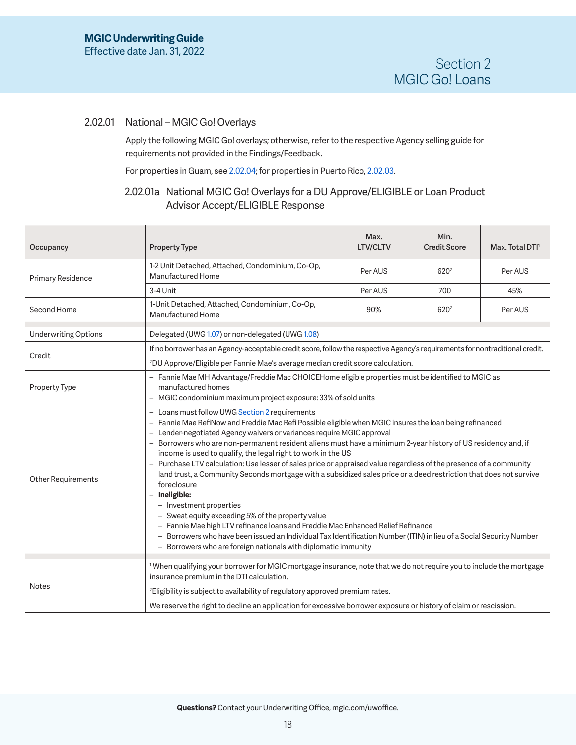## 2.02.01 National – MGIC Go! Overlays

Apply the following MGIC Go! overlays; otherwise, refer to the respective Agency selling guide for requirements not provided in the Findings/Feedback.

For properties in Guam, see 2.02.04; for properties in Puerto Rico, 2.02.03.

### 2.02.01a National MGIC Go! Overlays for a DU Approve/ELIGIBLE or Loan Product Advisor Accept/ELIGIBLE Response

| Occupancy | Property Type | Max. LTV/CLTV | Min. Credit Score | Max. Total DTI[1] |
|---|---|---|---|---|
| Primary Residence | 1-2 Unit Detached, Attached, Condominium, Co-Op, Manufactured Home | Per AUS | 620[2] | Per AUS |
| | 3-4 Unit | Per AUS | 700 | 45% |
| Second Home | 1-Unit Detached, Attached, Condominium, Co-Op, Manufactured Home | 90% | 620[2] | Per AUS |
| Underwriting Options | Delegated (UWG 1.07) or non-delegated (UWG 1.08) | | | |
| Credit | If no borrower has an Agency-acceptable credit score, follow the respective Agency's requirements for nontraditional credit.<br>[2]DU Approve/Eligible per Fannie Mae's average median credit score calculation. | | | |
| Property Type | – Fannie Mae MH Advantage/Freddie Mac CHOICEHome eligible properties must be identified to MGIC as manufactured homes<br>– MGIC condominium maximum project exposure: 33% of sold units | | | |
| Other Requirements | – Loans must follow UWG Section 2 requirements<br>– Fannie Mae RefiNow and Freddie Mac Refi Possible eligible when MGIC insures the loan being refinanced<br>– Lender-negotiated Agency waivers or variances require MGIC approval<br>– Borrowers who are non-permanent resident aliens must have a minimum 2-year history of US residency and, if income is used to qualify, the legal right to work in the US<br>– Purchase LTV calculation: Use lesser of sales price or appraised value regardless of the presence of a community land trust, a Community Seconds mortgage with a subsidized sales price or a deed restriction that does not survive foreclosure<br>– **Ineligible:**<br>&nbsp;&nbsp;– Investment properties<br>&nbsp;&nbsp;– Sweat equity exceeding 5% of the property value<br>&nbsp;&nbsp;– Fannie Mae high LTV refinance loans and Freddie Mac Enhanced Relief Refinance<br>&nbsp;&nbsp;– Borrowers who have been issued an Individual Tax Identification Number (ITIN) in lieu of a Social Security Number<br>&nbsp;&nbsp;– Borrowers who are foreign nationals with diplomatic immunity | | | |
| Notes | [1] When qualifying your borrower for MGIC mortgage insurance, note that we do not require you to include the mortgage insurance premium in the DTI calculation.<br>[2]Eligibility is subject to availability of regulatory approved premium rates.<br>We reserve the right to decline an application for excessive borrower exposure or history of claim or rescission. | | | |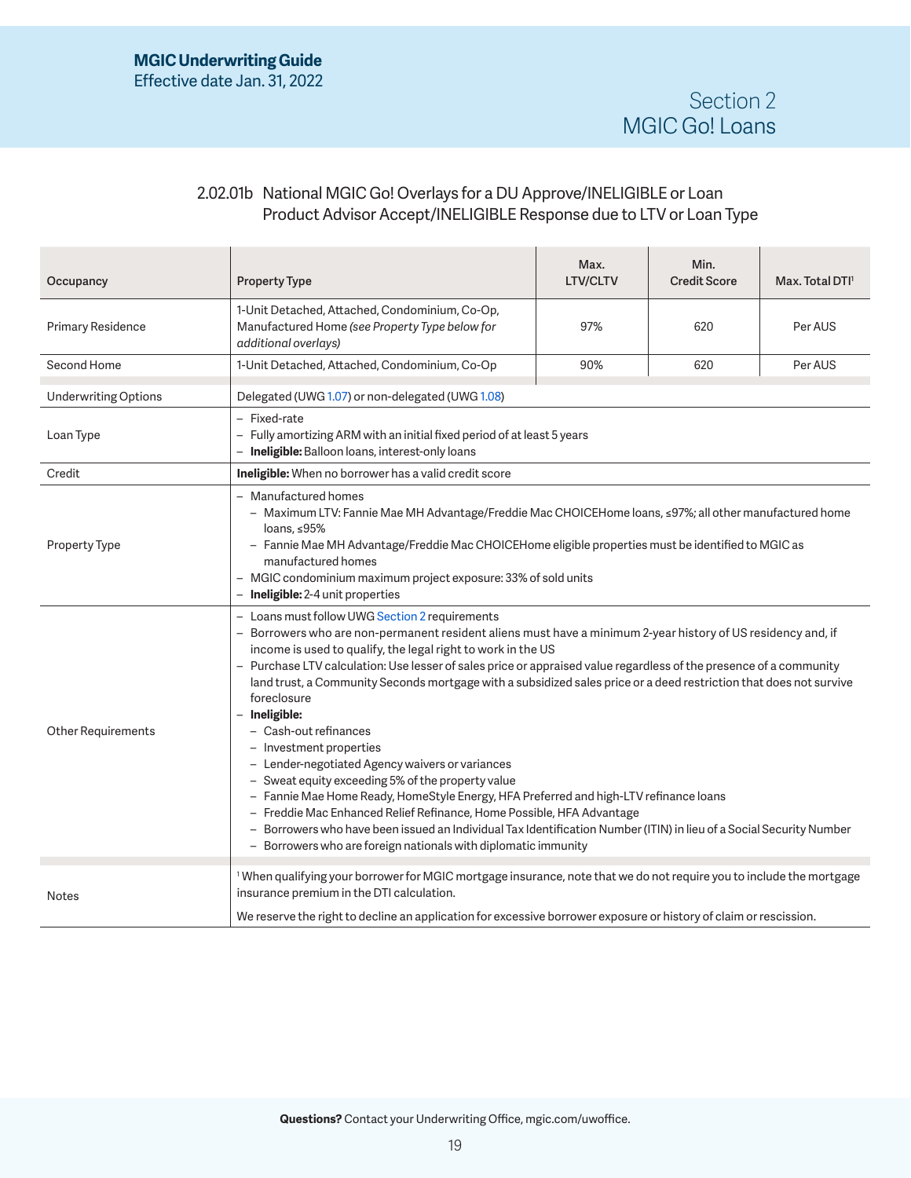## 2.02.01b National MGIC Go! Overlays for a DU Approve/INELIGIBLE or Loan Product Advisor Accept/INELIGIBLE Response due to LTV or Loan Type

| Occupancy | Property Type | Max. LTV/CLTV | Min. Credit Score | Max. Total DTI[1] |
|---|---|---|---|---|
| Primary Residence | 1-Unit Detached, Attached, Condominium, Co-Op, Manufactured Home *(see Property Type below for additional overlays)* | 97% | 620 | Per AUS |
| Second Home | 1-Unit Detached, Attached, Condominium, Co-Op | 90% | 620 | Per AUS |

| | |
|---|---|
| Underwriting Options | Delegated (UWG 1.07) or non-delegated (UWG 1.08) |
| Loan Type | – Fixed-rate<br>– Fully amortizing ARM with an initial fixed period of at least 5 years<br>– **Ineligible:** Balloon loans, interest-only loans |
| Credit | **Ineligible:** When no borrower has a valid credit score |
| Property Type | – Manufactured homes<br>  – Maximum LTV: Fannie Mae MH Advantage/Freddie Mac CHOICEHome loans, ≤97%; all other manufactured home loans, ≤95%<br>  – Fannie Mae MH Advantage/Freddie Mac CHOICEHome eligible properties must be identified to MGIC as manufactured homes<br>– MGIC condominium maximum project exposure: 33% of sold units<br>– **Ineligible:** 2-4 unit properties |
| Other Requirements | – Loans must follow UWG Section 2 requirements<br>– Borrowers who are non-permanent resident aliens must have a minimum 2-year history of US residency and, if income is used to qualify, the legal right to work in the US<br>– Purchase LTV calculation: Use lesser of sales price or appraised value regardless of the presence of a community land trust, a Community Seconds mortgage with a subsidized sales price or a deed restriction that does not survive foreclosure<br>– **Ineligible:**<br>  – Cash-out refinances<br>  – Investment properties<br>  – Lender-negotiated Agency waivers or variances<br>  – Sweat equity exceeding 5% of the property value<br>  – Fannie Mae Home Ready, HomeStyle Energy, HFA Preferred and high-LTV refinance loans<br>  – Freddie Mac Enhanced Relief Refinance, Home Possible, HFA Advantage<br>  – Borrowers who have been issued an Individual Tax Identification Number (ITIN) in lieu of a Social Security Number<br>  – Borrowers who are foreign nationals with diplomatic immunity |
| Notes | [1] When qualifying your borrower for MGIC mortgage insurance, note that we do not require you to include the mortgage insurance premium in the DTI calculation.<br><br>We reserve the right to decline an application for excessive borrower exposure or history of claim or rescission. |

**Questions?** Contact your Underwriting Office, mgic.com/uwoffice.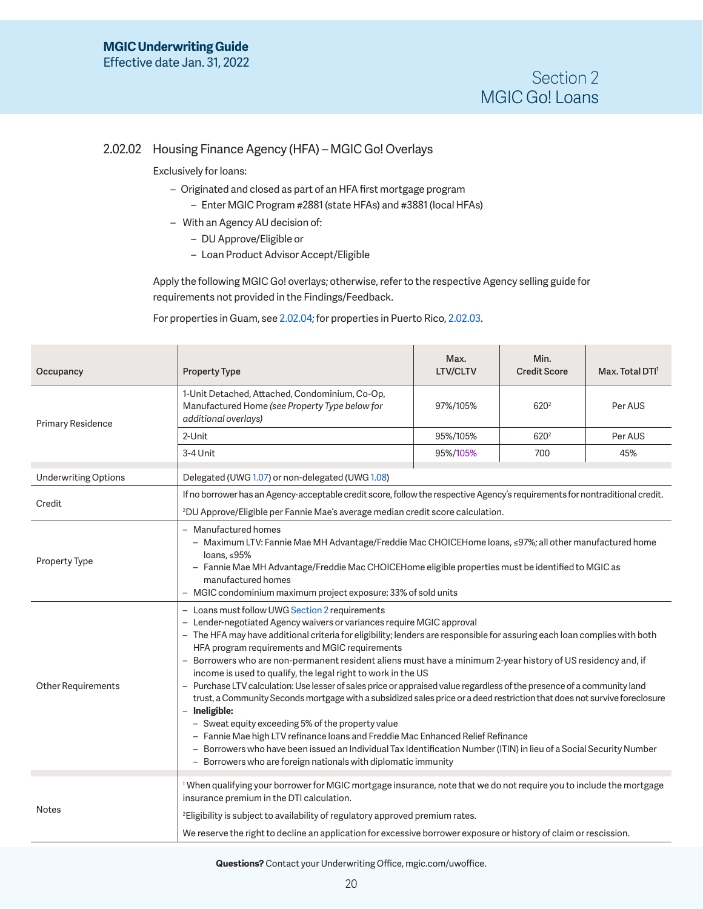## 2.02.02 Housing Finance Agency (HFA) – MGIC Go! Overlays

Exclusively for loans:

- Originated and closed as part of an HFA first mortgage program
  - Enter MGIC Program #2881 (state HFAs) and #3881 (local HFAs)
- With an Agency AU decision of:
  - DU Approve/Eligible or
  - Loan Product Advisor Accept/Eligible

Apply the following MGIC Go! overlays; otherwise, refer to the respective Agency selling guide for requirements not provided in the Findings/Feedback.

For properties in Guam, see 2.02.04; for properties in Puerto Rico, 2.02.03.

| Occupancy | Property Type | Max. LTV/CLTV | Min. Credit Score | Max. Total DTI[1] |
|---|---|---|---|---|
| Primary Residence | 1-Unit Detached, Attached, Condominium, Co-Op, Manufactured Home *(see Property Type below for additional overlays)* | 97%/105% | 620[2] | Per AUS |
| | 2-Unit | 95%/105% | 620[2] | Per AUS |
| | 3-4 Unit | 95%/105% | 700 | 45% |

| | |
|---|---|
| Underwriting Options | Delegated (UWG 1.07) or non-delegated (UWG 1.08) |
| Credit | If no borrower has an Agency-acceptable credit score, follow the respective Agency's requirements for nontraditional credit.<br><br>[2]DU Approve/Eligible per Fannie Mae's average median credit score calculation. |
| Property Type | – Manufactured homes<br>  – Maximum LTV: Fannie Mae MH Advantage/Freddie Mac CHOICEHome loans, ≤97%; all other manufactured home loans, ≤95%<br>  – Fannie Mae MH Advantage/Freddie Mac CHOICEHome eligible properties must be identified to MGIC as manufactured homes<br>– MGIC condominium maximum project exposure: 33% of sold units |
| Other Requirements | – Loans must follow UWG Section 2 requirements<br>– Lender-negotiated Agency waivers or variances require MGIC approval<br>– The HFA may have additional criteria for eligibility; lenders are responsible for assuring each loan complies with both HFA program requirements and MGIC requirements<br>– Borrowers who are non-permanent resident aliens must have a minimum 2-year history of US residency and, if income is used to qualify, the legal right to work in the US<br>– Purchase LTV calculation: Use lesser of sales price or appraised value regardless of the presence of a community land trust, a Community Seconds mortgage with a subsidized sales price or a deed restriction that does not survive foreclosure<br>– **Ineligible:**<br>  – Sweat equity exceeding 5% of the property value<br>  – Fannie Mae high LTV refinance loans and Freddie Mac Enhanced Relief Refinance<br>  – Borrowers who have been issued an Individual Tax Identification Number (ITIN) in lieu of a Social Security Number<br>  – Borrowers who are foreign nationals with diplomatic immunity |
| Notes | [1] When qualifying your borrower for MGIC mortgage insurance, note that we do not require you to include the mortgage insurance premium in the DTI calculation.<br><br>[2]Eligibility is subject to availability of regulatory approved premium rates.<br><br>We reserve the right to decline an application for excessive borrower exposure or history of claim or rescission. |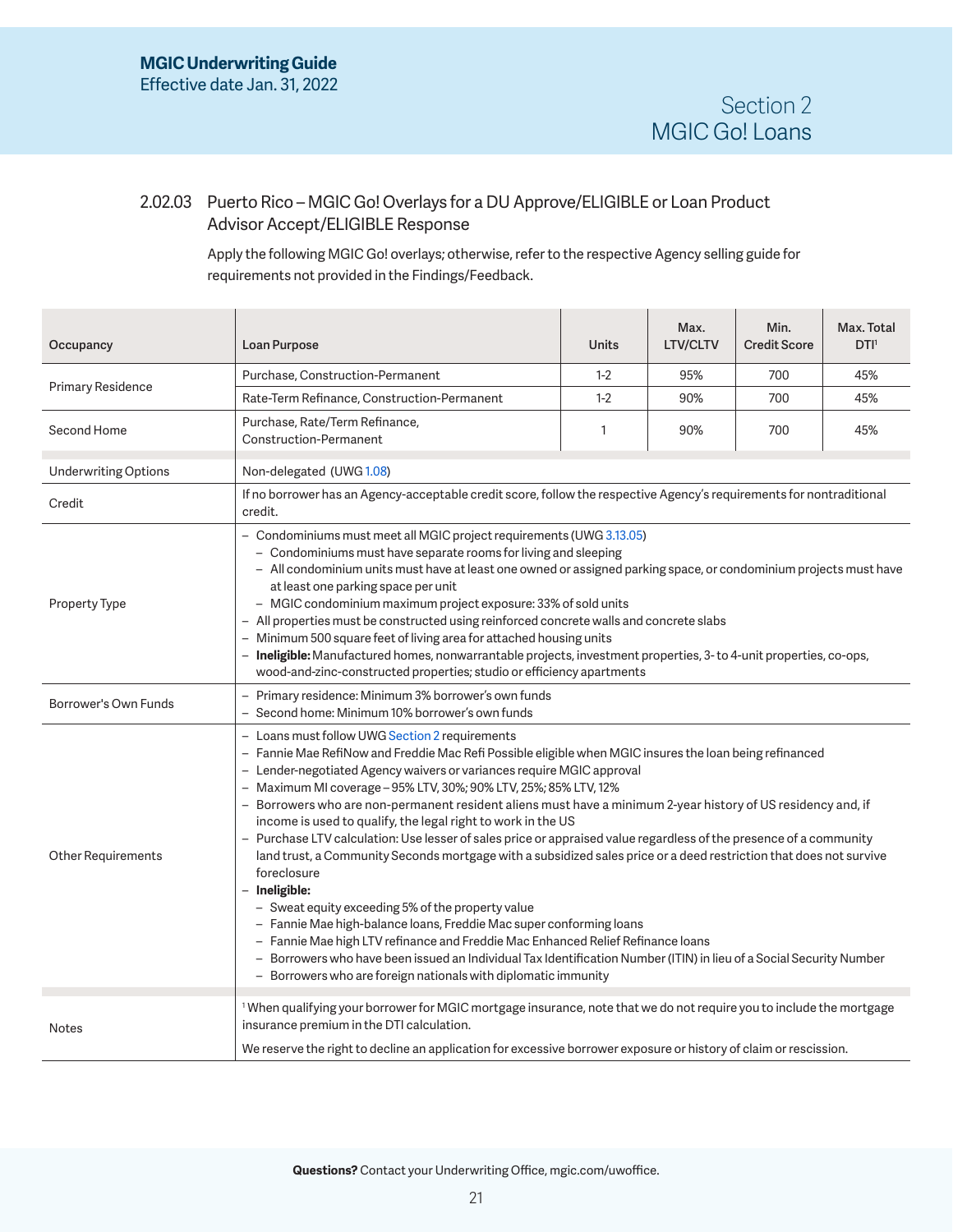## 2.02.03 Puerto Rico – MGIC Go! Overlays for a DU Approve/ELIGIBLE or Loan Product Advisor Accept/ELIGIBLE Response

Apply the following MGIC Go! overlays; otherwise, refer to the respective Agency selling guide for requirements not provided in the Findings/Feedback.

| Occupancy | Loan Purpose | Units | Max. LTV/CLTV | Min. Credit Score | Max. Total DTI[1] |
|---|---|---|---|---|---|
| Primary Residence | Purchase, Construction-Permanent | 1-2 | 95% | 700 | 45% |
| | Rate-Term Refinance, Construction-Permanent | 1-2 | 90% | 700 | 45% |
| Second Home | Purchase, Rate/Term Refinance, Construction-Permanent | 1 | 90% | 700 | 45% |

| | |
|---|---|
| Underwriting Options | Non-delegated (UWG 1.08) |
| Credit | If no borrower has an Agency-acceptable credit score, follow the respective Agency's requirements for nontraditional credit. |
| Property Type | – Condominiums must meet all MGIC project requirements (UWG 3.13.05)<br>  – Condominiums must have separate rooms for living and sleeping<br>  – All condominium units must have at least one owned or assigned parking space, or condominium projects must have at least one parking space per unit<br>  – MGIC condominium maximum project exposure: 33% of sold units<br>– All properties must be constructed using reinforced concrete walls and concrete slabs<br>– Minimum 500 square feet of living area for attached housing units<br>– **Ineligible:** Manufactured homes, nonwarrantable projects, investment properties, 3- to 4-unit properties, co-ops, wood-and-zinc-constructed properties; studio or efficiency apartments |
| Borrower's Own Funds | – Primary residence: Minimum 3% borrower's own funds<br>– Second home: Minimum 10% borrower's own funds |
| Other Requirements | – Loans must follow UWG Section 2 requirements<br>– Fannie Mae RefiNow and Freddie Mac Refi Possible eligible when MGIC insures the loan being refinanced<br>– Lender-negotiated Agency waivers or variances require MGIC approval<br>– Maximum MI coverage – 95% LTV, 30%; 90% LTV, 25%; 85% LTV, 12%<br>– Borrowers who are non-permanent resident aliens must have a minimum 2-year history of US residency and, if income is used to qualify, the legal right to work in the US<br>– Purchase LTV calculation: Use lesser of sales price or appraised value regardless of the presence of a community land trust, a Community Seconds mortgage with a subsidized sales price or a deed restriction that does not survive foreclosure<br>– **Ineligible:**<br>  – Sweat equity exceeding 5% of the property value<br>  – Fannie Mae high-balance loans, Freddie Mac super conforming loans<br>  – Fannie Mae high LTV refinance and Freddie Mac Enhanced Relief Refinance loans<br>  – Borrowers who have been issued an Individual Tax Identification Number (ITIN) in lieu of a Social Security Number<br>  – Borrowers who are foreign nationals with diplomatic immunity |
| Notes | [1] When qualifying your borrower for MGIC mortgage insurance, note that we do not require you to include the mortgage insurance premium in the DTI calculation.<br><br>We reserve the right to decline an application for excessive borrower exposure or history of claim or rescission. |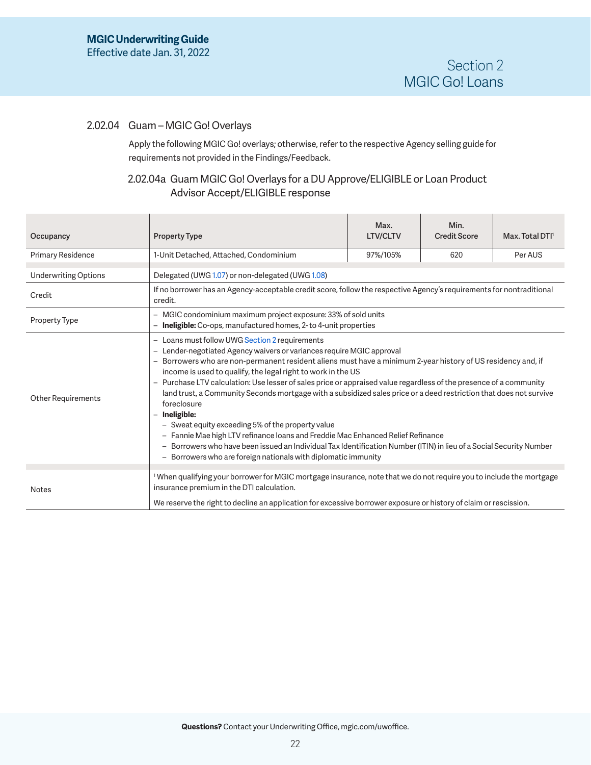## 2.02.04 Guam – MGIC Go! Overlays

Apply the following MGIC Go! overlays; otherwise, refer to the respective Agency selling guide for requirements not provided in the Findings/Feedback.

### 2.02.04a Guam MGIC Go! Overlays for a DU Approve/ELIGIBLE or Loan Product Advisor Accept/ELIGIBLE response

| Occupancy | Property Type | Max. LTV/CLTV | Min. Credit Score | Max. Total DTI[1] |
|---|---|---|---|---|
| Primary Residence | 1-Unit Detached, Attached, Condominium | 97%/105% | 620 | Per AUS |
| Underwriting Options | Delegated (UWG 1.07) or non-delegated (UWG 1.08) | | | |
| Credit | If no borrower has an Agency-acceptable credit score, follow the respective Agency's requirements for nontraditional credit. | | | |
| Property Type | – MGIC condominium maximum project exposure: 33% of sold units<br>– **Ineligible:** Co-ops, manufactured homes, 2- to 4-unit properties | | | |
| Other Requirements | – Loans must follow UWG Section 2 requirements<br>– Lender-negotiated Agency waivers or variances require MGIC approval<br>– Borrowers who are non-permanent resident aliens must have a minimum 2-year history of US residency and, if income is used to qualify, the legal right to work in the US<br>– Purchase LTV calculation: Use lesser of sales price or appraised value regardless of the presence of a community land trust, a Community Seconds mortgage with a subsidized sales price or a deed restriction that does not survive foreclosure<br>– **Ineligible:**<br>&nbsp;&nbsp;– Sweat equity exceeding 5% of the property value<br>&nbsp;&nbsp;– Fannie Mae high LTV refinance loans and Freddie Mac Enhanced Relief Refinance<br>&nbsp;&nbsp;– Borrowers who have been issued an Individual Tax Identification Number (ITIN) in lieu of a Social Security Number<br>&nbsp;&nbsp;– Borrowers who are foreign nationals with diplomatic immunity | | | |
| Notes | [1] When qualifying your borrower for MGIC mortgage insurance, note that we do not require you to include the mortgage insurance premium in the DTI calculation.<br>We reserve the right to decline an application for excessive borrower exposure or history of claim or rescission. | | | |

**Questions?** Contact your Underwriting Office, mgic.com/uwoffice.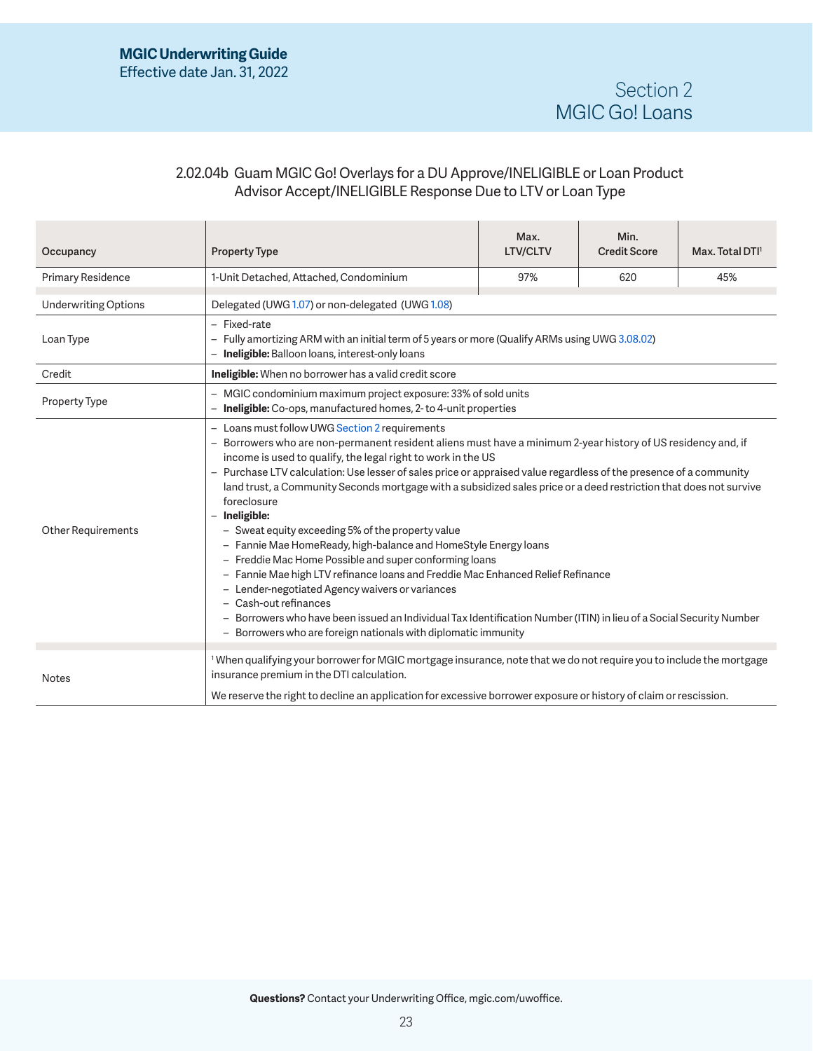## 2.02.04b Guam MGIC Go! Overlays for a DU Approve/INELIGIBLE or Loan Product Advisor Accept/INELIGIBLE Response Due to LTV or Loan Type

| Occupancy | Property Type | Max. LTV/CLTV | Min. Credit Score | Max. Total DTI[1] |
|---|---|---|---|---|
| Primary Residence | 1-Unit Detached, Attached, Condominium | 97% | 620 | 45% |
| Underwriting Options | Delegated (UWG 1.07) or non-delegated (UWG 1.08) | | | |
| Loan Type | – Fixed-rate<br>– Fully amortizing ARM with an initial term of 5 years or more (Qualify ARMs using UWG 3.08.02)<br>– **Ineligible:** Balloon loans, interest-only loans | | | |
| Credit | **Ineligible:** When no borrower has a valid credit score | | | |
| Property Type | – MGIC condominium maximum project exposure: 33% of sold units<br>– **Ineligible:** Co-ops, manufactured homes, 2- to 4-unit properties | | | |
| Other Requirements | – Loans must follow UWG Section 2 requirements<br>– Borrowers who are non-permanent resident aliens must have a minimum 2-year history of US residency and, if income is used to qualify, the legal right to work in the US<br>– Purchase LTV calculation: Use lesser of sales price or appraised value regardless of the presence of a community land trust, a Community Seconds mortgage with a subsidized sales price or a deed restriction that does not survive foreclosure<br>– **Ineligible:**<br>&nbsp;&nbsp;– Sweat equity exceeding 5% of the property value<br>&nbsp;&nbsp;– Fannie Mae HomeReady, high-balance and HomeStyle Energy loans<br>&nbsp;&nbsp;– Freddie Mac Home Possible and super conforming loans<br>&nbsp;&nbsp;– Fannie Mae high LTV refinance loans and Freddie Mac Enhanced Relief Refinance<br>&nbsp;&nbsp;– Lender-negotiated Agency waivers or variances<br>&nbsp;&nbsp;– Cash-out refinances<br>&nbsp;&nbsp;– Borrowers who have been issued an Individual Tax Identification Number (ITIN) in lieu of a Social Security Number<br>&nbsp;&nbsp;– Borrowers who are foreign nationals with diplomatic immunity | | | |
| Notes | [1] When qualifying your borrower for MGIC mortgage insurance, note that we do not require you to include the mortgage insurance premium in the DTI calculation.<br><br>We reserve the right to decline an application for excessive borrower exposure or history of claim or rescission. | | | |

**Questions?** Contact your Underwriting Office, mgic.com/uwoffice.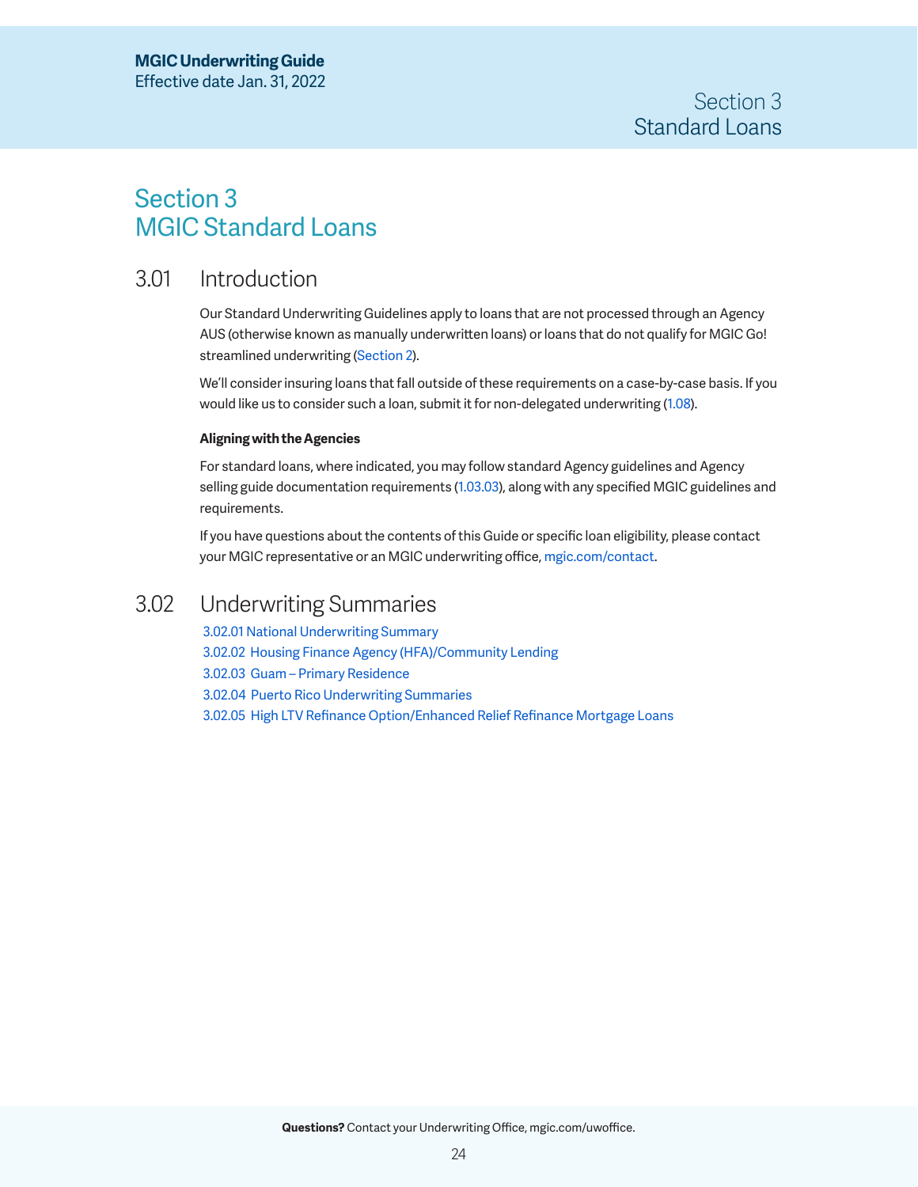# Section 3 MGIC Standard Loans

## 3.01 Introduction

Our Standard Underwriting Guidelines apply to loans that are not processed through an Agency AUS (otherwise known as manually underwritten loans) or loans that do not qualify for MGIC Go! streamlined underwriting (Section 2).

We'll consider insuring loans that fall outside of these requirements on a case-by-case basis. If you would like us to consider such a loan, submit it for non-delegated underwriting (1.08).

**Aligning with the Agencies**

For standard loans, where indicated, you may follow standard Agency guidelines and Agency selling guide documentation requirements (1.03.03), along with any specified MGIC guidelines and requirements.

If you have questions about the contents of this Guide or specific loan eligibility, please contact your MGIC representative or an MGIC underwriting office, mgic.com/contact.

## 3.02 Underwriting Summaries

3.02.01 National Underwriting Summary
3.02.02 Housing Finance Agency (HFA)/Community Lending
3.02.03 Guam – Primary Residence
3.02.04 Puerto Rico Underwriting Summaries
3.02.05 High LTV Refinance Option/Enhanced Relief Refinance Mortgage Loans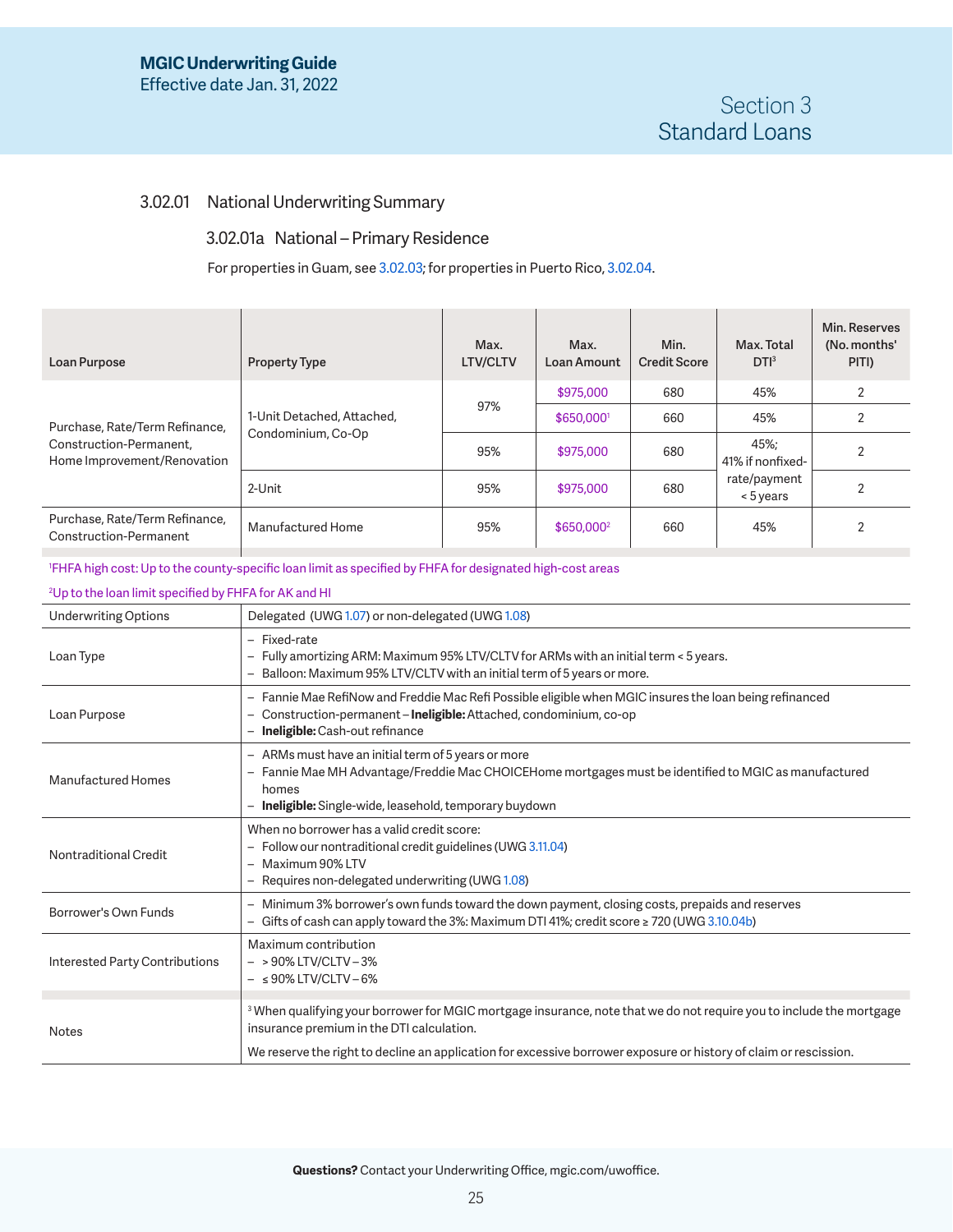## 3.02.01 National Underwriting Summary

### 3.02.01a National – Primary Residence

For properties in Guam, see 3.02.03; for properties in Puerto Rico, 3.02.04.

| Loan Purpose | Property Type | Max. LTV/CLTV | Max. Loan Amount | Min. Credit Score | Max. Total DTI[3] | Min. Reserves (No. months' PITI) |
|---|---|---|---|---|---|---|
| Purchase, Rate/Term Refinance, Construction-Permanent, Home Improvement/Renovation | 1-Unit Detached, Attached, Condominium, Co-Op | 97% | $975,000 | 680 | 45% | 2 |
| | | | $650,000[1] | 660 | 45% | 2 |
| | | 95% | $975,000 | 680 | 45%; 41% if nonfixed-rate/payment < 5 years | 2 |
| | 2-Unit | 95% | $975,000 | 680 | | 2 |
| Purchase, Rate/Term Refinance, Construction-Permanent | Manufactured Home | 95% | $650,000[2] | 660 | 45% | 2 |

[1]FHFA high cost: Up to the county-specific loan limit as specified by FHFA for designated high-cost areas

[2]Up to the loan limit specified by FHFA for AK and HI

| | |
|---|---|
| Underwriting Options | Delegated (UWG 1.07) or non-delegated (UWG 1.08) |
| Loan Type | – Fixed-rate<br>– Fully amortizing ARM: Maximum 95% LTV/CLTV for ARMs with an initial term < 5 years.<br>– Balloon: Maximum 95% LTV/CLTV with an initial term of 5 years or more. |
| Loan Purpose | – Fannie Mae RefiNow and Freddie Mac Refi Possible eligible when MGIC insures the loan being refinanced<br>– Construction-permanent – **Ineligible:** Attached, condominium, co-op<br>– **Ineligible:** Cash-out refinance |
| Manufactured Homes | – ARMs must have an initial term of 5 years or more<br>– Fannie Mae MH Advantage/Freddie Mac CHOICEHome mortgages must be identified to MGIC as manufactured homes<br>– **Ineligible:** Single-wide, leasehold, temporary buydown |
| Nontraditional Credit | When no borrower has a valid credit score:<br>– Follow our nontraditional credit guidelines (UWG 3.11.04)<br>– Maximum 90% LTV<br>– Requires non-delegated underwriting (UWG 1.08) |
| Borrower's Own Funds | – Minimum 3% borrower's own funds toward the down payment, closing costs, prepaids and reserves<br>– Gifts of cash can apply toward the 3%: Maximum DTI 41%; credit score ≥ 720 (UWG 3.10.04b) |
| Interested Party Contributions | Maximum contribution<br>– > 90% LTV/CLTV – 3%<br>– ≤ 90% LTV/CLTV – 6% |
| Notes | [3] When qualifying your borrower for MGIC mortgage insurance, note that we do not require you to include the mortgage insurance premium in the DTI calculation.<br>We reserve the right to decline an application for excessive borrower exposure or history of claim or rescission. |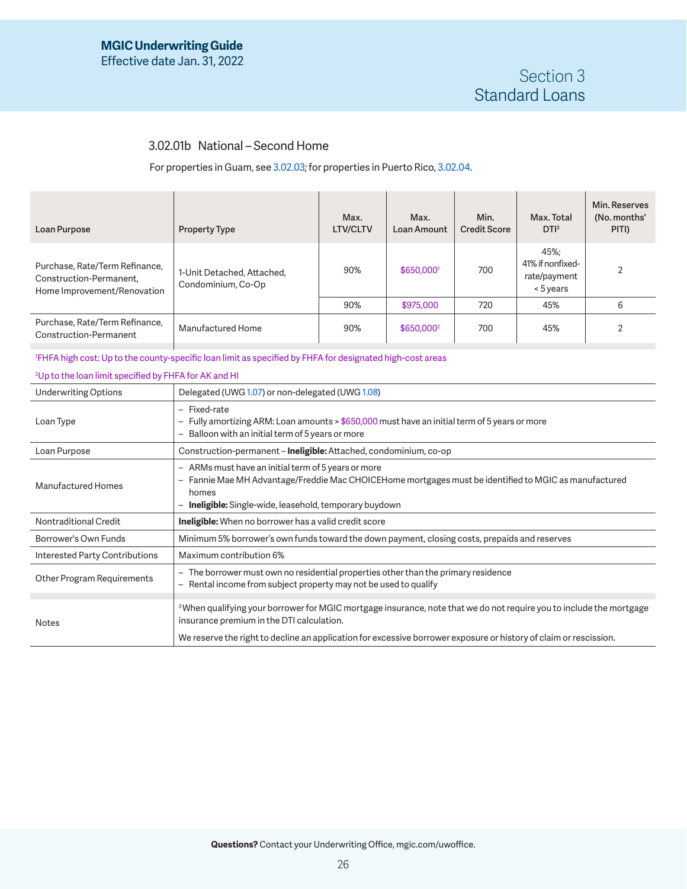## 3.02.01b National – Second Home

For properties in Guam, see 3.02.03; for properties in Puerto Rico, 3.02.04.

| Loan Purpose | Property Type | Max. LTV/CLTV | Max. Loan Amount | Min. Credit Score | Max. Total DTI[3] | Min. Reserves (No. months' PITI) |
|---|---|---|---|---|---|---|
| Purchase, Rate/Term Refinance, Construction-Permanent, Home Improvement/Renovation | 1-Unit Detached, Attached, Condominium, Co-Op | 90% | $650,000[1] | 700 | 45%; 41% if nonfixed-rate/payment < 5 years | 2 |
| | | 90% | $975,000 | 720 | 45% | 6 |
| Purchase, Rate/Term Refinance, Construction-Permanent | Manufactured Home | 90% | $650,000[2] | 700 | 45% | 2 |

[1]FHFA high cost: Up to the county-specific loan limit as specified by FHFA for designated high-cost areas

[2]Up to the loan limit specified by FHFA for AK and HI

| | |
|---|---|
| Underwriting Options | Delegated (UWG 1.07) or non-delegated (UWG 1.08) |
| Loan Type | – Fixed-rate<br>– Fully amortizing ARM: Loan amounts > $650,000 must have an initial term of 5 years or more<br>– Balloon with an initial term of 5 years or more |
| Loan Purpose | Construction-permanent – **Ineligible:** Attached, condominium, co-op |
| Manufactured Homes | – ARMs must have an initial term of 5 years or more<br>– Fannie Mae MH Advantage/Freddie Mac CHOICEHome mortgages must be identified to MGIC as manufactured homes<br>– **Ineligible:** Single-wide, leasehold, temporary buydown |
| Nontraditional Credit | **Ineligible:** When no borrower has a valid credit score |
| Borrower's Own Funds | Minimum 5% borrower's own funds toward the down payment, closing costs, prepaids and reserves |
| Interested Party Contributions | Maximum contribution 6% |
| Other Program Requirements | – The borrower must own no residential properties other than the primary residence<br>– Rental income from subject property may not be used to qualify |
| Notes | [3]When qualifying your borrower for MGIC mortgage insurance, note that we do not require you to include the mortgage insurance premium in the DTI calculation.<br><br>We reserve the right to decline an application for excessive borrower exposure or history of claim or rescission. |

**Questions?** Contact your Underwriting Office, mgic.com/uwoffice.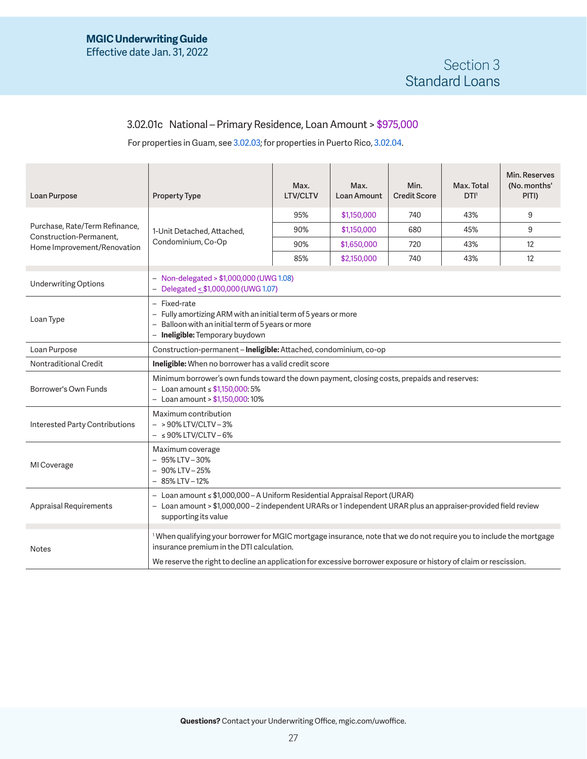## 3.02.01c National – Primary Residence, Loan Amount > $975,000

For properties in Guam, see 3.02.03; for properties in Puerto Rico, 3.02.04.

| Loan Purpose | Property Type | Max. LTV/CLTV | Max. Loan Amount | Min. Credit Score | Max. Total DTI[1] | Min. Reserves (No. months' PITI) |
|---|---|---|---|---|---|---|
| Purchase, Rate/Term Refinance, Construction-Permanent, Home Improvement/Renovation | 1-Unit Detached, Attached, Condominium, Co-Op | 95% | $1,150,000 | 740 | 43% | 9 |
| | | 90% | $1,150,000 | 680 | 45% | 9 |
| | | 90% | $1,650,000 | 720 | 43% | 12 |
| | | 85% | $2,150,000 | 740 | 43% | 12 |

| | |
|---|---|
| Underwriting Options | – Non-delegated > $1,000,000 (UWG 1.08)<br>– Delegated ≤ $1,000,000 (UWG 1.07) |
| Loan Type | – Fixed-rate<br>– Fully amortizing ARM with an initial term of 5 years or more<br>– Balloon with an initial term of 5 years or more<br>– **Ineligible:** Temporary buydown |
| Loan Purpose | Construction-permanent – **Ineligible:** Attached, condominium, co-op |
| Nontraditional Credit | **Ineligible:** When no borrower has a valid credit score |
| Borrower's Own Funds | Minimum borrower's own funds toward the down payment, closing costs, prepaids and reserves:<br>– Loan amount ≤ $1,150,000: 5%<br>– Loan amount > $1,150,000: 10% |
| Interested Party Contributions | Maximum contribution<br>– > 90% LTV/CLTV – 3%<br>– ≤ 90% LTV/CLTV – 6% |
| MI Coverage | Maximum coverage<br>– 95% LTV – 30%<br>– 90% LTV – 25%<br>– 85% LTV – 12% |
| Appraisal Requirements | – Loan amount ≤ $1,000,000 – A Uniform Residential Appraisal Report (URAR)<br>– Loan amount > $1,000,000 – 2 independent URARs or 1 independent URAR plus an appraiser-provided field review supporting its value |
| Notes | [1] When qualifying your borrower for MGIC mortgage insurance, note that we do not require you to include the mortgage insurance premium in the DTI calculation.<br><br>We reserve the right to decline an application for excessive borrower exposure or history of claim or rescission. |

**Questions?** Contact your Underwriting Office, mgic.com/uwoffice.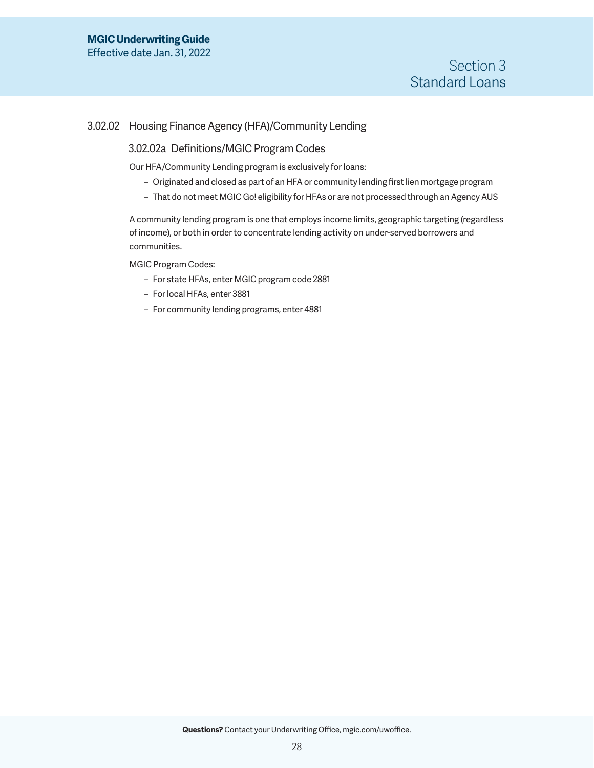## 3.02.02 Housing Finance Agency (HFA)/Community Lending

### 3.02.02a Definitions/MGIC Program Codes

Our HFA/Community Lending program is exclusively for loans:

- Originated and closed as part of an HFA or community lending first lien mortgage program
- That do not meet MGIC Go! eligibility for HFAs or are not processed through an Agency AUS

A community lending program is one that employs income limits, geographic targeting (regardless of income), or both in order to concentrate lending activity on under-served borrowers and communities.

MGIC Program Codes:

- For state HFAs, enter MGIC program code 2881
- For local HFAs, enter 3881
- For community lending programs, enter 4881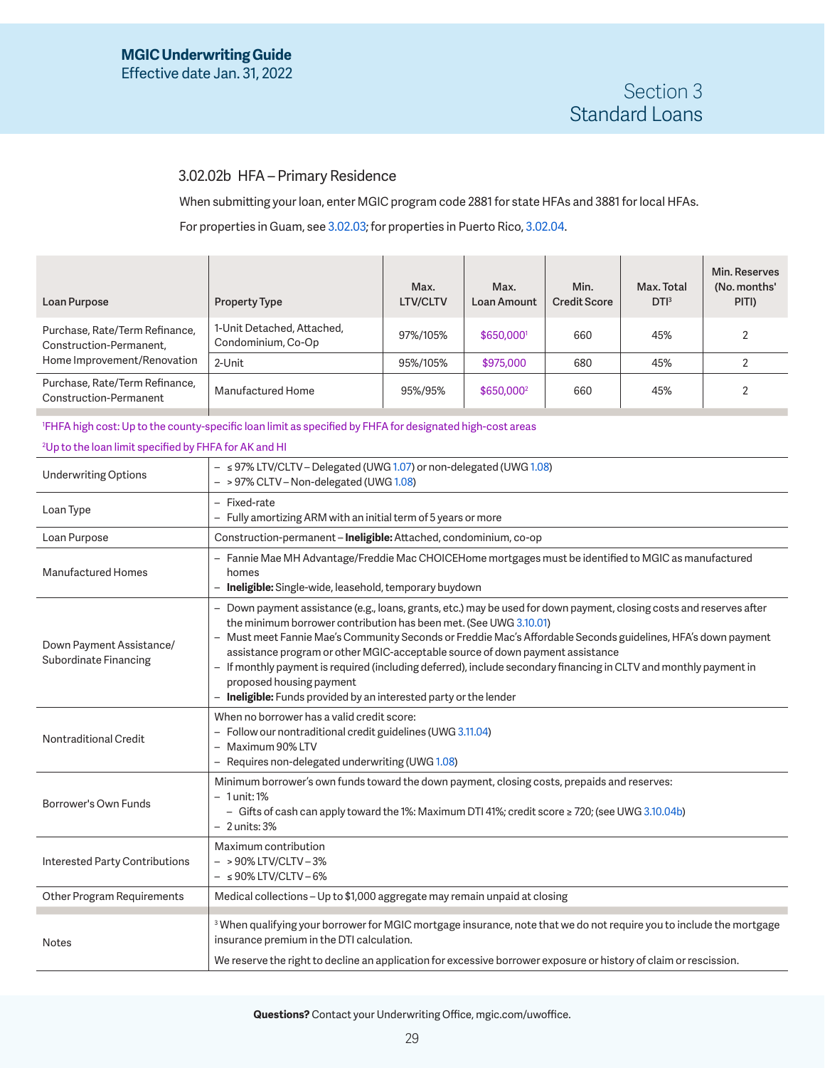### 3.02.02b HFA – Primary Residence

When submitting your loan, enter MGIC program code 2881 for state HFAs and 3881 for local HFAs.

For properties in Guam, see 3.02.03; for properties in Puerto Rico, 3.02.04.

| Loan Purpose | Property Type | Max. LTV/CLTV | Max. Loan Amount | Min. Credit Score | Max. Total DTI[3] | Min. Reserves (No. months' PITI) |
|---|---|---|---|---|---|---|
| Purchase, Rate/Term Refinance, Construction-Permanent, Home Improvement/Renovation | 1-Unit Detached, Attached, Condominium, Co-Op | 97%/105% | $650,000[1] | 660 | 45% | 2 |
| | 2-Unit | 95%/105% | $975,000 | 680 | 45% | 2 |
| Purchase, Rate/Term Refinance, Construction-Permanent | Manufactured Home | 95%/95% | $650,000[2] | 660 | 45% | 2 |

[1]FHFA high cost: Up to the county-specific loan limit as specified by FHFA for designated high-cost areas

[2]Up to the loan limit specified by FHFA for AK and HI

| | |
|---|---|
| Underwriting Options | – ≤ 97% LTV/CLTV – Delegated (UWG 1.07) or non-delegated (UWG 1.08)<br>– > 97% CLTV – Non-delegated (UWG 1.08) |
| Loan Type | – Fixed-rate<br>– Fully amortizing ARM with an initial term of 5 years or more |
| Loan Purpose | Construction-permanent – **Ineligible:** Attached, condominium, co-op |
| Manufactured Homes | – Fannie Mae MH Advantage/Freddie Mac CHOICEHome mortgages must be identified to MGIC as manufactured homes<br>– **Ineligible:** Single-wide, leasehold, temporary buydown |
| Down Payment Assistance/ Subordinate Financing | – Down payment assistance (e.g., loans, grants, etc.) may be used for down payment, closing costs and reserves after the minimum borrower contribution has been met. (See UWG 3.10.01)<br>– Must meet Fannie Mae's Community Seconds or Freddie Mac's Affordable Seconds guidelines, HFA's down payment assistance program or other MGIC-acceptable source of down payment assistance<br>– If monthly payment is required (including deferred), include secondary financing in CLTV and monthly payment in proposed housing payment<br>– **Ineligible:** Funds provided by an interested party or the lender |
| Nontraditional Credit | When no borrower has a valid credit score:<br>– Follow our nontraditional credit guidelines (UWG 3.11.04)<br>– Maximum 90% LTV<br>– Requires non-delegated underwriting (UWG 1.08) |
| Borrower's Own Funds | Minimum borrower's own funds toward the down payment, closing costs, prepaids and reserves:<br>– 1 unit: 1%<br>&nbsp;&nbsp;– Gifts of cash can apply toward the 1%: Maximum DTI 41%; credit score ≥ 720; (see UWG 3.10.04b)<br>– 2 units: 3% |
| Interested Party Contributions | Maximum contribution<br>– > 90% LTV/CLTV – 3%<br>– ≤ 90% LTV/CLTV – 6% |
| Other Program Requirements | Medical collections – Up to $1,000 aggregate may remain unpaid at closing |
| Notes | [3] When qualifying your borrower for MGIC mortgage insurance, note that we do not require you to include the mortgage insurance premium in the DTI calculation.<br><br>We reserve the right to decline an application for excessive borrower exposure or history of claim or rescission. |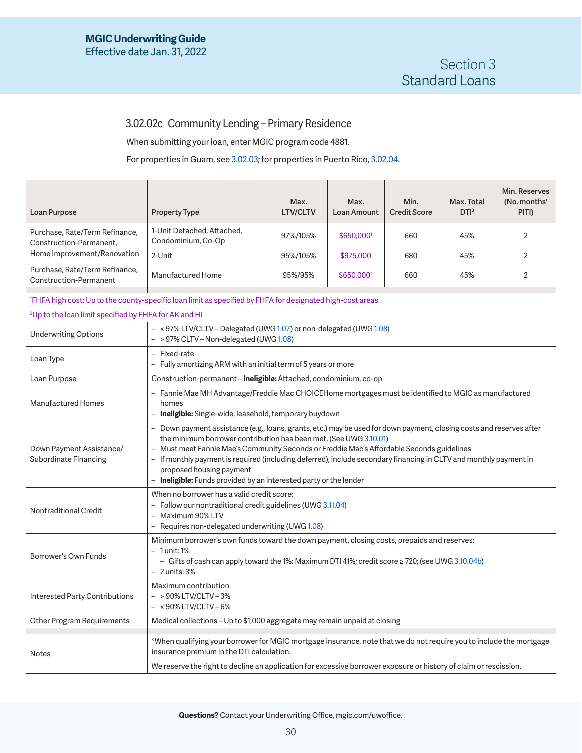### 3.02.02c Community Lending – Primary Residence

When submitting your loan, enter MGIC program code 4881.

For properties in Guam, see 3.02.03; for properties in Puerto Rico, 3.02.04.

| Loan Purpose | Property Type | Max. LTV/CLTV | Max. Loan Amount | Min. Credit Score | Max. Total DTI[3] | Min. Reserves (No. months' PITI) |
|---|---|---|---|---|---|---|
| Purchase, Rate/Term Refinance, Construction-Permanent, Home Improvement/Renovation | 1-Unit Detached, Attached, Condominium, Co-Op | 97%/105% | $650,000[1] | 660 | 45% | 2 |
| | 2-Unit | 95%/105% | $975,000 | 680 | 45% | 2 |
| Purchase, Rate/Term Refinance, Construction-Permanent | Manufactured Home | 95%/95% | $650,000[2] | 660 | 45% | 2 |

[1]FHFA high cost: Up to the county-specific loan limit as specified by FHFA for designated high-cost areas

[2]Up to the loan limit specified by FHFA for AK and HI

| | |
|---|---|
| Underwriting Options | – ≤ 97% LTV/CLTV – Delegated (UWG 1.07) or non-delegated (UWG 1.08)<br>– > 97% CLTV – Non-delegated (UWG 1.08) |
| Loan Type | – Fixed-rate<br>– Fully amortizing ARM with an initial term of 5 years or more |
| Loan Purpose | Construction-permanent – **Ineligible:** Attached, condominium, co-op |
| Manufactured Homes | – Fannie Mae MH Advantage/Freddie Mac CHOICEHome mortgages must be identified to MGIC as manufactured homes<br>– **Ineligible:** Single-wide, leasehold, temporary buydown |
| Down Payment Assistance/ Subordinate Financing | – Down payment assistance (e.g., loans, grants, etc.) may be used for down payment, closing costs and reserves after the minimum borrower contribution has been met. (See UWG 3.10.01)<br>– Must meet Fannie Mae's Community Seconds or Freddie Mac's Affordable Seconds guidelines<br>– If monthly payment is required (including deferred), include secondary financing in CLTV and monthly payment in proposed housing payment<br>– **Ineligible:** Funds provided by an interested party or the lender |
| Nontraditional Credit | When no borrower has a valid credit score:<br>– Follow our nontraditional credit guidelines (UWG 3.11.04)<br>– Maximum 90% LTV<br>– Requires non-delegated underwriting (UWG 1.08) |
| Borrower's Own Funds | Minimum borrower's own funds toward the down payment, closing costs, prepaids and reserves:<br>– 1 unit: 1%<br>  – Gifts of cash can apply toward the 1%: Maximum DTI 41%; credit score ≥ 720; (see UWG 3.10.04b)<br>– 2 units: 3% |
| Interested Party Contributions | Maximum contribution<br>– > 90% LTV/CLTV – 3%<br>– ≤ 90% LTV/CLTV – 6% |
| Other Program Requirements | Medical collections – Up to $1,000 aggregate may remain unpaid at closing |
| Notes | [3]When qualifying your borrower for MGIC mortgage insurance, note that we do not require you to include the mortgage insurance premium in the DTI calculation.<br><br>We reserve the right to decline an application for excessive borrower exposure or history of claim or rescission. |

**Questions?** Contact your Underwriting Office, mgic.com/uwoffice.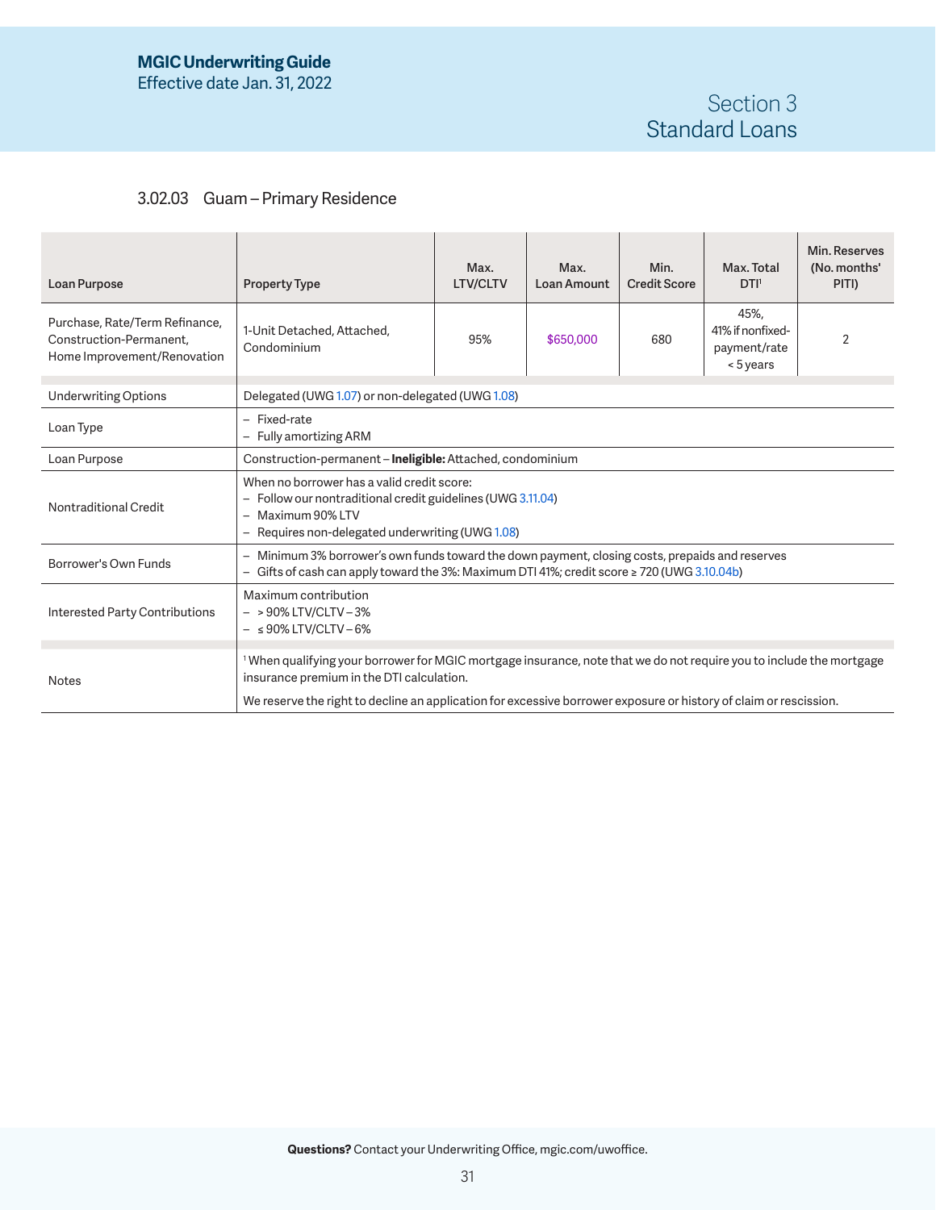## Section 3 Standard Loans

### 3.02.03 Guam – Primary Residence

| Loan Purpose | Property Type | Max. LTV/CLTV | Max. Loan Amount | Min. Credit Score | Max. Total DTI[1] | Min. Reserves (No. months' PITI) |
|---|---|---|---|---|---|---|
| Purchase, Rate/Term Refinance, Construction-Permanent, Home Improvement/Renovation | 1-Unit Detached, Attached, Condominium | 95% | $650,000 | 680 | 45%, 41% if nonfixed-payment/rate < 5 years | 2 |

| | |
|---|---|
| Underwriting Options | Delegated (UWG 1.07) or non-delegated (UWG 1.08) |
| Loan Type | – Fixed-rate<br>– Fully amortizing ARM |
| Loan Purpose | Construction-permanent – **Ineligible:** Attached, condominium |
| Nontraditional Credit | When no borrower has a valid credit score:<br>– Follow our nontraditional credit guidelines (UWG 3.11.04)<br>– Maximum 90% LTV<br>– Requires non-delegated underwriting (UWG 1.08) |
| Borrower's Own Funds | – Minimum 3% borrower's own funds toward the down payment, closing costs, prepaids and reserves<br>– Gifts of cash can apply toward the 3%: Maximum DTI 41%; credit score ≥ 720 (UWG 3.10.04b) |
| Interested Party Contributions | Maximum contribution<br>– > 90% LTV/CLTV – 3%<br>– ≤ 90% LTV/CLTV – 6% |
| Notes | [1] When qualifying your borrower for MGIC mortgage insurance, note that we do not require you to include the mortgage insurance premium in the DTI calculation.<br>We reserve the right to decline an application for excessive borrower exposure or history of claim or rescission. |

**Questions?** Contact your Underwriting Office, mgic.com/uwoffice.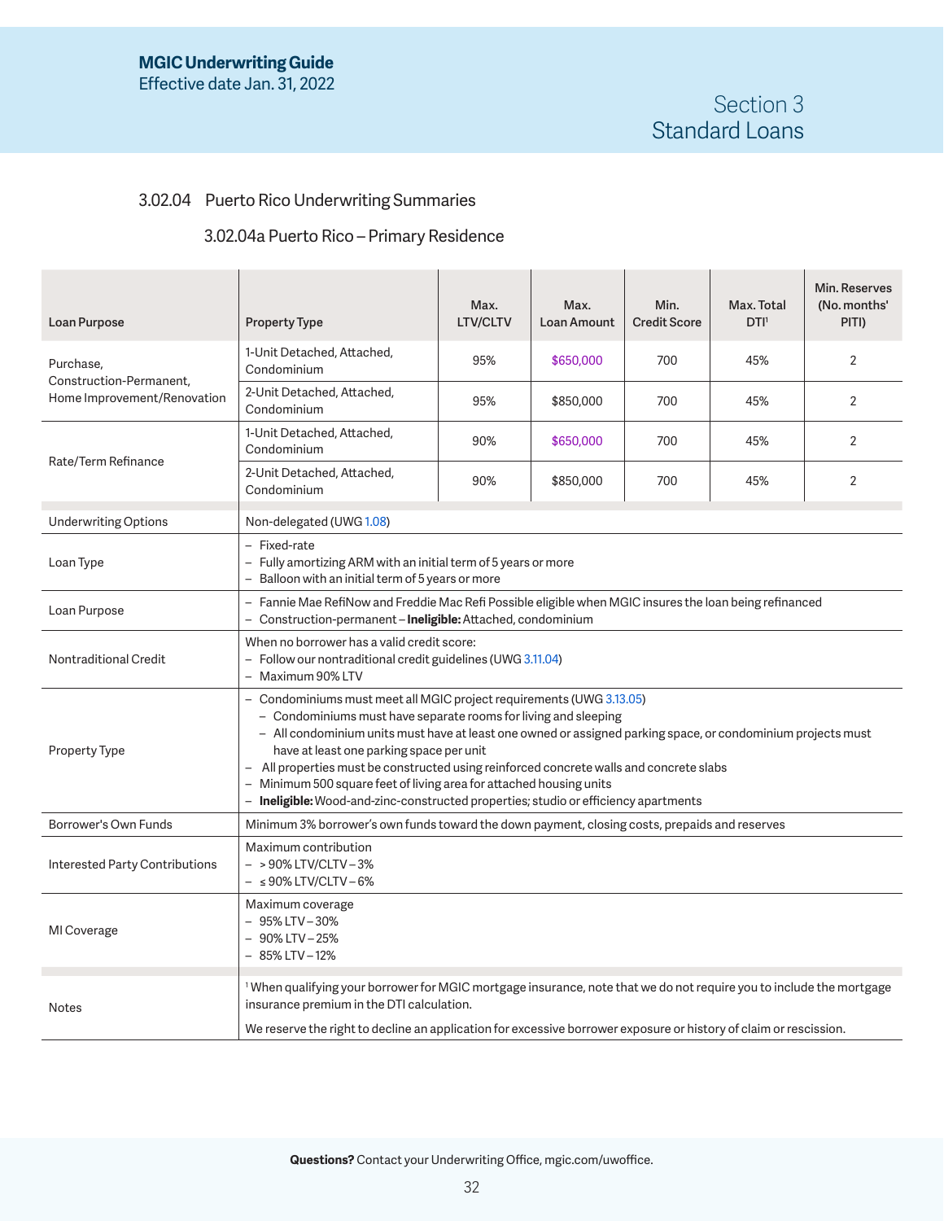## 3.02.04 Puerto Rico Underwriting Summaries

### 3.02.04a Puerto Rico – Primary Residence

| Loan Purpose | Property Type | Max. LTV/CLTV | Max. Loan Amount | Min. Credit Score | Max. Total DTI[1] | Min. Reserves (No. months' PITI) |
|---|---|---|---|---|---|---|
| Purchase, Construction-Permanent, Home Improvement/Renovation | 1-Unit Detached, Attached, Condominium | 95% | $650,000 | 700 | 45% | 2 |
| | 2-Unit Detached, Attached, Condominium | 95% | $850,000 | 700 | 45% | 2 |
| Rate/Term Refinance | 1-Unit Detached, Attached, Condominium | 90% | $650,000 | 700 | 45% | 2 |
| | 2-Unit Detached, Attached, Condominium | 90% | $850,000 | 700 | 45% | 2 |

| | |
|---|---|
| Underwriting Options | Non-delegated (UWG 1.08) |
| Loan Type | – Fixed-rate<br>– Fully amortizing ARM with an initial term of 5 years or more<br>– Balloon with an initial term of 5 years or more |
| Loan Purpose | – Fannie Mae RefiNow and Freddie Mac Refi Possible eligible when MGIC insures the loan being refinanced<br>– Construction-permanent – **Ineligible:** Attached, condominium |
| Nontraditional Credit | When no borrower has a valid credit score:<br>– Follow our nontraditional credit guidelines (UWG 3.11.04)<br>– Maximum 90% LTV |
| Property Type | – Condominiums must meet all MGIC project requirements (UWG 3.13.05)<br>&nbsp;&nbsp;– Condominiums must have separate rooms for living and sleeping<br>&nbsp;&nbsp;– All condominium units must have at least one owned or assigned parking space, or condominium projects must have at least one parking space per unit<br>– All properties must be constructed using reinforced concrete walls and concrete slabs<br>– Minimum 500 square feet of living area for attached housing units<br>– **Ineligible:** Wood-and-zinc-constructed properties; studio or efficiency apartments |
| Borrower's Own Funds | Minimum 3% borrower's own funds toward the down payment, closing costs, prepaids and reserves |
| Interested Party Contributions | Maximum contribution<br>– > 90% LTV/CLTV – 3%<br>– ≤ 90% LTV/CLTV – 6% |
| MI Coverage | Maximum coverage<br>– 95% LTV – 30%<br>– 90% LTV – 25%<br>– 85% LTV – 12% |
| Notes | [1] When qualifying your borrower for MGIC mortgage insurance, note that we do not require you to include the mortgage insurance premium in the DTI calculation.<br><br>We reserve the right to decline an application for excessive borrower exposure or history of claim or rescission. |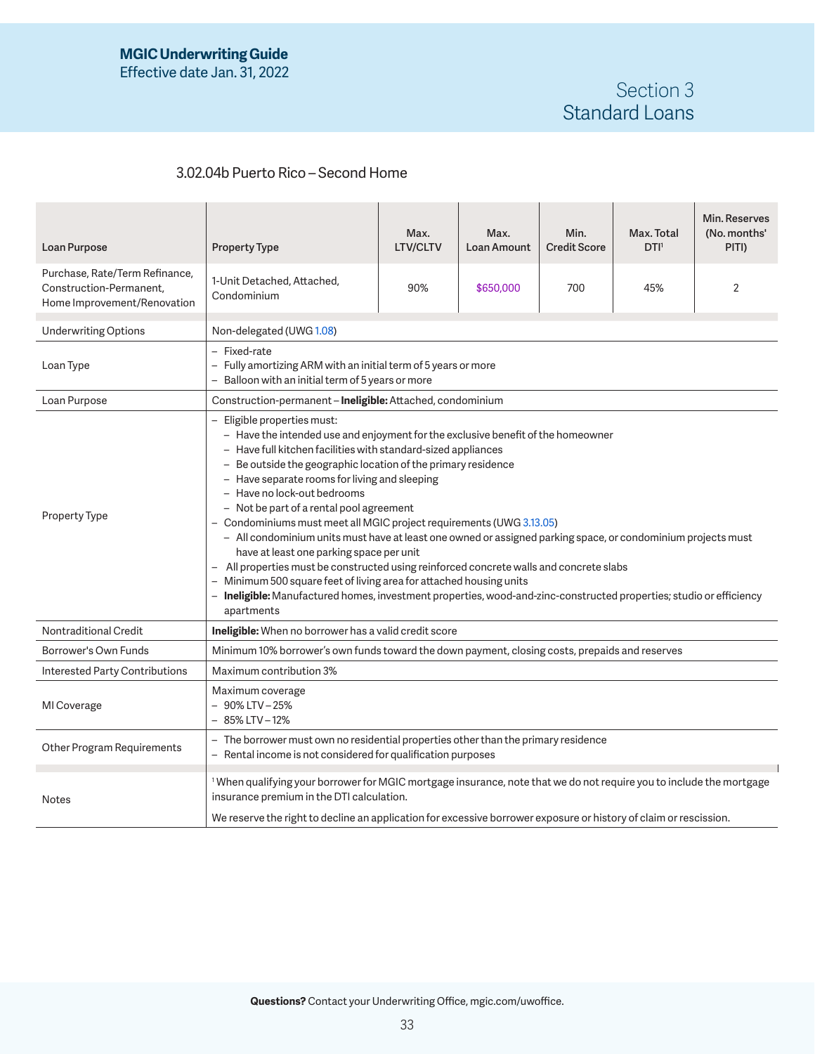### 3.02.04b Puerto Rico – Second Home

| Loan Purpose | Property Type | Max. LTV/CLTV | Max. Loan Amount | Min. Credit Score | Max. Total DTI[1] | Min. Reserves (No. months' PITI) |
|---|---|---|---|---|---|---|
| Purchase, Rate/Term Refinance, Construction-Permanent, Home Improvement/Renovation | 1-Unit Detached, Attached, Condominium | 90% | $650,000 | 700 | 45% | 2 |

| | |
|---|---|
| Underwriting Options | Non-delegated (UWG 1.08) |
| Loan Type | – Fixed-rate<br>– Fully amortizing ARM with an initial term of 5 years or more<br>– Balloon with an initial term of 5 years or more |
| Loan Purpose | Construction-permanent – **Ineligible:** Attached, condominium |
| Property Type | – Eligible properties must:<br>&nbsp;&nbsp;– Have the intended use and enjoyment for the exclusive benefit of the homeowner<br>&nbsp;&nbsp;– Have full kitchen facilities with standard-sized appliances<br>&nbsp;&nbsp;– Be outside the geographic location of the primary residence<br>&nbsp;&nbsp;– Have separate rooms for living and sleeping<br>&nbsp;&nbsp;– Have no lock-out bedrooms<br>&nbsp;&nbsp;– Not be part of a rental pool agreement<br>– Condominiums must meet all MGIC project requirements (UWG 3.13.05)<br>&nbsp;&nbsp;– All condominium units must have at least one owned or assigned parking space, or condominium projects must have at least one parking space per unit<br>– All properties must be constructed using reinforced concrete walls and concrete slabs<br>– Minimum 500 square feet of living area for attached housing units<br>– **Ineligible:** Manufactured homes, investment properties, wood-and-zinc-constructed properties; studio or efficiency apartments |
| Nontraditional Credit | **Ineligible:** When no borrower has a valid credit score |
| Borrower's Own Funds | Minimum 10% borrower's own funds toward the down payment, closing costs, prepaids and reserves |
| Interested Party Contributions | Maximum contribution 3% |
| MI Coverage | Maximum coverage<br>– 90% LTV – 25%<br>– 85% LTV – 12% |
| Other Program Requirements | – The borrower must own no residential properties other than the primary residence<br>– Rental income is not considered for qualification purposes |
| Notes | [1] When qualifying your borrower for MGIC mortgage insurance, note that we do not require you to include the mortgage insurance premium in the DTI calculation.<br><br>We reserve the right to decline an application for excessive borrower exposure or history of claim or rescission. |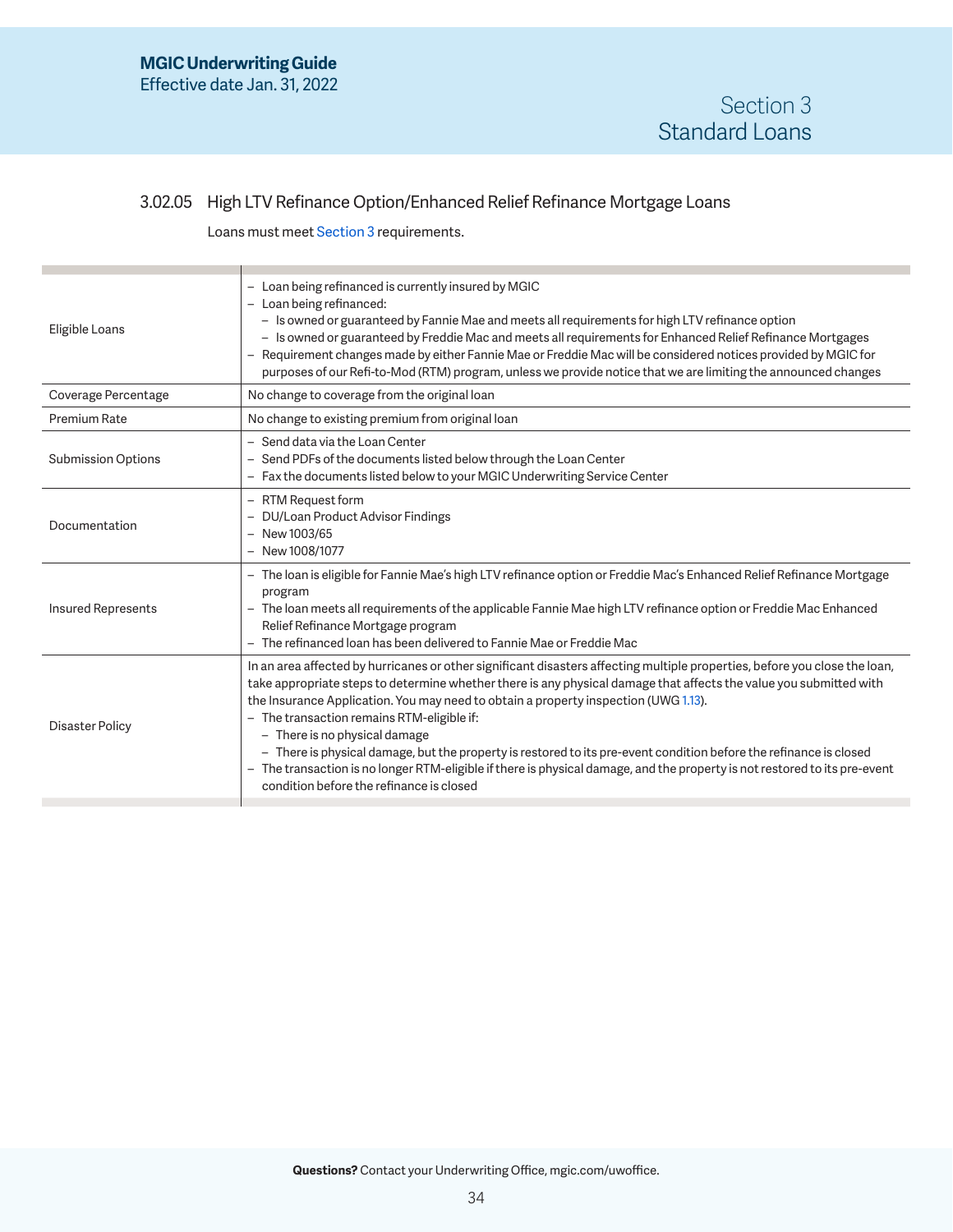### 3.02.05 High LTV Refinance Option/Enhanced Relief Refinance Mortgage Loans

Loans must meet Section 3 requirements.

| | |
|---|---|
| Eligible Loans | – Loan being refinanced is currently insured by MGIC<br>– Loan being refinanced:<br>  – Is owned or guaranteed by Fannie Mae and meets all requirements for high LTV refinance option<br>  – Is owned or guaranteed by Freddie Mac and meets all requirements for Enhanced Relief Refinance Mortgages<br>– Requirement changes made by either Fannie Mae or Freddie Mac will be considered notices provided by MGIC for purposes of our Refi-to-Mod (RTM) program, unless we provide notice that we are limiting the announced changes |
| Coverage Percentage | No change to coverage from the original loan |
| Premium Rate | No change to existing premium from original loan |
| Submission Options | – Send data via the Loan Center<br>– Send PDFs of the documents listed below through the Loan Center<br>– Fax the documents listed below to your MGIC Underwriting Service Center |
| Documentation | – RTM Request form<br>– DU/Loan Product Advisor Findings<br>– New 1003/65<br>– New 1008/1077 |
| Insured Represents | – The loan is eligible for Fannie Mae's high LTV refinance option or Freddie Mac's Enhanced Relief Refinance Mortgage program<br>– The loan meets all requirements of the applicable Fannie Mae high LTV refinance option or Freddie Mac Enhanced Relief Refinance Mortgage program<br>– The refinanced loan has been delivered to Fannie Mae or Freddie Mac |
| Disaster Policy | In an area affected by hurricanes or other significant disasters affecting multiple properties, before you close the loan, take appropriate steps to determine whether there is any physical damage that affects the value you submitted with the Insurance Application. You may need to obtain a property inspection (UWG 1.13).<br>– The transaction remains RTM-eligible if:<br>  – There is no physical damage<br>  – There is physical damage, but the property is restored to its pre-event condition before the refinance is closed<br>– The transaction is no longer RTM-eligible if there is physical damage, and the property is not restored to its pre-event condition before the refinance is closed |

**Questions?** Contact your Underwriting Office, mgic.com/uwoffice.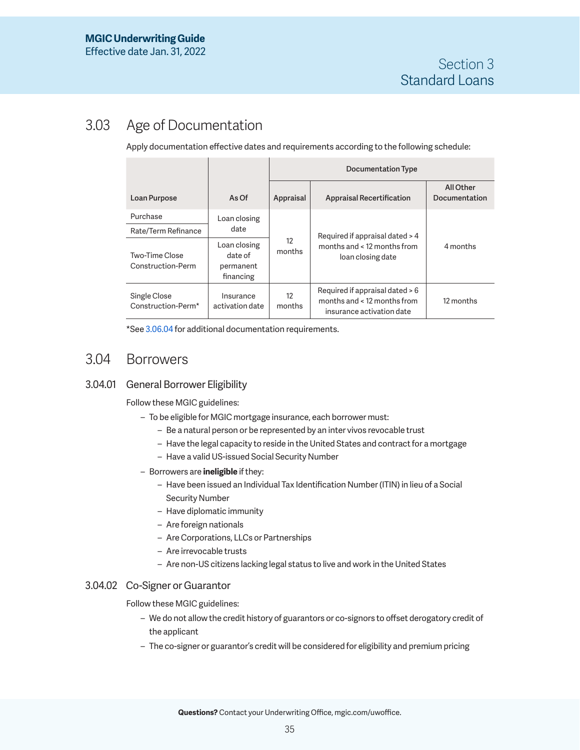## 3.03 Age of Documentation

Apply documentation effective dates and requirements according to the following schedule:

| Loan Purpose | As Of | Documentation Type | | |
|---|---|---|---|---|
| | | Appraisal | Appraisal Recertification | All Other Documentation |
| Purchase | Loan closing date | 12 months | Required if appraisal dated > 4 months and < 12 months from loan closing date | 4 months |
| Rate/Term Refinance | Loan closing date | 12 months | Required if appraisal dated > 4 months and < 12 months from loan closing date | 4 months |
| Two-Time Close Construction-Perm | Loan closing date of permanent financing | 12 months | Required if appraisal dated > 4 months and < 12 months from loan closing date | 4 months |
| Single Close Construction-Perm* | Insurance activation date | 12 months | Required if appraisal dated > 6 months and < 12 months from insurance activation date | 12 months |

*See 3.06.04 for additional documentation requirements.

## 3.04 Borrowers

### 3.04.01 General Borrower Eligibility

Follow these MGIC guidelines:

- To be eligible for MGIC mortgage insurance, each borrower must:
  - Be a natural person or be represented by an inter vivos revocable trust
  - Have the legal capacity to reside in the United States and contract for a mortgage
  - Have a valid US-issued Social Security Number
- Borrowers are **ineligible** if they:
  - Have been issued an Individual Tax Identification Number (ITIN) in lieu of a Social Security Number
  - Have diplomatic immunity
  - Are foreign nationals
  - Are Corporations, LLCs or Partnerships
  - Are irrevocable trusts
  - Are non-US citizens lacking legal status to live and work in the United States

### 3.04.02 Co-Signer or Guarantor

Follow these MGIC guidelines:

- We do not allow the credit history of guarantors or co-signors to offset derogatory credit of the applicant
- The co-signer or guarantor's credit will be considered for eligibility and premium pricing

**Questions?** Contact your Underwriting Office, mgic.com/uwoffice.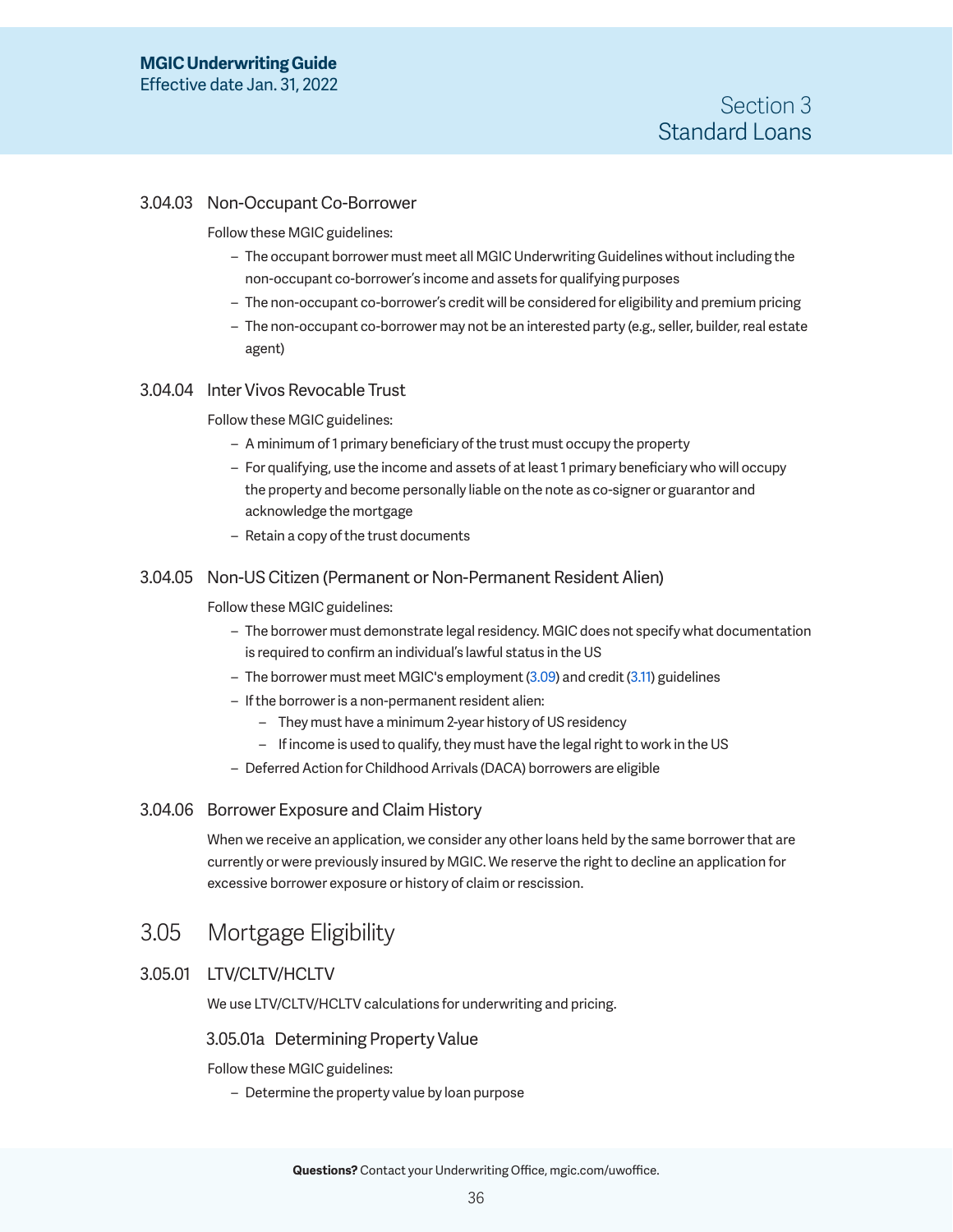### 3.04.03 Non-Occupant Co-Borrower

Follow these MGIC guidelines:

- The occupant borrower must meet all MGIC Underwriting Guidelines without including the non-occupant co-borrower's income and assets for qualifying purposes
- The non-occupant co-borrower's credit will be considered for eligibility and premium pricing
- The non-occupant co-borrower may not be an interested party (e.g., seller, builder, real estate agent)

### 3.04.04 Inter Vivos Revocable Trust

Follow these MGIC guidelines:

- A minimum of 1 primary beneficiary of the trust must occupy the property
- For qualifying, use the income and assets of at least 1 primary beneficiary who will occupy the property and become personally liable on the note as co-signer or guarantor and acknowledge the mortgage
- Retain a copy of the trust documents

### 3.04.05 Non-US Citizen (Permanent or Non-Permanent Resident Alien)

Follow these MGIC guidelines:

- The borrower must demonstrate legal residency. MGIC does not specify what documentation is required to confirm an individual's lawful status in the US
- The borrower must meet MGIC's employment (3.09) and credit (3.11) guidelines
- If the borrower is a non-permanent resident alien:
  - They must have a minimum 2-year history of US residency
  - If income is used to qualify, they must have the legal right to work in the US
- Deferred Action for Childhood Arrivals (DACA) borrowers are eligible

### 3.04.06 Borrower Exposure and Claim History

When we receive an application, we consider any other loans held by the same borrower that are currently or were previously insured by MGIC. We reserve the right to decline an application for excessive borrower exposure or history of claim or rescission.

## 3.05 Mortgage Eligibility

### 3.05.01 LTV/CLTV/HCLTV

We use LTV/CLTV/HCLTV calculations for underwriting and pricing.

#### 3.05.01a Determining Property Value

Follow these MGIC guidelines:

- Determine the property value by loan purpose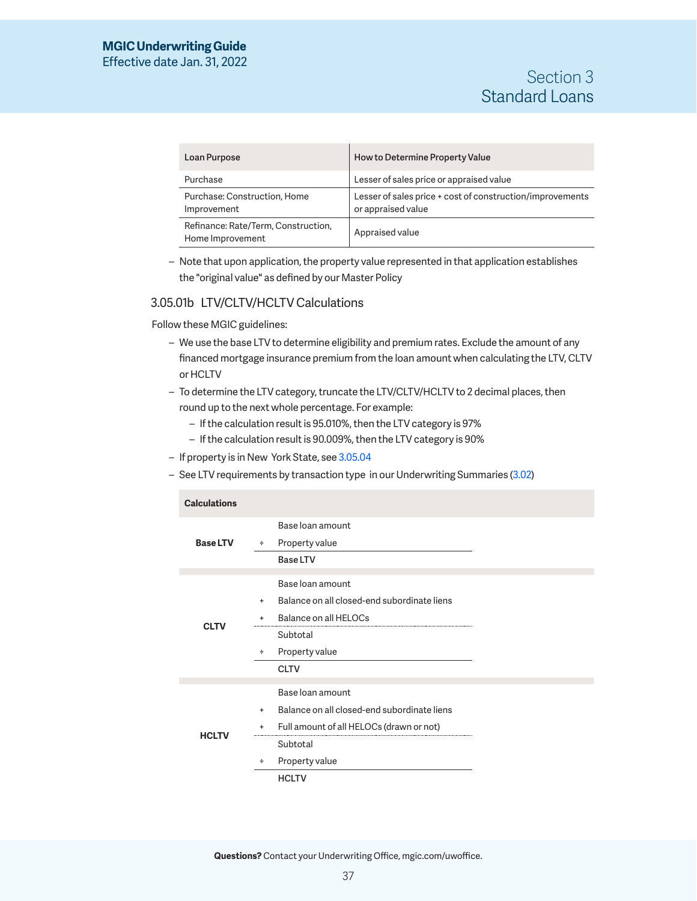| Loan Purpose | How to Determine Property Value |
|---|---|
| Purchase | Lesser of sales price or appraised value |
| Purchase: Construction, Home Improvement | Lesser of sales price + cost of construction/improvements or appraised value |
| Refinance: Rate/Term, Construction, Home Improvement | Appraised value |

- Note that upon application, the property value represented in that application establishes the "original value" as defined by our Master Policy

### 3.05.01b LTV/CLTV/HCLTV Calculations

Follow these MGIC guidelines:

- We use the base LTV to determine eligibility and premium rates. Exclude the amount of any financed mortgage insurance premium from the loan amount when calculating the LTV, CLTV or HCLTV
- To determine the LTV category, truncate the LTV/CLTV/HCLTV to 2 decimal places, then round up to the next whole percentage. For example:
  - If the calculation result is 95.010%, then the LTV category is 97%
  - If the calculation result is 90.009%, then the LTV category is 90%
- If property is in New York State, see 3.05.04
- See LTV requirements by transaction type in our Underwriting Summaries (3.02)

| Calculations | | |
|---|---|---|
| **Base LTV** | | Base loan amount |
| | ÷ | Property value |
| | | **Base LTV** |
| **CLTV** | | Base loan amount |
| | + | Balance on all closed-end subordinate liens |
| | + | Balance on all HELOCs |
| | | Subtotal |
| | ÷ | Property value |
| | | **CLTV** |
| **HCLTV** | | Base loan amount |
| | + | Balance on all closed-end subordinate liens |
| | + | Full amount of all HELOCs (drawn or not) |
| | | Subtotal |
| | ÷ | Property value |
| | | **HCLTV** |

**Questions?** Contact your Underwriting Office, mgic.com/uwoffice.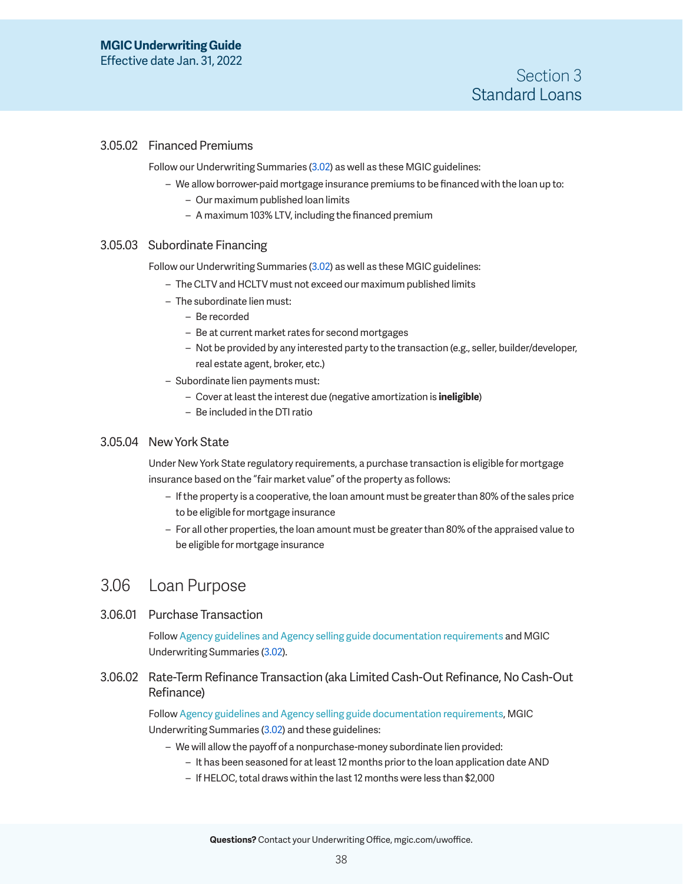### 3.05.02 Financed Premiums

Follow our Underwriting Summaries (3.02) as well as these MGIC guidelines:

- We allow borrower-paid mortgage insurance premiums to be financed with the loan up to:
  - Our maximum published loan limits
  - A maximum 103% LTV, including the financed premium

### 3.05.03 Subordinate Financing

Follow our Underwriting Summaries (3.02) as well as these MGIC guidelines:

- The CLTV and HCLTV must not exceed our maximum published limits
- The subordinate lien must:
  - Be recorded
  - Be at current market rates for second mortgages
  - Not be provided by any interested party to the transaction (e.g., seller, builder/developer, real estate agent, broker, etc.)
- Subordinate lien payments must:
  - Cover at least the interest due (negative amortization is **ineligible**)
  - Be included in the DTI ratio

### 3.05.04 New York State

Under New York State regulatory requirements, a purchase transaction is eligible for mortgage insurance based on the "fair market value" of the property as follows:

- If the property is a cooperative, the loan amount must be greater than 80% of the sales price to be eligible for mortgage insurance
- For all other properties, the loan amount must be greater than 80% of the appraised value to be eligible for mortgage insurance

## 3.06 Loan Purpose

### 3.06.01 Purchase Transaction

Follow Agency guidelines and Agency selling guide documentation requirements and MGIC Underwriting Summaries (3.02).

### 3.06.02 Rate-Term Refinance Transaction (aka Limited Cash-Out Refinance, No Cash-Out Refinance)

Follow Agency guidelines and Agency selling guide documentation requirements, MGIC Underwriting Summaries (3.02) and these guidelines:

- We will allow the payoff of a nonpurchase-money subordinate lien provided:
  - It has been seasoned for at least 12 months prior to the loan application date AND
  - If HELOC, total draws within the last 12 months were less than $2,000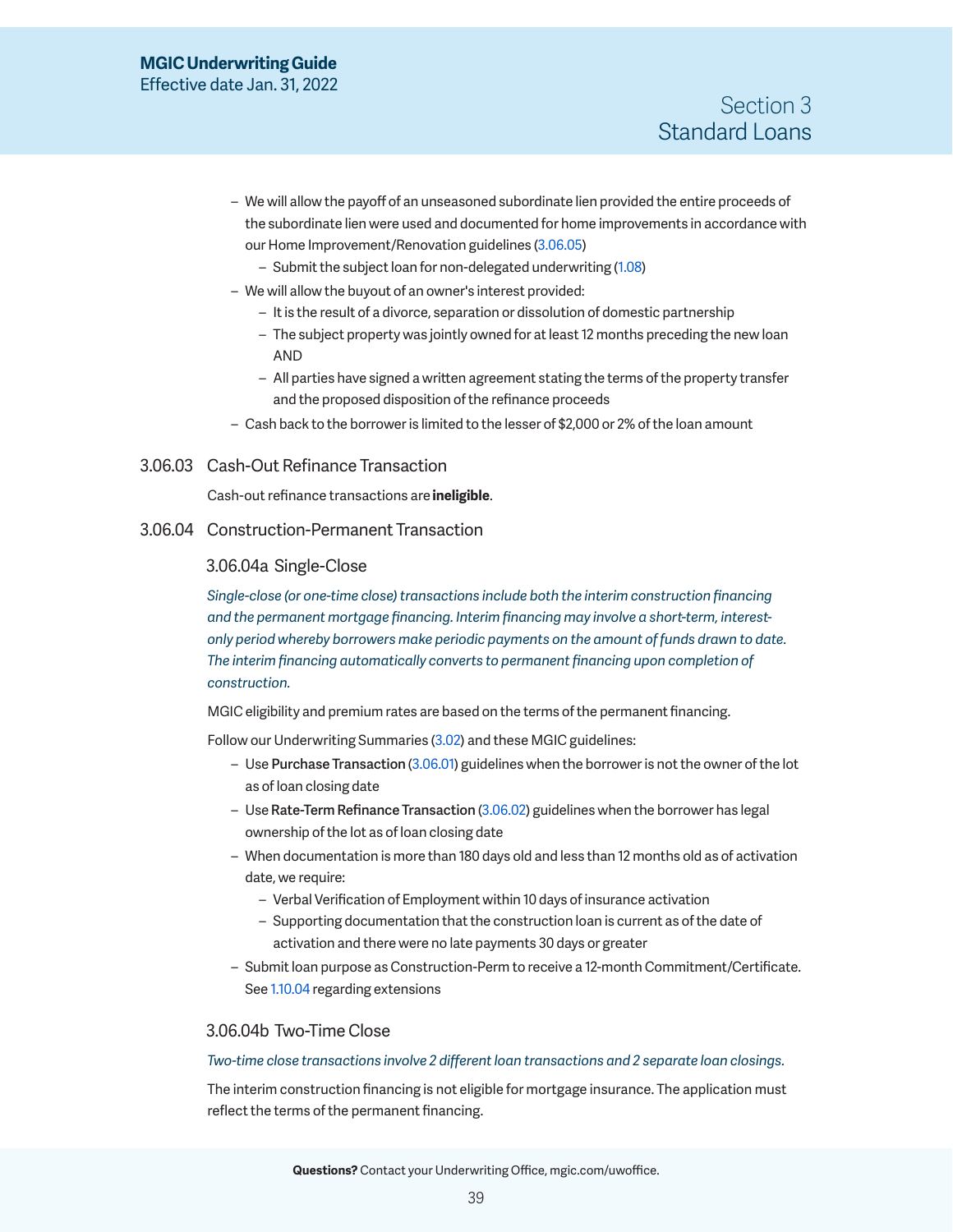- We will allow the payoff of an unseasoned subordinate lien provided the entire proceeds of the subordinate lien were used and documented for home improvements in accordance with our Home Improvement/Renovation guidelines (3.06.05)
  - Submit the subject loan for non-delegated underwriting (1.08)
- We will allow the buyout of an owner's interest provided:
  - It is the result of a divorce, separation or dissolution of domestic partnership
  - The subject property was jointly owned for at least 12 months preceding the new loan AND
  - All parties have signed a written agreement stating the terms of the property transfer and the proposed disposition of the refinance proceeds
- Cash back to the borrower is limited to the lesser of $2,000 or 2% of the loan amount

## 3.06.03 Cash-Out Refinance Transaction

Cash-out refinance transactions are **ineligible**.

## 3.06.04 Construction-Permanent Transaction

### 3.06.04a Single-Close

*Single-close (or one-time close) transactions include both the interim construction financing and the permanent mortgage financing. Interim financing may involve a short-term, interest-only period whereby borrowers make periodic payments on the amount of funds drawn to date. The interim financing automatically converts to permanent financing upon completion of construction.*

MGIC eligibility and premium rates are based on the terms of the permanent financing.

Follow our Underwriting Summaries (3.02) and these MGIC guidelines:

- Use Purchase Transaction (3.06.01) guidelines when the borrower is not the owner of the lot as of loan closing date
- Use Rate-Term Refinance Transaction (3.06.02) guidelines when the borrower has legal ownership of the lot as of loan closing date
- When documentation is more than 180 days old and less than 12 months old as of activation date, we require:
  - Verbal Verification of Employment within 10 days of insurance activation
  - Supporting documentation that the construction loan is current as of the date of activation and there were no late payments 30 days or greater
- Submit loan purpose as Construction-Perm to receive a 12-month Commitment/Certificate. See 1.10.04 regarding extensions

### 3.06.04b Two-Time Close

*Two-time close transactions involve 2 different loan transactions and 2 separate loan closings.*

The interim construction financing is not eligible for mortgage insurance. The application must reflect the terms of the permanent financing.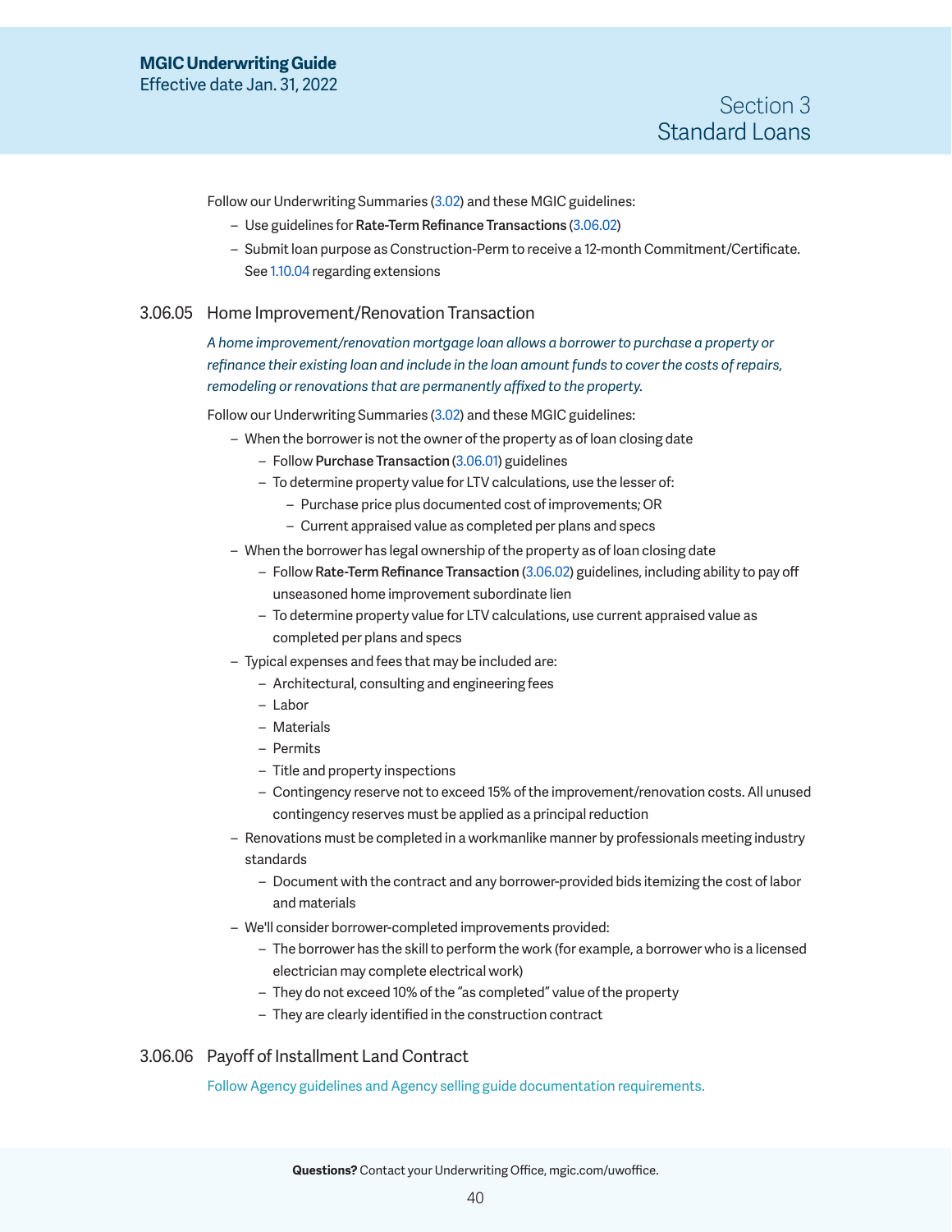Follow our Underwriting Summaries (3.02) and these MGIC guidelines:

- Use guidelines for **Rate-Term Refinance Transactions** (3.06.02)
- Submit loan purpose as Construction-Perm to receive a 12-month Commitment/Certificate. See 1.10.04 regarding extensions

### 3.06.05 Home Improvement/Renovation Transaction

*A home improvement/renovation mortgage loan allows a borrower to purchase a property or refinance their existing loan and include in the loan amount funds to cover the costs of repairs, remodeling or renovations that are permanently affixed to the property.*

Follow our Underwriting Summaries (3.02) and these MGIC guidelines:

- When the borrower is not the owner of the property as of loan closing date
  - Follow **Purchase Transaction** (3.06.01) guidelines
  - To determine property value for LTV calculations, use the lesser of:
    - Purchase price plus documented cost of improvements; OR
    - Current appraised value as completed per plans and specs
- When the borrower has legal ownership of the property as of loan closing date
  - Follow **Rate-Term Refinance Transaction** (3.06.02) guidelines, including ability to pay off unseasoned home improvement subordinate lien
  - To determine property value for LTV calculations, use current appraised value as completed per plans and specs
- Typical expenses and fees that may be included are:
  - Architectural, consulting and engineering fees
  - Labor
  - Materials
  - Permits
  - Title and property inspections
  - Contingency reserve not to exceed 15% of the improvement/renovation costs. All unused contingency reserves must be applied as a principal reduction
- Renovations must be completed in a workmanlike manner by professionals meeting industry standards
  - Document with the contract and any borrower-provided bids itemizing the cost of labor and materials
- We'll consider borrower-completed improvements provided:
  - The borrower has the skill to perform the work (for example, a borrower who is a licensed electrician may complete electrical work)
  - They do not exceed 10% of the "as completed" value of the property
  - They are clearly identified in the construction contract

### 3.06.06 Payoff of Installment Land Contract

Follow Agency guidelines and Agency selling guide documentation requirements.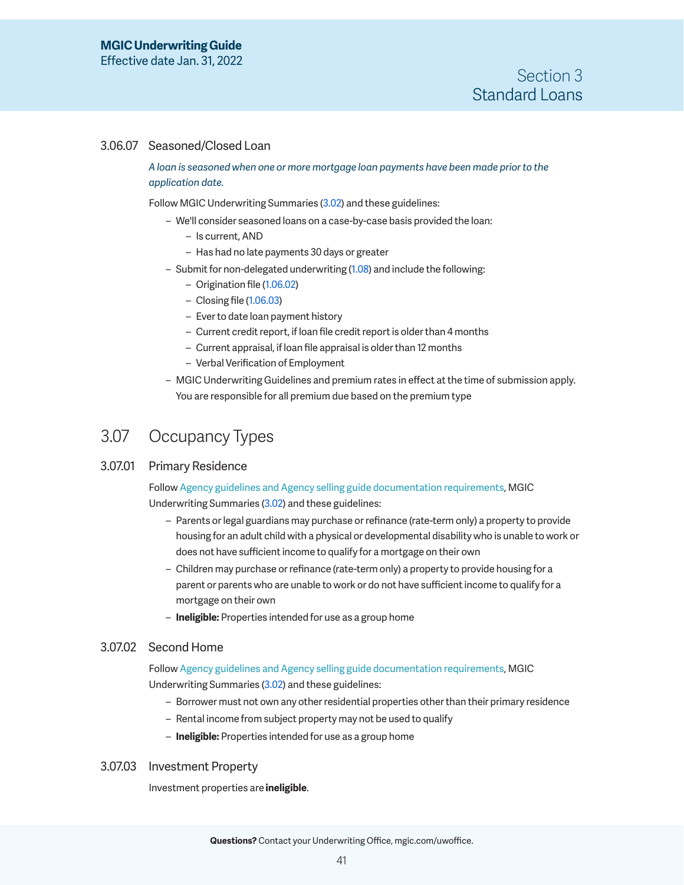### 3.06.07 Seasoned/Closed Loan

*A loan is seasoned when one or more mortgage loan payments have been made prior to the application date.*

Follow MGIC Underwriting Summaries (3.02) and these guidelines:

- We'll consider seasoned loans on a case-by-case basis provided the loan:
  - Is current, AND
  - Has had no late payments 30 days or greater
- Submit for non-delegated underwriting (1.08) and include the following:
  - Origination file (1.06.02)
  - Closing file (1.06.03)
  - Ever to date loan payment history
  - Current credit report, if loan file credit report is older than 4 months
  - Current appraisal, if loan file appraisal is older than 12 months
  - Verbal Verification of Employment
- MGIC Underwriting Guidelines and premium rates in effect at the time of submission apply. You are responsible for all premium due based on the premium type

## 3.07 Occupancy Types

### 3.07.01 Primary Residence

Follow Agency guidelines and Agency selling guide documentation requirements, MGIC Underwriting Summaries (3.02) and these guidelines:

- Parents or legal guardians may purchase or refinance (rate-term only) a property to provide housing for an adult child with a physical or developmental disability who is unable to work or does not have sufficient income to qualify for a mortgage on their own
- Children may purchase or refinance (rate-term only) a property to provide housing for a parent or parents who are unable to work or do not have sufficient income to qualify for a mortgage on their own
- **Ineligible:** Properties intended for use as a group home

### 3.07.02 Second Home

Follow Agency guidelines and Agency selling guide documentation requirements, MGIC Underwriting Summaries (3.02) and these guidelines:

- Borrower must not own any other residential properties other than their primary residence
- Rental income from subject property may not be used to qualify
- **Ineligible:** Properties intended for use as a group home

### 3.07.03 Investment Property

Investment properties are **ineligible**.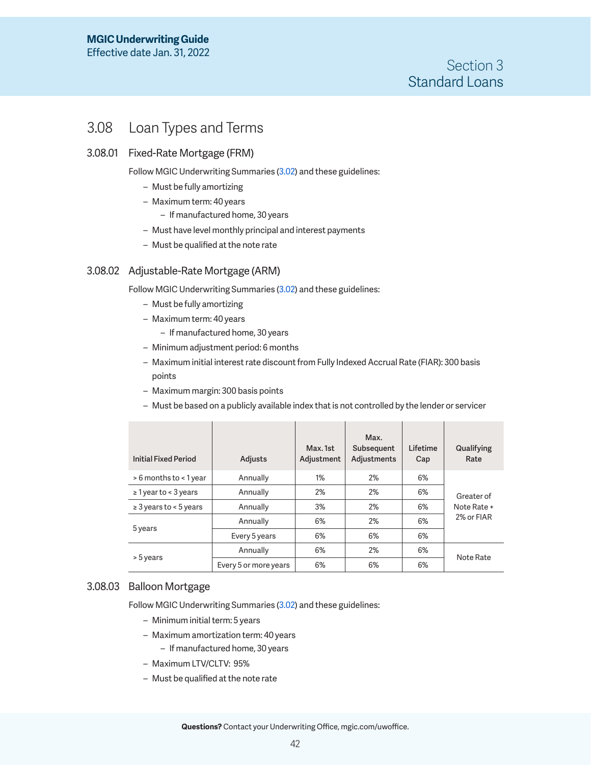## 3.08 Loan Types and Terms

### 3.08.01 Fixed-Rate Mortgage (FRM)

Follow MGIC Underwriting Summaries (3.02) and these guidelines:

- Must be fully amortizing
- Maximum term: 40 years
  - If manufactured home, 30 years
- Must have level monthly principal and interest payments
- Must be qualified at the note rate

### 3.08.02 Adjustable-Rate Mortgage (ARM)

Follow MGIC Underwriting Summaries (3.02) and these guidelines:

- Must be fully amortizing
- Maximum term: 40 years
  - If manufactured home, 30 years
- Minimum adjustment period: 6 months
- Maximum initial interest rate discount from Fully Indexed Accrual Rate (FIAR): 300 basis points
- Maximum margin: 300 basis points
- Must be based on a publicly available index that is not controlled by the lender or servicer

| Initial Fixed Period | Adjusts | Max. 1st Adjustment | Max. Subsequent Adjustments | Lifetime Cap | Qualifying Rate |
|---|---|---|---|---|---|
| > 6 months to < 1 year | Annually | 1% | 2% | 6% | Greater of Note Rate + 2% or FIAR |
| ≥ 1 year to < 3 years | Annually | 2% | 2% | 6% | Greater of Note Rate + 2% or FIAR |
| ≥ 3 years to < 5 years | Annually | 3% | 2% | 6% | Greater of Note Rate + 2% or FIAR |
| 5 years | Annually | 6% | 2% | 6% | Greater of Note Rate + 2% or FIAR |
| 5 years | Every 5 years | 6% | 6% | 6% | Greater of Note Rate + 2% or FIAR |
| > 5 years | Annually | 6% | 2% | 6% | Note Rate |
| > 5 years | Every 5 or more years | 6% | 6% | 6% | Note Rate |

### 3.08.03 Balloon Mortgage

Follow MGIC Underwriting Summaries (3.02) and these guidelines:

- Minimum initial term: 5 years
- Maximum amortization term: 40 years
  - If manufactured home, 30 years
- Maximum LTV/CLTV: 95%
- Must be qualified at the note rate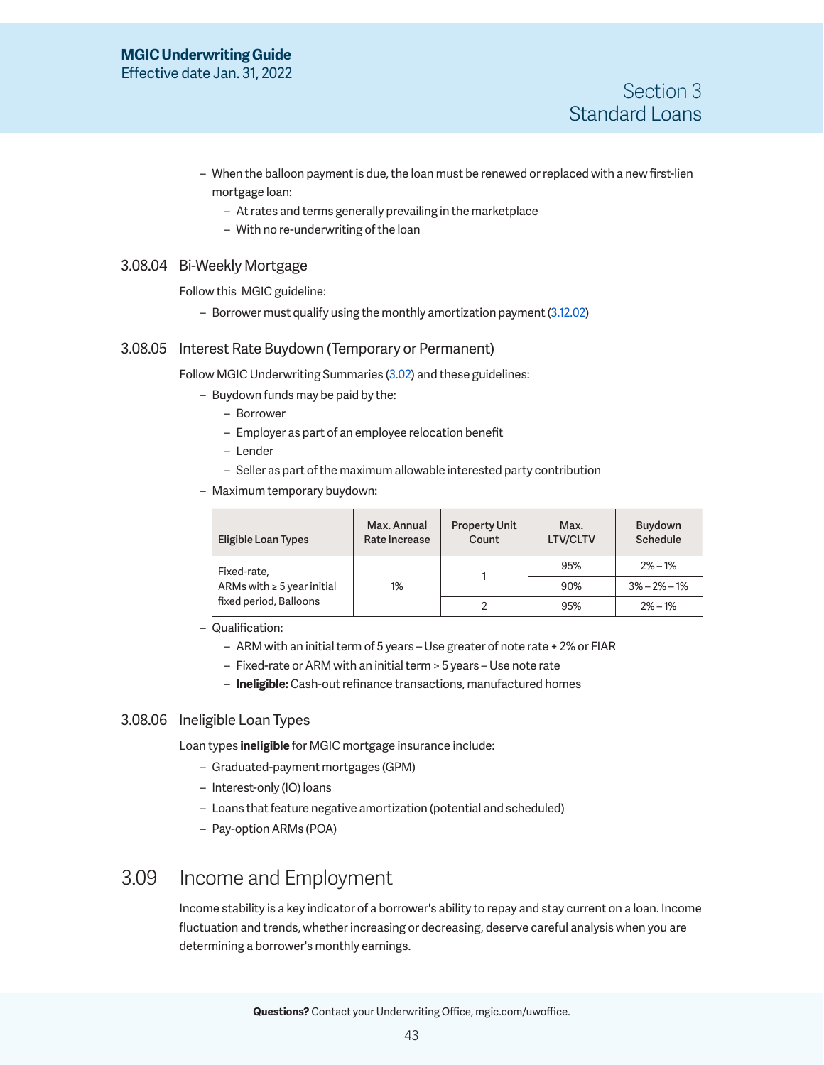- When the balloon payment is due, the loan must be renewed or replaced with a new first-lien mortgage loan:
  - At rates and terms generally prevailing in the marketplace
  - With no re-underwriting of the loan

### 3.08.04 Bi-Weekly Mortgage

Follow this MGIC guideline:

- Borrower must qualify using the monthly amortization payment (3.12.02)

### 3.08.05 Interest Rate Buydown (Temporary or Permanent)

Follow MGIC Underwriting Summaries (3.02) and these guidelines:

- Buydown funds may be paid by the:
  - Borrower
  - Employer as part of an employee relocation benefit
  - Lender
  - Seller as part of the maximum allowable interested party contribution
- Maximum temporary buydown:

| Eligible Loan Types | Max. Annual Rate Increase | Property Unit Count | Max. LTV/CLTV | Buydown Schedule |
|---|---|---|---|---|
| Fixed-rate, ARMs with ≥ 5 year initial fixed period, Balloons | 1% | 1 | 95% | 2% – 1% |
| | | | 90% | 3% – 2% – 1% |
| | | 2 | 95% | 2% – 1% |

- Qualification:
  - ARM with an initial term of 5 years – Use greater of note rate + 2% or FIAR
  - Fixed-rate or ARM with an initial term > 5 years – Use note rate
  - **Ineligible:** Cash-out refinance transactions, manufactured homes

### 3.08.06 Ineligible Loan Types

Loan types **ineligible** for MGIC mortgage insurance include:

- Graduated-payment mortgages (GPM)
- Interest-only (IO) loans
- Loans that feature negative amortization (potential and scheduled)
- Pay-option ARMs (POA)

## 3.09 Income and Employment

Income stability is a key indicator of a borrower's ability to repay and stay current on a loan. Income fluctuation and trends, whether increasing or decreasing, deserve careful analysis when you are determining a borrower's monthly earnings.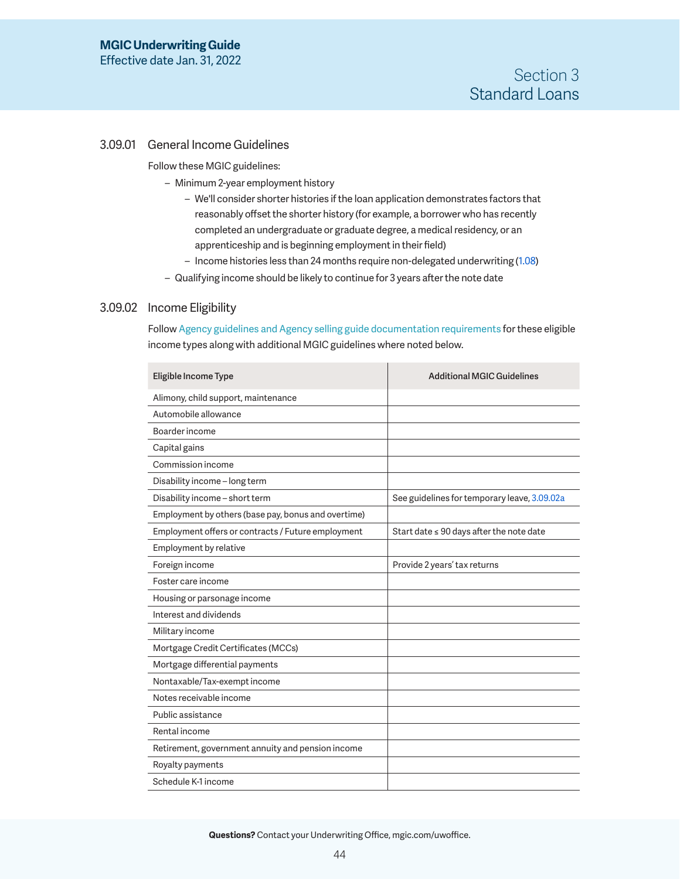### 3.09.01 General Income Guidelines

Follow these MGIC guidelines:

- Minimum 2-year employment history
  - We'll consider shorter histories if the loan application demonstrates factors that reasonably offset the shorter history (for example, a borrower who has recently completed an undergraduate or graduate degree, a medical residency, or an apprenticeship and is beginning employment in their field)
  - Income histories less than 24 months require non-delegated underwriting (1.08)
- Qualifying income should be likely to continue for 3 years after the note date

### 3.09.02 Income Eligibility

Follow Agency guidelines and Agency selling guide documentation requirements for these eligible income types along with additional MGIC guidelines where noted below.

| Eligible Income Type | Additional MGIC Guidelines |
|---|---|
| Alimony, child support, maintenance | |
| Automobile allowance | |
| Boarder income | |
| Capital gains | |
| Commission income | |
| Disability income – long term | |
| Disability income – short term | See guidelines for temporary leave, 3.09.02a |
| Employment by others (base pay, bonus and overtime) | |
| Employment offers or contracts / Future employment | Start date ≤ 90 days after the note date |
| Employment by relative | |
| Foreign income | Provide 2 years' tax returns |
| Foster care income | |
| Housing or parsonage income | |
| Interest and dividends | |
| Military income | |
| Mortgage Credit Certificates (MCCs) | |
| Mortgage differential payments | |
| Nontaxable/Tax-exempt income | |
| Notes receivable income | |
| Public assistance | |
| Rental income | |
| Retirement, government annuity and pension income | |
| Royalty payments | |
| Schedule K-1 income | |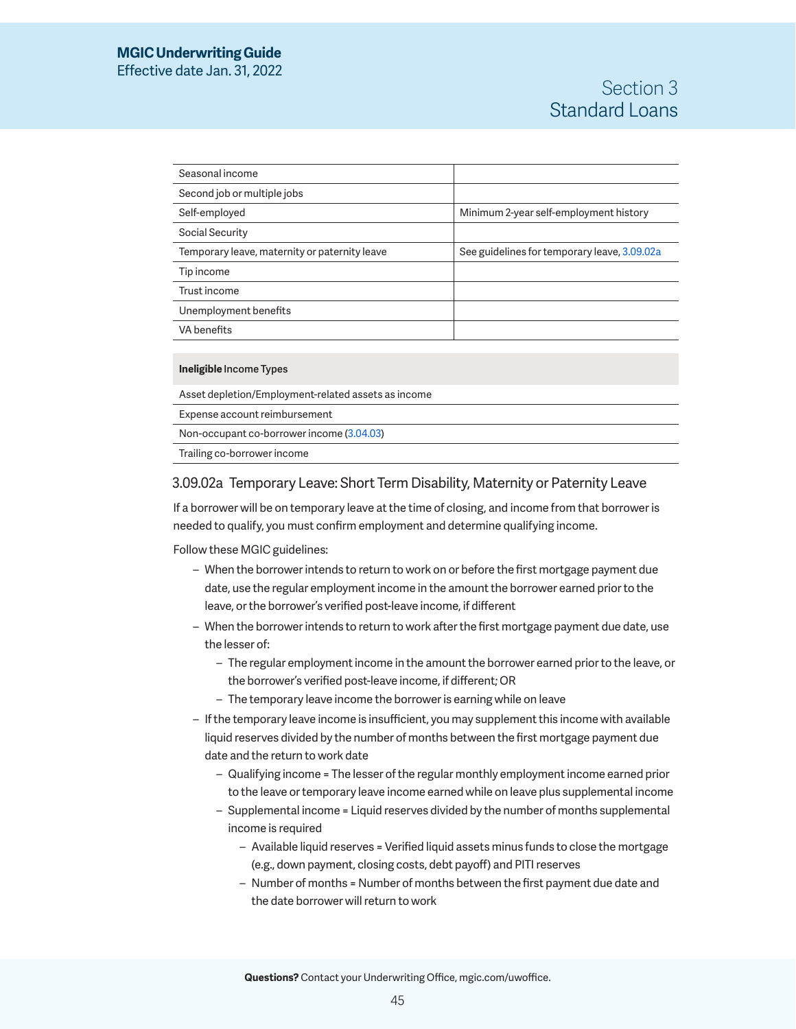| | |
|---|---|
| Seasonal income | |
| Second job or multiple jobs | |
| Self-employed | Minimum 2-year self-employment history |
| Social Security | |
| Temporary leave, maternity or paternity leave | See guidelines for temporary leave, 3.09.02a |
| Tip income | |
| Trust income | |
| Unemployment benefits | |
| VA benefits | |

| **Ineligible** Income Types |
|---|
| Asset depletion/Employment-related assets as income |
| Expense account reimbursement |
| Non-occupant co-borrower income (3.04.03) |
| Trailing co-borrower income |

### 3.09.02a Temporary Leave: Short Term Disability, Maternity or Paternity Leave

If a borrower will be on temporary leave at the time of closing, and income from that borrower is needed to qualify, you must confirm employment and determine qualifying income.

Follow these MGIC guidelines:

- When the borrower intends to return to work on or before the first mortgage payment due date, use the regular employment income in the amount the borrower earned prior to the leave, or the borrower's verified post-leave income, if different
- When the borrower intends to return to work after the first mortgage payment due date, use the lesser of:
  - The regular employment income in the amount the borrower earned prior to the leave, or the borrower's verified post-leave income, if different; OR
  - The temporary leave income the borrower is earning while on leave
- If the temporary leave income is insufficient, you may supplement this income with available liquid reserves divided by the number of months between the first mortgage payment due date and the return to work date
  - Qualifying income = The lesser of the regular monthly employment income earned prior to the leave or temporary leave income earned while on leave plus supplemental income
  - Supplemental income = Liquid reserves divided by the number of months supplemental income is required
    - Available liquid reserves = Verified liquid assets minus funds to close the mortgage (e.g., down payment, closing costs, debt payoff) and PITI reserves
    - Number of months = Number of months between the first payment due date and the date borrower will return to work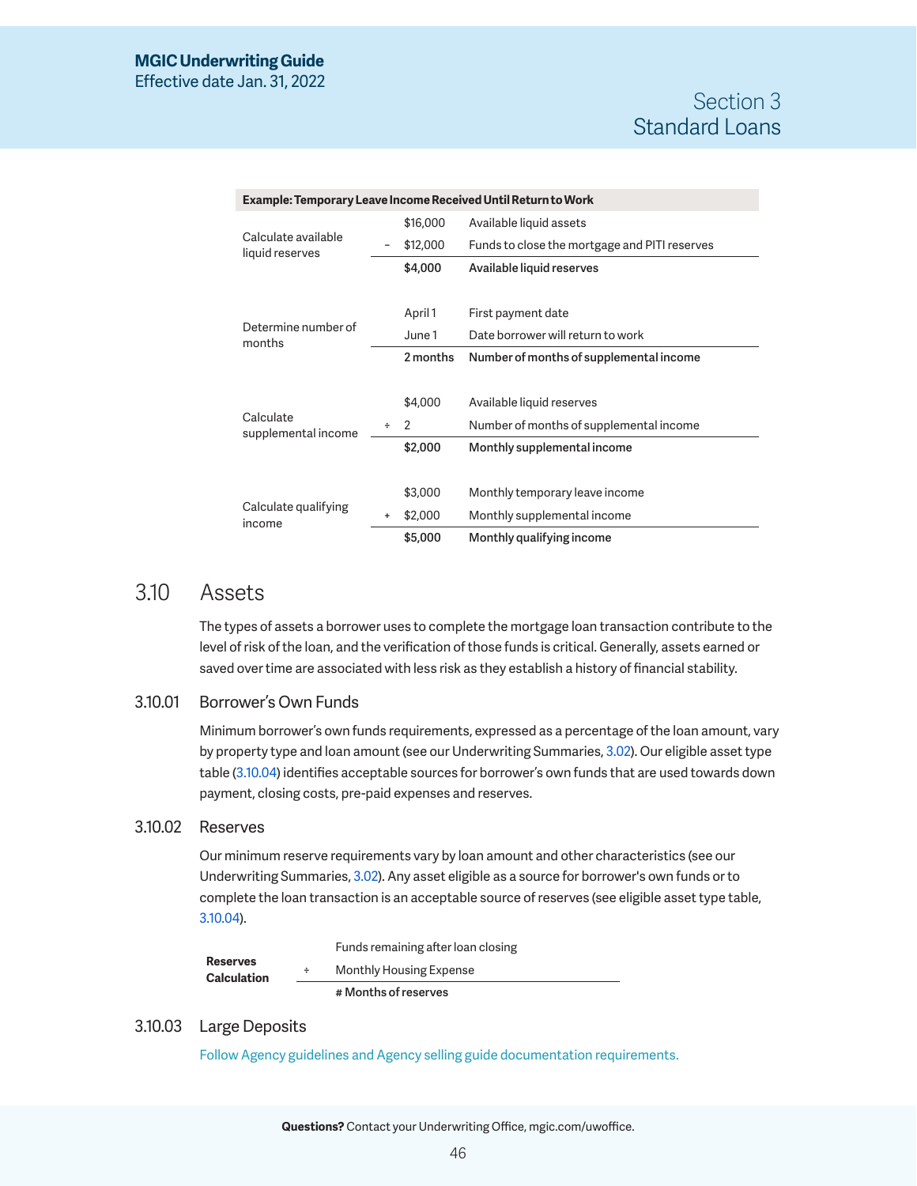| Example: Temporary Leave Income Received Until Return to Work | | | |
|---|---|---|---|
| Calculate available liquid reserves | | $16,000 | Available liquid assets |
| | – | $12,000 | Funds to close the mortgage and PITI reserves |
| | | **$4,000** | **Available liquid reserves** |
| Determine number of months | | April 1 | First payment date |
| | | June 1 | Date borrower will return to work |
| | | **2 months** | **Number of months of supplemental income** |
| Calculate supplemental income | | $4,000 | Available liquid reserves |
| | ÷ | 2 | Number of months of supplemental income |
| | | **$2,000** | **Monthly supplemental income** |
| Calculate qualifying income | | $3,000 | Monthly temporary leave income |
| | + | $2,000 | Monthly supplemental income |
| | | **$5,000** | **Monthly qualifying income** |

## 3.10 Assets

The types of assets a borrower uses to complete the mortgage loan transaction contribute to the level of risk of the loan, and the verification of those funds is critical. Generally, assets earned or saved over time are associated with less risk as they establish a history of financial stability.

### 3.10.01 Borrower's Own Funds

Minimum borrower's own funds requirements, expressed as a percentage of the loan amount, vary by property type and loan amount (see our Underwriting Summaries, 3.02). Our eligible asset type table (3.10.04) identifies acceptable sources for borrower's own funds that are used towards down payment, closing costs, pre-paid expenses and reserves.

### 3.10.02 Reserves

Our minimum reserve requirements vary by loan amount and other characteristics (see our Underwriting Summaries, 3.02). Any asset eligible as a source for borrower's own funds or to complete the loan transaction is an acceptable source of reserves (see eligible asset type table, 3.10.04).

| **Reserves Calculation** | | |
|---|---|---|
| | | Funds remaining after loan closing |
| | ÷ | Monthly Housing Expense |
| | | **# Months of reserves** |

### 3.10.03 Large Deposits

Follow Agency guidelines and Agency selling guide documentation requirements.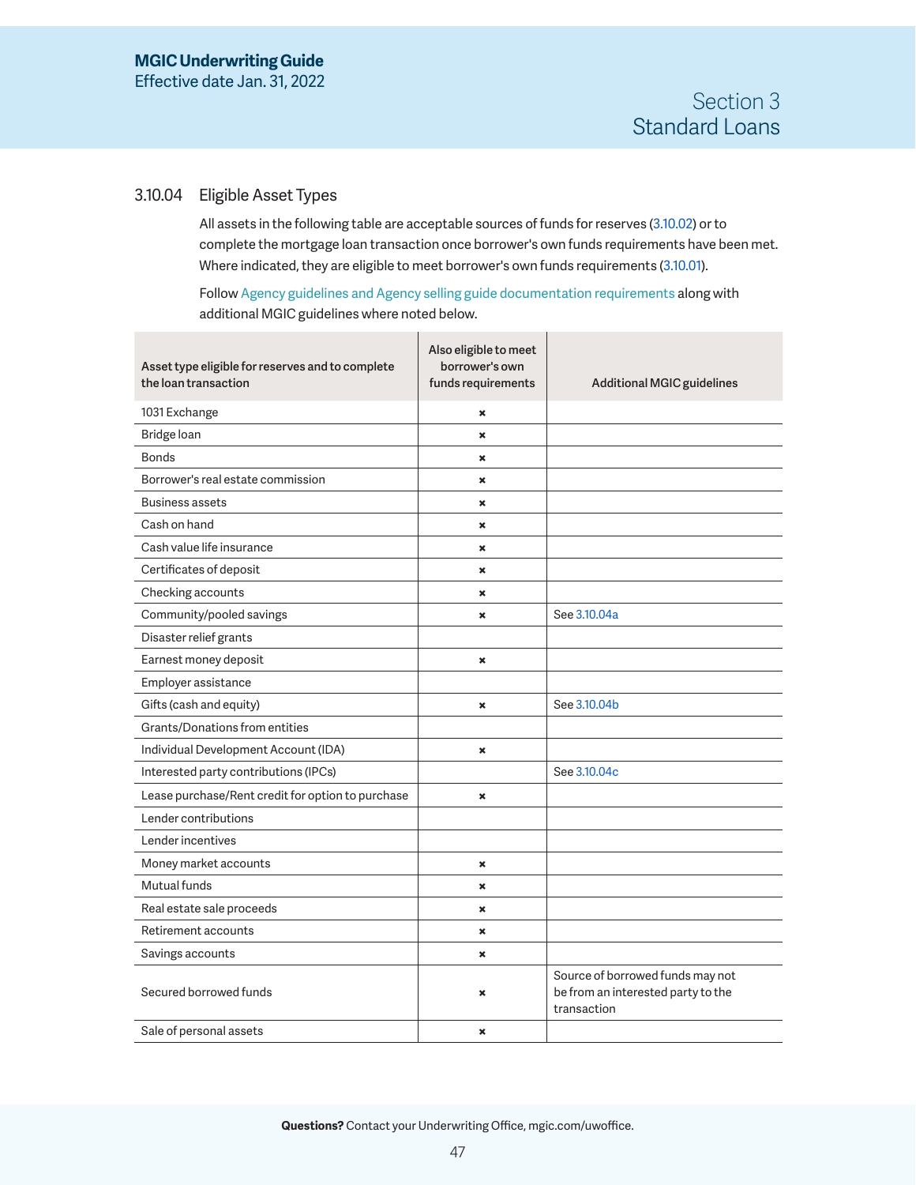## 3.10.04 Eligible Asset Types

All assets in the following table are acceptable sources of funds for reserves (3.10.02) or to complete the mortgage loan transaction once borrower's own funds requirements have been met. Where indicated, they are eligible to meet borrower's own funds requirements (3.10.01).

Follow Agency guidelines and Agency selling guide documentation requirements along with additional MGIC guidelines where noted below.

| Asset type eligible for reserves and to complete the loan transaction | Also eligible to meet borrower's own funds requirements | Additional MGIC guidelines |
|---|---|---|
| 1031 Exchange | × | |
| Bridge loan | × | |
| Bonds | × | |
| Borrower's real estate commission | × | |
| Business assets | × | |
| Cash on hand | × | |
| Cash value life insurance | × | |
| Certificates of deposit | × | |
| Checking accounts | × | |
| Community/pooled savings | × | See 3.10.04a |
| Disaster relief grants | | |
| Earnest money deposit | × | |
| Employer assistance | | |
| Gifts (cash and equity) | × | See 3.10.04b |
| Grants/Donations from entities | | |
| Individual Development Account (IDA) | × | |
| Interested party contributions (IPCs) | | See 3.10.04c |
| Lease purchase/Rent credit for option to purchase | × | |
| Lender contributions | | |
| Lender incentives | | |
| Money market accounts | × | |
| Mutual funds | × | |
| Real estate sale proceeds | × | |
| Retirement accounts | × | |
| Savings accounts | × | |
| Secured borrowed funds | × | Source of borrowed funds may not be from an interested party to the transaction |
| Sale of personal assets | × | |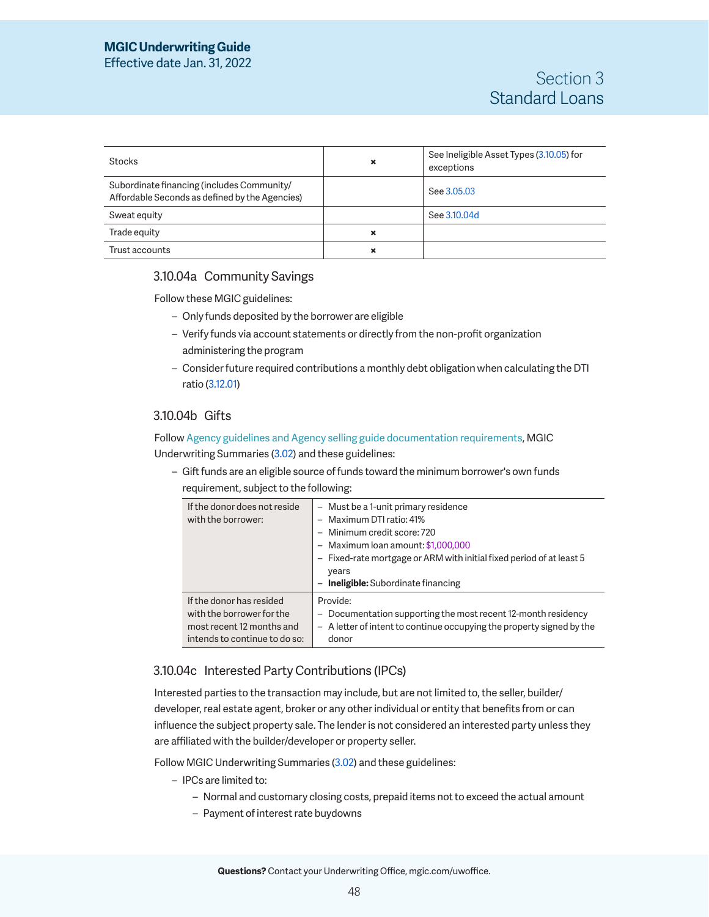| Stocks | ✖ | See Ineligible Asset Types (3.10.05) for exceptions |
|---|---|---|
| Subordinate financing (includes Community/ Affordable Seconds as defined by the Agencies) | | See 3.05.03 |
| Sweat equity | | See 3.10.04d |
| Trade equity | ✖ | |
| Trust accounts | ✖ | |

### 3.10.04a Community Savings

Follow these MGIC guidelines:

- Only funds deposited by the borrower are eligible
- Verify funds via account statements or directly from the non-profit organization administering the program
- Consider future required contributions a monthly debt obligation when calculating the DTI ratio (3.12.01)

### 3.10.04b Gifts

Follow Agency guidelines and Agency selling guide documentation requirements, MGIC Underwriting Summaries (3.02) and these guidelines:

- Gift funds are an eligible source of funds toward the minimum borrower's own funds requirement, subject to the following:

| If the donor does not reside with the borrower: | – Must be a 1-unit primary residence<br>– Maximum DTI ratio: 41%<br>– Minimum credit score: 720<br>– Maximum loan amount: $1,000,000<br>– Fixed-rate mortgage or ARM with initial fixed period of at least 5 years<br>– **Ineligible:** Subordinate financing |
|---|---|
| If the donor has resided with the borrower for the most recent 12 months and intends to continue to do so: | Provide:<br>– Documentation supporting the most recent 12-month residency<br>– A letter of intent to continue occupying the property signed by the donor |

### 3.10.04c Interested Party Contributions (IPCs)

Interested parties to the transaction may include, but are not limited to, the seller, builder/ developer, real estate agent, broker or any other individual or entity that benefits from or can influence the subject property sale. The lender is not considered an interested party unless they are affiliated with the builder/developer or property seller.

Follow MGIC Underwriting Summaries (3.02) and these guidelines:

- IPCs are limited to:
  - Normal and customary closing costs, prepaid items not to exceed the actual amount
  - Payment of interest rate buydowns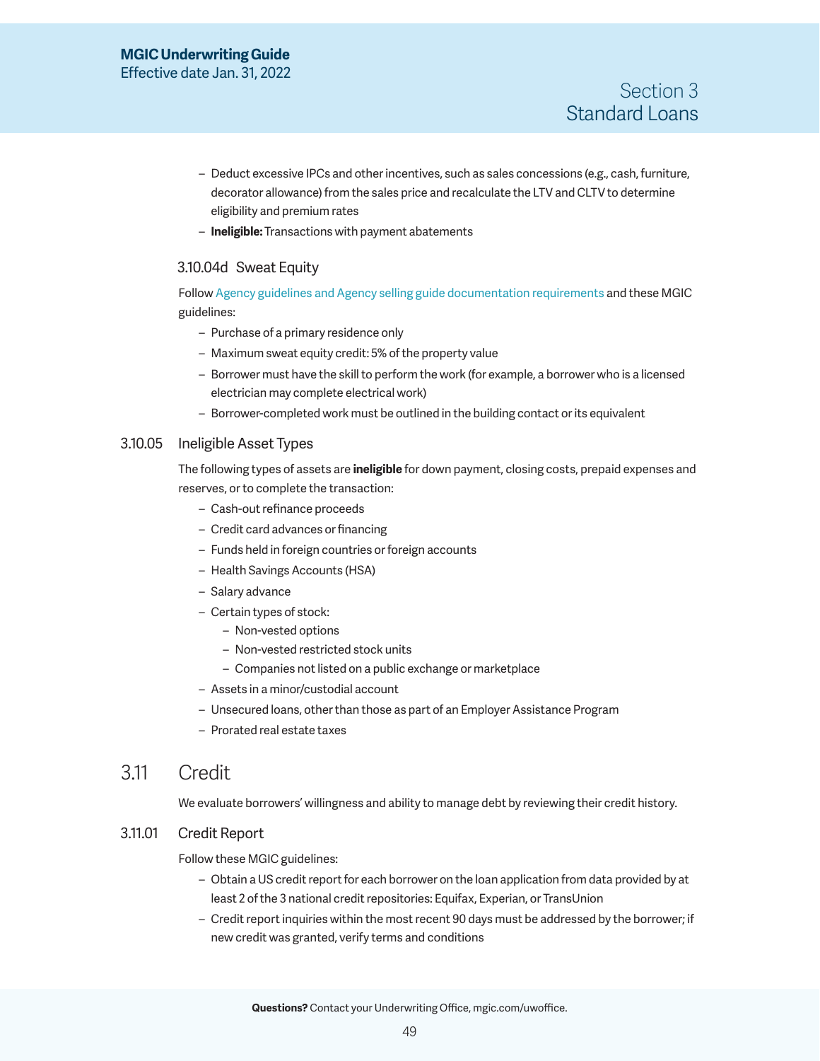- Deduct excessive IPCs and other incentives, such as sales concessions (e.g., cash, furniture, decorator allowance) from the sales price and recalculate the LTV and CLTV to determine eligibility and premium rates
- **Ineligible:** Transactions with payment abatements

#### 3.10.04d Sweat Equity

Follow Agency guidelines and Agency selling guide documentation requirements and these MGIC guidelines:

- Purchase of a primary residence only
- Maximum sweat equity credit: 5% of the property value
- Borrower must have the skill to perform the work (for example, a borrower who is a licensed electrician may complete electrical work)
- Borrower-completed work must be outlined in the building contact or its equivalent

### 3.10.05 Ineligible Asset Types

The following types of assets are **ineligible** for down payment, closing costs, prepaid expenses and reserves, or to complete the transaction:

- Cash-out refinance proceeds
- Credit card advances or financing
- Funds held in foreign countries or foreign accounts
- Health Savings Accounts (HSA)
- Salary advance
- Certain types of stock:
  - Non-vested options
  - Non-vested restricted stock units
  - Companies not listed on a public exchange or marketplace
- Assets in a minor/custodial account
- Unsecured loans, other than those as part of an Employer Assistance Program
- Prorated real estate taxes

## 3.11 Credit

We evaluate borrowers' willingness and ability to manage debt by reviewing their credit history.

### 3.11.01 Credit Report

Follow these MGIC guidelines:

- Obtain a US credit report for each borrower on the loan application from data provided by at least 2 of the 3 national credit repositories: Equifax, Experian, or TransUnion
- Credit report inquiries within the most recent 90 days must be addressed by the borrower; if new credit was granted, verify terms and conditions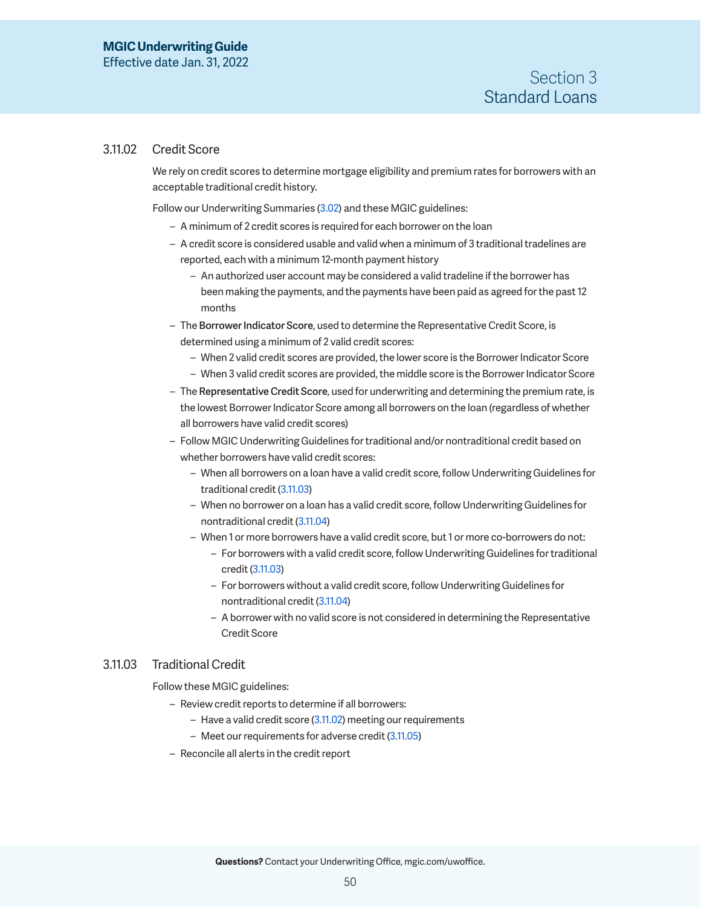### 3.11.02 Credit Score

We rely on credit scores to determine mortgage eligibility and premium rates for borrowers with an acceptable traditional credit history.

Follow our Underwriting Summaries (3.02) and these MGIC guidelines:

- A minimum of 2 credit scores is required for each borrower on the loan
- A credit score is considered usable and valid when a minimum of 3 traditional tradelines are reported, each with a minimum 12-month payment history
  - An authorized user account may be considered a valid tradeline if the borrower has been making the payments, and the payments have been paid as agreed for the past 12 months
- The **Borrower Indicator Score**, used to determine the Representative Credit Score, is determined using a minimum of 2 valid credit scores:
  - When 2 valid credit scores are provided, the lower score is the Borrower Indicator Score
  - When 3 valid credit scores are provided, the middle score is the Borrower Indicator Score
- The **Representative Credit Score**, used for underwriting and determining the premium rate, is the lowest Borrower Indicator Score among all borrowers on the loan (regardless of whether all borrowers have valid credit scores)
- Follow MGIC Underwriting Guidelines for traditional and/or nontraditional credit based on whether borrowers have valid credit scores:
  - When all borrowers on a loan have a valid credit score, follow Underwriting Guidelines for traditional credit (3.11.03)
  - When no borrower on a loan has a valid credit score, follow Underwriting Guidelines for nontraditional credit (3.11.04)
  - When 1 or more borrowers have a valid credit score, but 1 or more co-borrowers do not:
    - For borrowers with a valid credit score, follow Underwriting Guidelines for traditional credit (3.11.03)
    - For borrowers without a valid credit score, follow Underwriting Guidelines for nontraditional credit (3.11.04)
    - A borrower with no valid score is not considered in determining the Representative Credit Score

### 3.11.03 Traditional Credit

Follow these MGIC guidelines:

- Review credit reports to determine if all borrowers:
  - Have a valid credit score (3.11.02) meeting our requirements
  - Meet our requirements for adverse credit (3.11.05)
- Reconcile all alerts in the credit report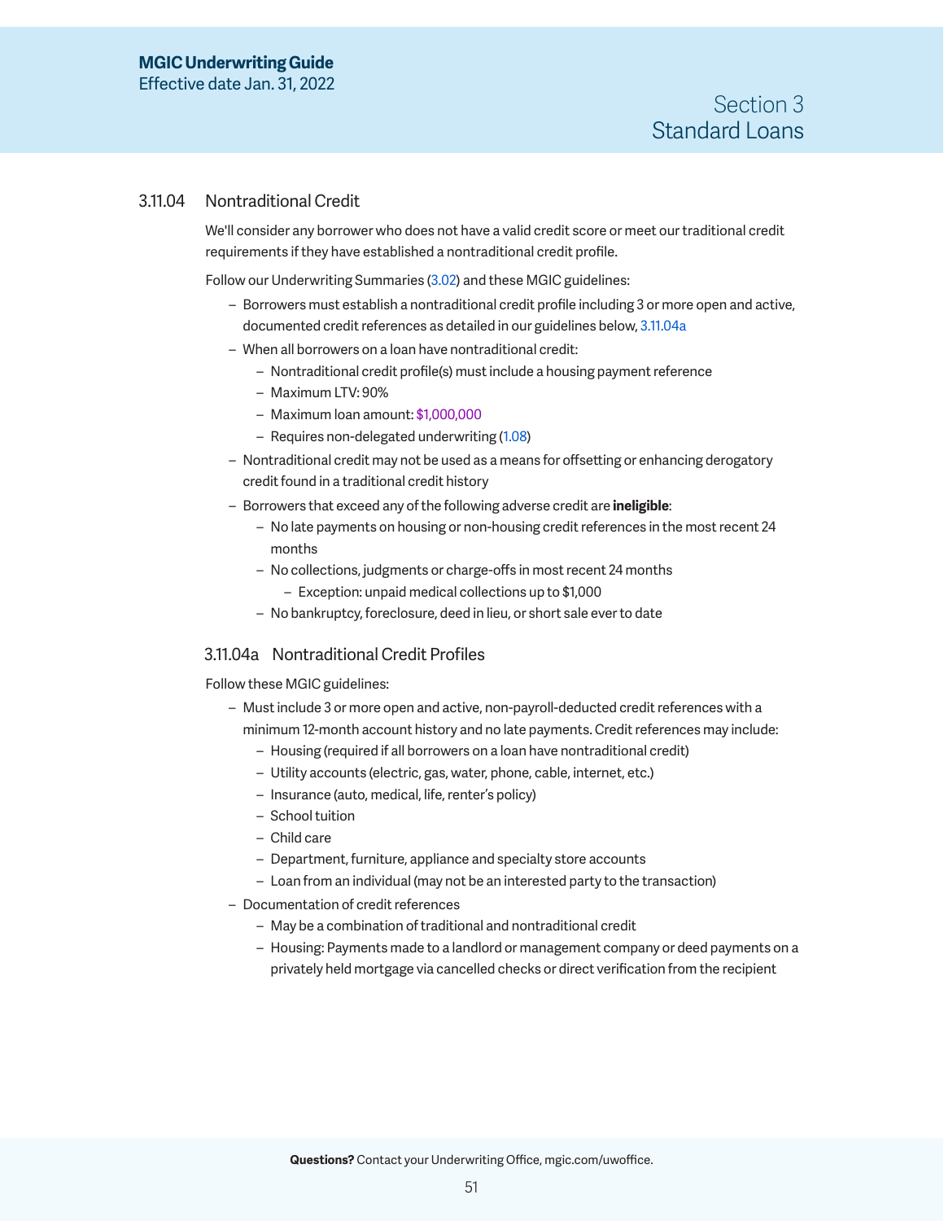### 3.11.04 Nontraditional Credit

We'll consider any borrower who does not have a valid credit score or meet our traditional credit requirements if they have established a nontraditional credit profile.

Follow our Underwriting Summaries (3.02) and these MGIC guidelines:

- Borrowers must establish a nontraditional credit profile including 3 or more open and active, documented credit references as detailed in our guidelines below, 3.11.04a
- When all borrowers on a loan have nontraditional credit:
  - Nontraditional credit profile(s) must include a housing payment reference
  - Maximum LTV: 90%
  - Maximum loan amount: $1,000,000
  - Requires non-delegated underwriting (1.08)
- Nontraditional credit may not be used as a means for offsetting or enhancing derogatory credit found in a traditional credit history
- Borrowers that exceed any of the following adverse credit are **ineligible**:
  - No late payments on housing or non-housing credit references in the most recent 24 months
  - No collections, judgments or charge-offs in most recent 24 months
    - Exception: unpaid medical collections up to $1,000
  - No bankruptcy, foreclosure, deed in lieu, or short sale ever to date

#### 3.11.04a Nontraditional Credit Profiles

Follow these MGIC guidelines:

- Must include 3 or more open and active, non-payroll-deducted credit references with a minimum 12-month account history and no late payments. Credit references may include:
  - Housing (required if all borrowers on a loan have nontraditional credit)
  - Utility accounts (electric, gas, water, phone, cable, internet, etc.)
  - Insurance (auto, medical, life, renter's policy)
  - School tuition
  - Child care
  - Department, furniture, appliance and specialty store accounts
  - Loan from an individual (may not be an interested party to the transaction)
- Documentation of credit references
  - May be a combination of traditional and nontraditional credit
  - Housing: Payments made to a landlord or management company or deed payments on a privately held mortgage via cancelled checks or direct verification from the recipient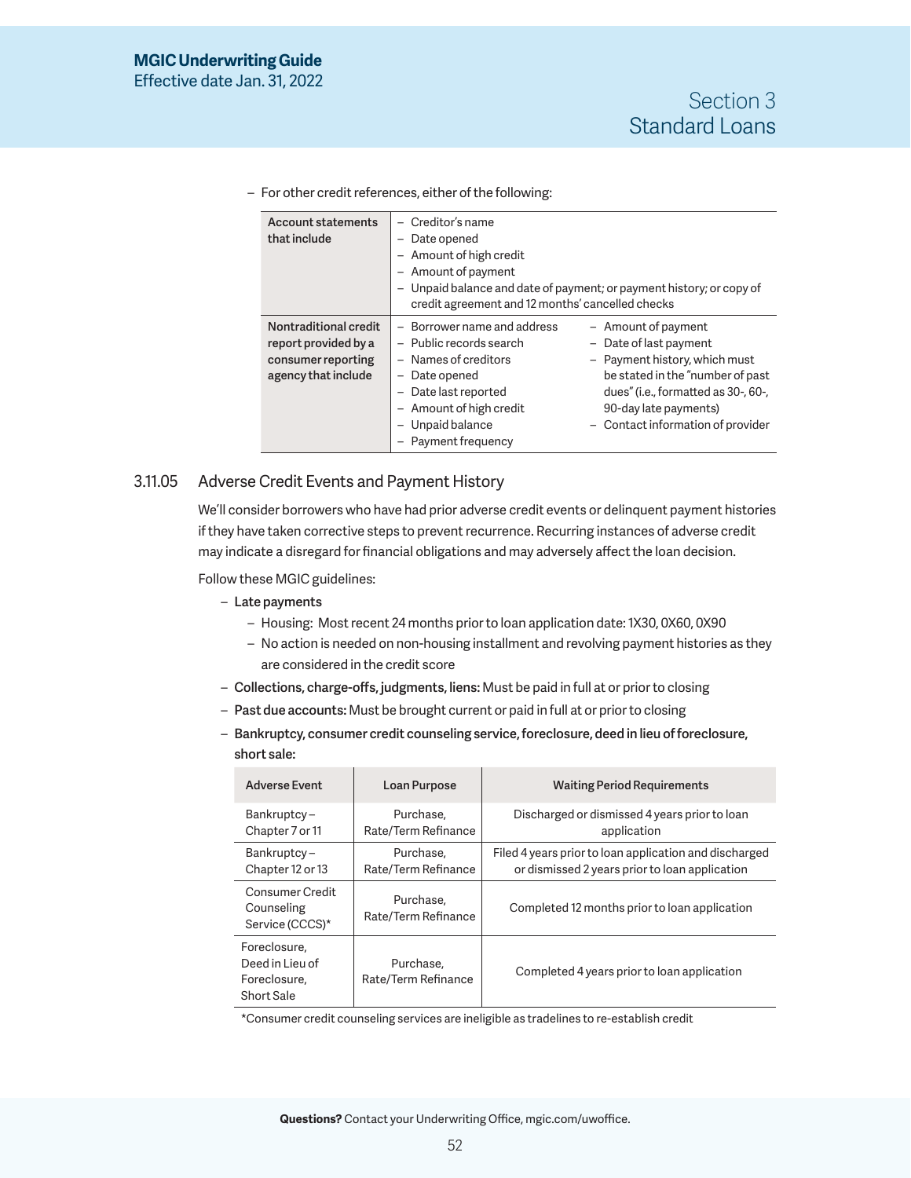- For other credit references, either of the following:

| | |
|---|---|
| **Account statements that include** | - Creditor's name<br>- Date opened<br>- Amount of high credit<br>- Amount of payment<br>- Unpaid balance and date of payment; or payment history; or copy of credit agreement and 12 months' cancelled checks |
| **Nontraditional credit report provided by a consumer reporting agency that include** | - Borrower name and address<br>- Public records search<br>- Names of creditors<br>- Date opened<br>- Date last reported<br>- Amount of high credit<br>- Unpaid balance<br>- Payment frequency<br>- Amount of payment<br>- Date of last payment<br>- Payment history, which must be stated in the "number of past dues" (i.e., formatted as 30-, 60-, 90-day late payments)<br>- Contact information of provider |

### 3.11.05 Adverse Credit Events and Payment History

We'll consider borrowers who have had prior adverse credit events or delinquent payment histories if they have taken corrective steps to prevent recurrence. Recurring instances of adverse credit may indicate a disregard for financial obligations and may adversely affect the loan decision.

Follow these MGIC guidelines:

- **Late payments**
  - Housing: Most recent 24 months prior to loan application date: 1X30, 0X60, 0X90
  - No action is needed on non-housing installment and revolving payment histories as they are considered in the credit score
- **Collections, charge-offs, judgments, liens:** Must be paid in full at or prior to closing
- **Past due accounts:** Must be brought current or paid in full at or prior to closing
- **Bankruptcy, consumer credit counseling service, foreclosure, deed in lieu of foreclosure, short sale:**

| Adverse Event | Loan Purpose | Waiting Period Requirements |
|---|---|---|
| Bankruptcy – Chapter 7 or 11 | Purchase, Rate/Term Refinance | Discharged or dismissed 4 years prior to loan application |
| Bankruptcy – Chapter 12 or 13 | Purchase, Rate/Term Refinance | Filed 4 years prior to loan application and discharged or dismissed 2 years prior to loan application |
| Consumer Credit Counseling Service (CCCS)* | Purchase, Rate/Term Refinance | Completed 12 months prior to loan application |
| Foreclosure, Deed in Lieu of Foreclosure, Short Sale | Purchase, Rate/Term Refinance | Completed 4 years prior to loan application |

*Consumer credit counseling services are ineligible as tradelines to re-establish credit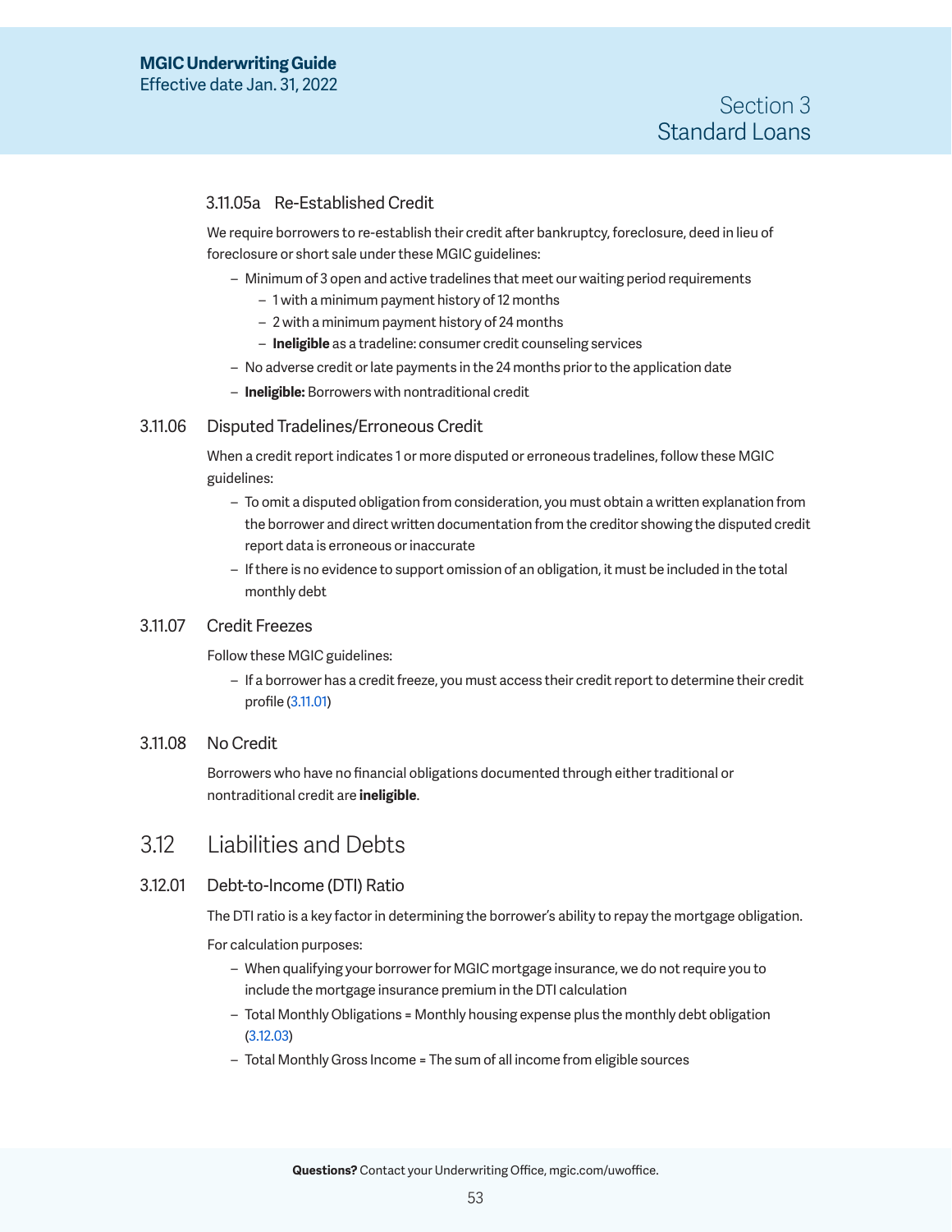#### 3.11.05a Re-Established Credit

We require borrowers to re-establish their credit after bankruptcy, foreclosure, deed in lieu of foreclosure or short sale under these MGIC guidelines:

- Minimum of 3 open and active tradelines that meet our waiting period requirements
  - 1 with a minimum payment history of 12 months
  - 2 with a minimum payment history of 24 months
  - **Ineligible** as a tradeline: consumer credit counseling services
- No adverse credit or late payments in the 24 months prior to the application date
- **Ineligible:** Borrowers with nontraditional credit

### 3.11.06 Disputed Tradelines/Erroneous Credit

When a credit report indicates 1 or more disputed or erroneous tradelines, follow these MGIC guidelines:

- To omit a disputed obligation from consideration, you must obtain a written explanation from the borrower and direct written documentation from the creditor showing the disputed credit report data is erroneous or inaccurate
- If there is no evidence to support omission of an obligation, it must be included in the total monthly debt

### 3.11.07 Credit Freezes

Follow these MGIC guidelines:

- If a borrower has a credit freeze, you must access their credit report to determine their credit profile (3.11.01)

### 3.11.08 No Credit

Borrowers who have no financial obligations documented through either traditional or nontraditional credit are **ineligible**.

## 3.12 Liabilities and Debts

### 3.12.01 Debt-to-Income (DTI) Ratio

The DTI ratio is a key factor in determining the borrower's ability to repay the mortgage obligation.

For calculation purposes:

- When qualifying your borrower for MGIC mortgage insurance, we do not require you to include the mortgage insurance premium in the DTI calculation
- Total Monthly Obligations = Monthly housing expense plus the monthly debt obligation (3.12.03)
- Total Monthly Gross Income = The sum of all income from eligible sources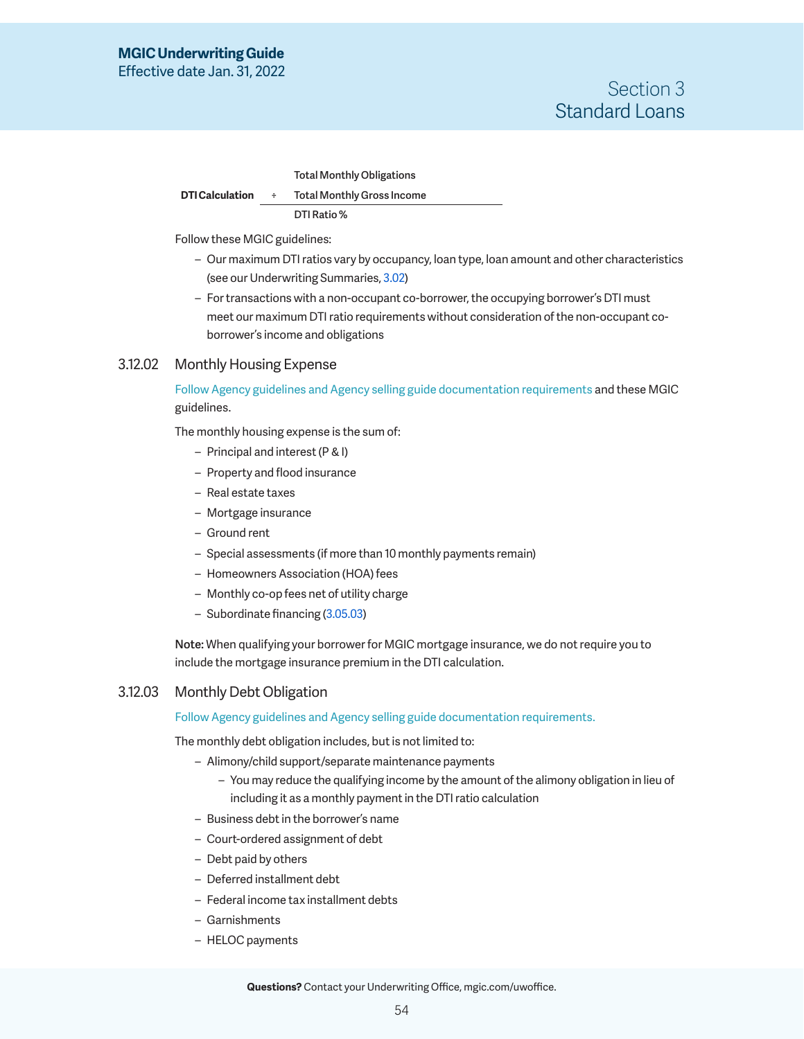| | | |
|---|---|---|
| | | Total Monthly Obligations |
| DTI Calculation | ÷ | Total Monthly Gross Income |
| | | DTI Ratio % |

Follow these MGIC guidelines:

- Our maximum DTI ratios vary by occupancy, loan type, loan amount and other characteristics (see our Underwriting Summaries, 3.02)
- For transactions with a non-occupant co-borrower, the occupying borrower's DTI must meet our maximum DTI ratio requirements without consideration of the non-occupant co-borrower's income and obligations

### 3.12.02 Monthly Housing Expense

Follow Agency guidelines and Agency selling guide documentation requirements and these MGIC guidelines.

The monthly housing expense is the sum of:

- Principal and interest (P & I)
- Property and flood insurance
- Real estate taxes
- Mortgage insurance
- Ground rent
- Special assessments (if more than 10 monthly payments remain)
- Homeowners Association (HOA) fees
- Monthly co-op fees net of utility charge
- Subordinate financing (3.05.03)

**Note:** When qualifying your borrower for MGIC mortgage insurance, we do not require you to include the mortgage insurance premium in the DTI calculation.

### 3.12.03 Monthly Debt Obligation

Follow Agency guidelines and Agency selling guide documentation requirements.

The monthly debt obligation includes, but is not limited to:

- Alimony/child support/separate maintenance payments
  - You may reduce the qualifying income by the amount of the alimony obligation in lieu of including it as a monthly payment in the DTI ratio calculation
- Business debt in the borrower's name
- Court-ordered assignment of debt
- Debt paid by others
- Deferred installment debt
- Federal income tax installment debts
- Garnishments
- HELOC payments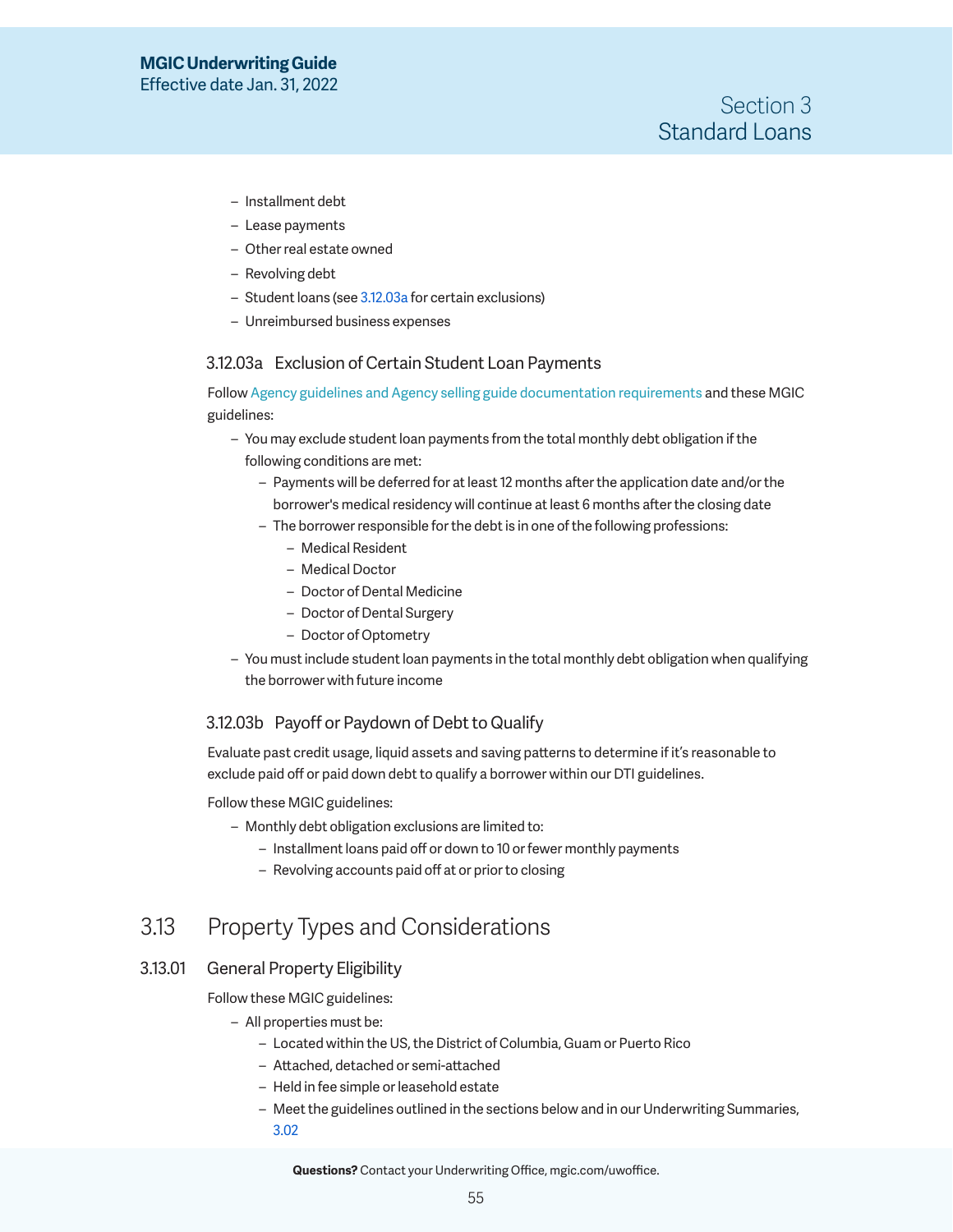- Installment debt
- Lease payments
- Other real estate owned
- Revolving debt
- Student loans (see 3.12.03a for certain exclusions)
- Unreimbursed business expenses

### 3.12.03a Exclusion of Certain Student Loan Payments

Follow Agency guidelines and Agency selling guide documentation requirements and these MGIC guidelines:

- You may exclude student loan payments from the total monthly debt obligation if the following conditions are met:
  - Payments will be deferred for at least 12 months after the application date and/or the borrower's medical residency will continue at least 6 months after the closing date
  - The borrower responsible for the debt is in one of the following professions:
    - Medical Resident
    - Medical Doctor
    - Doctor of Dental Medicine
    - Doctor of Dental Surgery
    - Doctor of Optometry
- You must include student loan payments in the total monthly debt obligation when qualifying the borrower with future income

### 3.12.03b Payoff or Paydown of Debt to Qualify

Evaluate past credit usage, liquid assets and saving patterns to determine if it's reasonable to exclude paid off or paid down debt to qualify a borrower within our DTI guidelines.

Follow these MGIC guidelines:

- Monthly debt obligation exclusions are limited to:
  - Installment loans paid off or down to 10 or fewer monthly payments
  - Revolving accounts paid off at or prior to closing

# 3.13 Property Types and Considerations

## 3.13.01 General Property Eligibility

Follow these MGIC guidelines:

- All properties must be:
  - Located within the US, the District of Columbia, Guam or Puerto Rico
  - Attached, detached or semi-attached
  - Held in fee simple or leasehold estate
  - Meet the guidelines outlined in the sections below and in our Underwriting Summaries, 3.02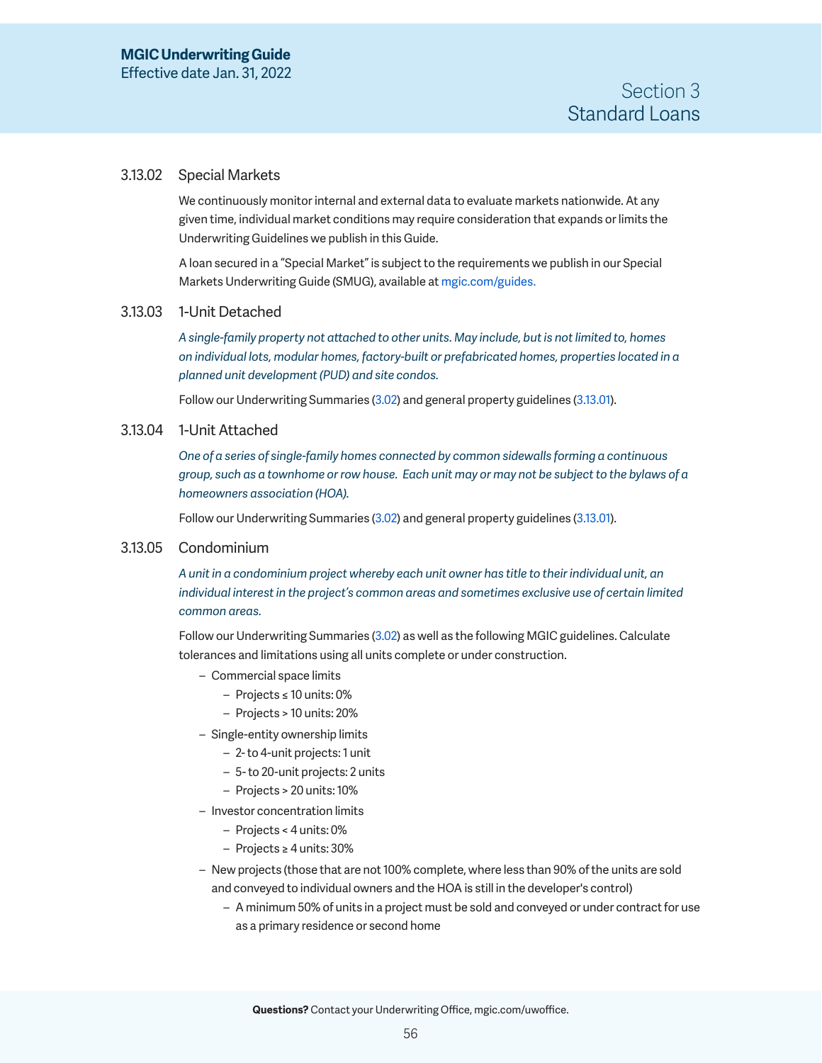### 3.13.02 Special Markets

We continuously monitor internal and external data to evaluate markets nationwide. At any given time, individual market conditions may require consideration that expands or limits the Underwriting Guidelines we publish in this Guide.

A loan secured in a "Special Market" is subject to the requirements we publish in our Special Markets Underwriting Guide (SMUG), available at mgic.com/guides.

### 3.13.03 1-Unit Detached

*A single-family property not attached to other units. May include, but is not limited to, homes on individual lots, modular homes, factory-built or prefabricated homes, properties located in a planned unit development (PUD) and site condos.*

Follow our Underwriting Summaries (3.02) and general property guidelines (3.13.01).

### 3.13.04 1-Unit Attached

*One of a series of single-family homes connected by common sidewalls forming a continuous group, such as a townhome or row house. Each unit may or may not be subject to the bylaws of a homeowners association (HOA).*

Follow our Underwriting Summaries (3.02) and general property guidelines (3.13.01).

### 3.13.05 Condominium

*A unit in a condominium project whereby each unit owner has title to their individual unit, an individual interest in the project's common areas and sometimes exclusive use of certain limited common areas.*

Follow our Underwriting Summaries (3.02) as well as the following MGIC guidelines. Calculate tolerances and limitations using all units complete or under construction.

- Commercial space limits
  - Projects ≤ 10 units: 0%
  - Projects > 10 units: 20%
- Single-entity ownership limits
  - 2- to 4-unit projects: 1 unit
  - 5- to 20-unit projects: 2 units
  - Projects > 20 units: 10%
- Investor concentration limits
  - Projects < 4 units: 0%
  - Projects ≥ 4 units: 30%
- New projects (those that are not 100% complete, where less than 90% of the units are sold and conveyed to individual owners and the HOA is still in the developer's control)
  - A minimum 50% of units in a project must be sold and conveyed or under contract for use as a primary residence or second home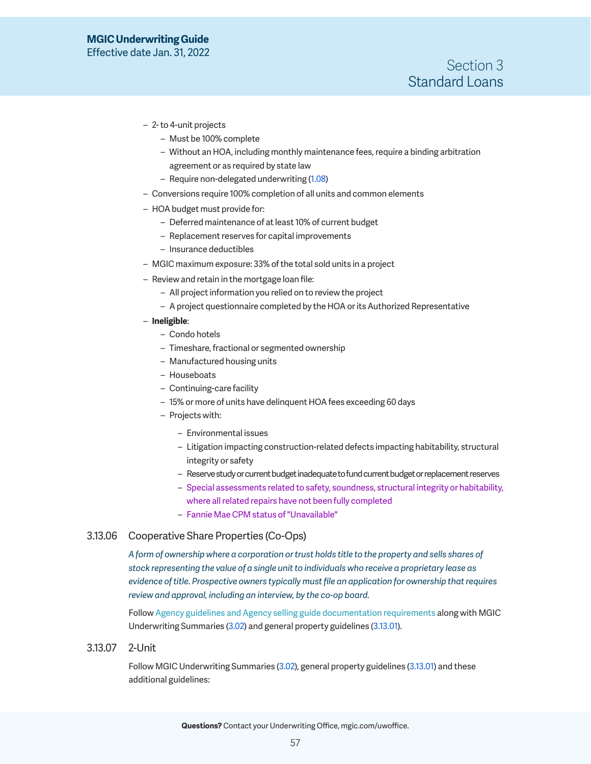- 2- to 4-unit projects
  - Must be 100% complete
  - Without an HOA, including monthly maintenance fees, require a binding arbitration agreement or as required by state law
  - Require non-delegated underwriting (1.08)
- Conversions require 100% completion of all units and common elements
- HOA budget must provide for:
  - Deferred maintenance of at least 10% of current budget
  - Replacement reserves for capital improvements
  - Insurance deductibles
- MGIC maximum exposure: 33% of the total sold units in a project
- Review and retain in the mortgage loan file:
  - All project information you relied on to review the project
  - A project questionnaire completed by the HOA or its Authorized Representative
- **Ineligible**:
  - Condo hotels
  - Timeshare, fractional or segmented ownership
  - Manufactured housing units
  - Houseboats
  - Continuing-care facility
  - 15% or more of units have delinquent HOA fees exceeding 60 days
  - Projects with:
    - Environmental issues
    - Litigation impacting construction-related defects impacting habitability, structural integrity or safety
    - Reserve study or current budget inadequate to fund current budget or replacement reserves
    - Special assessments related to safety, soundness, structural integrity or habitability, where all related repairs have not been fully completed
    - Fannie Mae CPM status of "Unavailable"

### 3.13.06 Cooperative Share Properties (Co-Ops)

*A form of ownership where a corporation or trust holds title to the property and sells shares of stock representing the value of a single unit to individuals who receive a proprietary lease as evidence of title. Prospective owners typically must file an application for ownership that requires review and approval, including an interview, by the co-op board.*

Follow Agency guidelines and Agency selling guide documentation requirements along with MGIC Underwriting Summaries (3.02) and general property guidelines (3.13.01).

### 3.13.07 2-Unit

Follow MGIC Underwriting Summaries (3.02), general property guidelines (3.13.01) and these additional guidelines: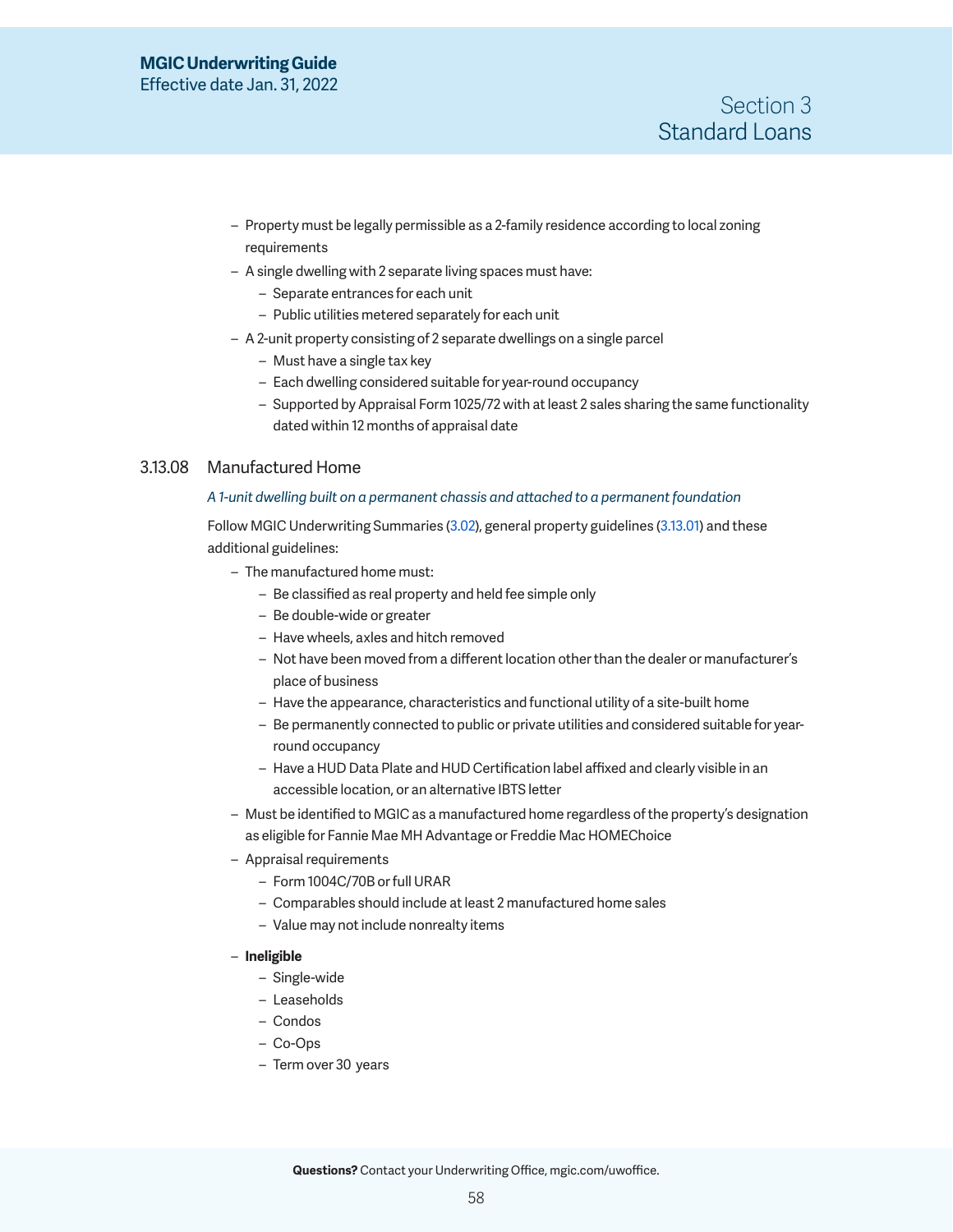- Property must be legally permissible as a 2-family residence according to local zoning requirements
- A single dwelling with 2 separate living spaces must have:
  - Separate entrances for each unit
  - Public utilities metered separately for each unit
- A 2-unit property consisting of 2 separate dwellings on a single parcel
  - Must have a single tax key
  - Each dwelling considered suitable for year-round occupancy
  - Supported by Appraisal Form 1025/72 with at least 2 sales sharing the same functionality dated within 12 months of appraisal date

### 3.13.08 Manufactured Home

*A 1-unit dwelling built on a permanent chassis and attached to a permanent foundation*

Follow MGIC Underwriting Summaries (3.02), general property guidelines (3.13.01) and these additional guidelines:

- The manufactured home must:
  - Be classified as real property and held fee simple only
  - Be double-wide or greater
  - Have wheels, axles and hitch removed
  - Not have been moved from a different location other than the dealer or manufacturer's place of business
  - Have the appearance, characteristics and functional utility of a site-built home
  - Be permanently connected to public or private utilities and considered suitable for year-round occupancy
  - Have a HUD Data Plate and HUD Certification label affixed and clearly visible in an accessible location, or an alternative IBTS letter
- Must be identified to MGIC as a manufactured home regardless of the property's designation as eligible for Fannie Mae MH Advantage or Freddie Mac HOMEChoice
- Appraisal requirements
  - Form 1004C/70B or full URAR
  - Comparables should include at least 2 manufactured home sales
  - Value may not include nonrealty items
- **Ineligible**
  - Single-wide
  - Leaseholds
  - Condos
  - Co-Ops
  - Term over 30 years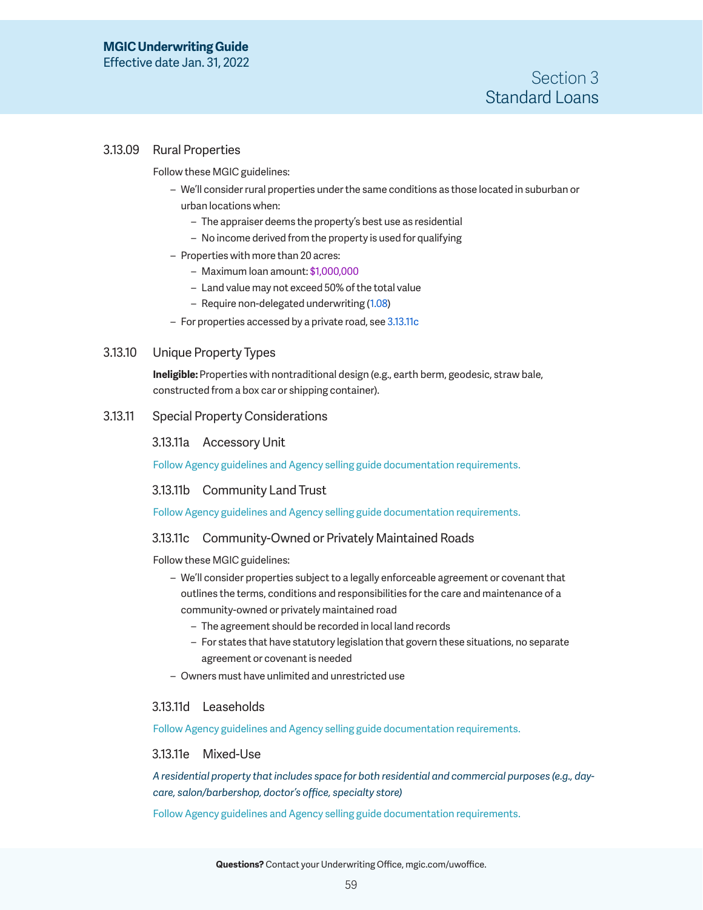### 3.13.09 Rural Properties

Follow these MGIC guidelines:

- We'll consider rural properties under the same conditions as those located in suburban or urban locations when:
  - The appraiser deems the property's best use as residential
  - No income derived from the property is used for qualifying
- Properties with more than 20 acres:
  - Maximum loan amount: $1,000,000
  - Land value may not exceed 50% of the total value
  - Require non-delegated underwriting (1.08)
- For properties accessed by a private road, see 3.13.11c

### 3.13.10 Unique Property Types

**Ineligible:** Properties with nontraditional design (e.g., earth berm, geodesic, straw bale, constructed from a box car or shipping container).

### 3.13.11 Special Property Considerations

#### 3.13.11a Accessory Unit

Follow Agency guidelines and Agency selling guide documentation requirements.

#### 3.13.11b Community Land Trust

Follow Agency guidelines and Agency selling guide documentation requirements.

#### 3.13.11c Community-Owned or Privately Maintained Roads

Follow these MGIC guidelines:

- We'll consider properties subject to a legally enforceable agreement or covenant that outlines the terms, conditions and responsibilities for the care and maintenance of a community-owned or privately maintained road
  - The agreement should be recorded in local land records
  - For states that have statutory legislation that govern these situations, no separate agreement or covenant is needed
- Owners must have unlimited and unrestricted use

#### 3.13.11d Leaseholds

Follow Agency guidelines and Agency selling guide documentation requirements.

#### 3.13.11e Mixed-Use

*A residential property that includes space for both residential and commercial purposes (e.g., day-care, salon/barbershop, doctor's office, specialty store)*

Follow Agency guidelines and Agency selling guide documentation requirements.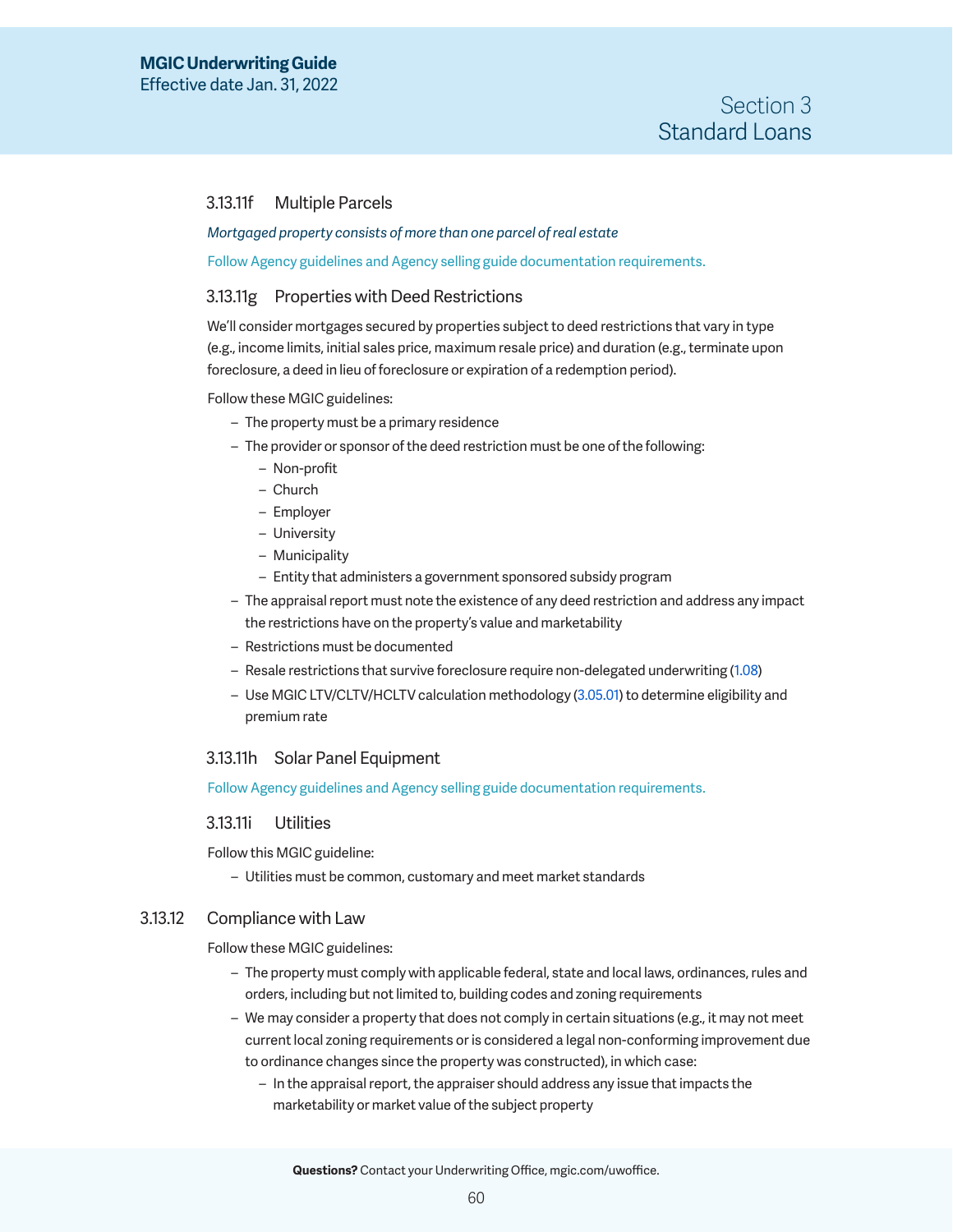#### 3.13.11f Multiple Parcels

*Mortgaged property consists of more than one parcel of real estate*

Follow Agency guidelines and Agency selling guide documentation requirements.

#### 3.13.11g Properties with Deed Restrictions

We'll consider mortgages secured by properties subject to deed restrictions that vary in type (e.g., income limits, initial sales price, maximum resale price) and duration (e.g., terminate upon foreclosure, a deed in lieu of foreclosure or expiration of a redemption period).

Follow these MGIC guidelines:

- The property must be a primary residence
- The provider or sponsor of the deed restriction must be one of the following:
  - Non-profit
  - Church
  - Employer
  - University
  - Municipality
  - Entity that administers a government sponsored subsidy program
- The appraisal report must note the existence of any deed restriction and address any impact the restrictions have on the property's value and marketability
- Restrictions must be documented
- Resale restrictions that survive foreclosure require non-delegated underwriting (1.08)
- Use MGIC LTV/CLTV/HCLTV calculation methodology (3.05.01) to determine eligibility and premium rate

#### 3.13.11h Solar Panel Equipment

Follow Agency guidelines and Agency selling guide documentation requirements.

#### 3.13.11i Utilities

Follow this MGIC guideline:

- Utilities must be common, customary and meet market standards

### 3.13.12 Compliance with Law

Follow these MGIC guidelines:

- The property must comply with applicable federal, state and local laws, ordinances, rules and orders, including but not limited to, building codes and zoning requirements
- We may consider a property that does not comply in certain situations (e.g., it may not meet current local zoning requirements or is considered a legal non-conforming improvement due to ordinance changes since the property was constructed), in which case:
  - In the appraisal report, the appraiser should address any issue that impacts the marketability or market value of the subject property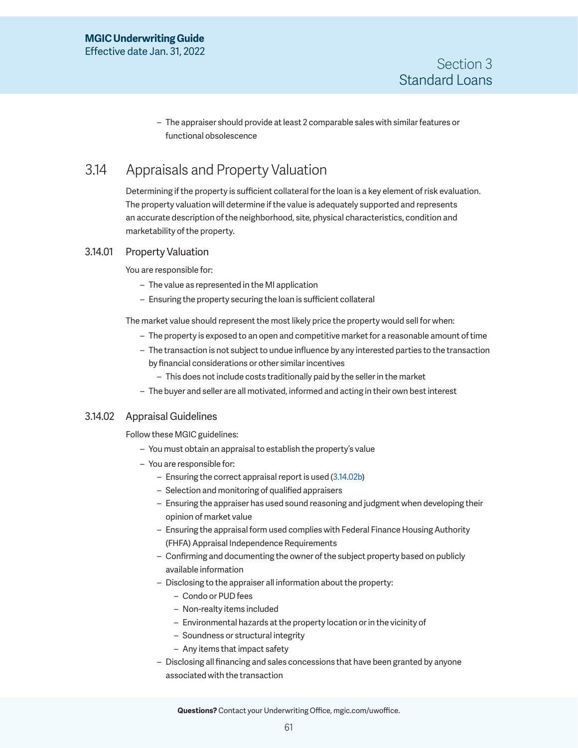- The appraiser should provide at least 2 comparable sales with similar features or functional obsolescence

## 3.14 Appraisals and Property Valuation

Determining if the property is sufficient collateral for the loan is a key element of risk evaluation. The property valuation will determine if the value is adequately supported and represents an accurate description of the neighborhood, site, physical characteristics, condition and marketability of the property.

### 3.14.01 Property Valuation

You are responsible for:

- The value as represented in the MI application
- Ensuring the property securing the loan is sufficient collateral

The market value should represent the most likely price the property would sell for when:

- The property is exposed to an open and competitive market for a reasonable amount of time
- The transaction is not subject to undue influence by any interested parties to the transaction by financial considerations or other similar incentives
  - This does not include costs traditionally paid by the seller in the market
- The buyer and seller are all motivated, informed and acting in their own best interest

### 3.14.02 Appraisal Guidelines

Follow these MGIC guidelines:

- You must obtain an appraisal to establish the property's value
- You are responsible for:
  - Ensuring the correct appraisal report is used (3.14.02b)
  - Selection and monitoring of qualified appraisers
  - Ensuring the appraiser has used sound reasoning and judgment when developing their opinion of market value
  - Ensuring the appraisal form used complies with Federal Finance Housing Authority (FHFA) Appraisal Independence Requirements
  - Confirming and documenting the owner of the subject property based on publicly available information
  - Disclosing to the appraiser all information about the property:
    - Condo or PUD fees
    - Non-realty items included
    - Environmental hazards at the property location or in the vicinity of
    - Soundness or structural integrity
    - Any items that impact safety
  - Disclosing all financing and sales concessions that have been granted by anyone associated with the transaction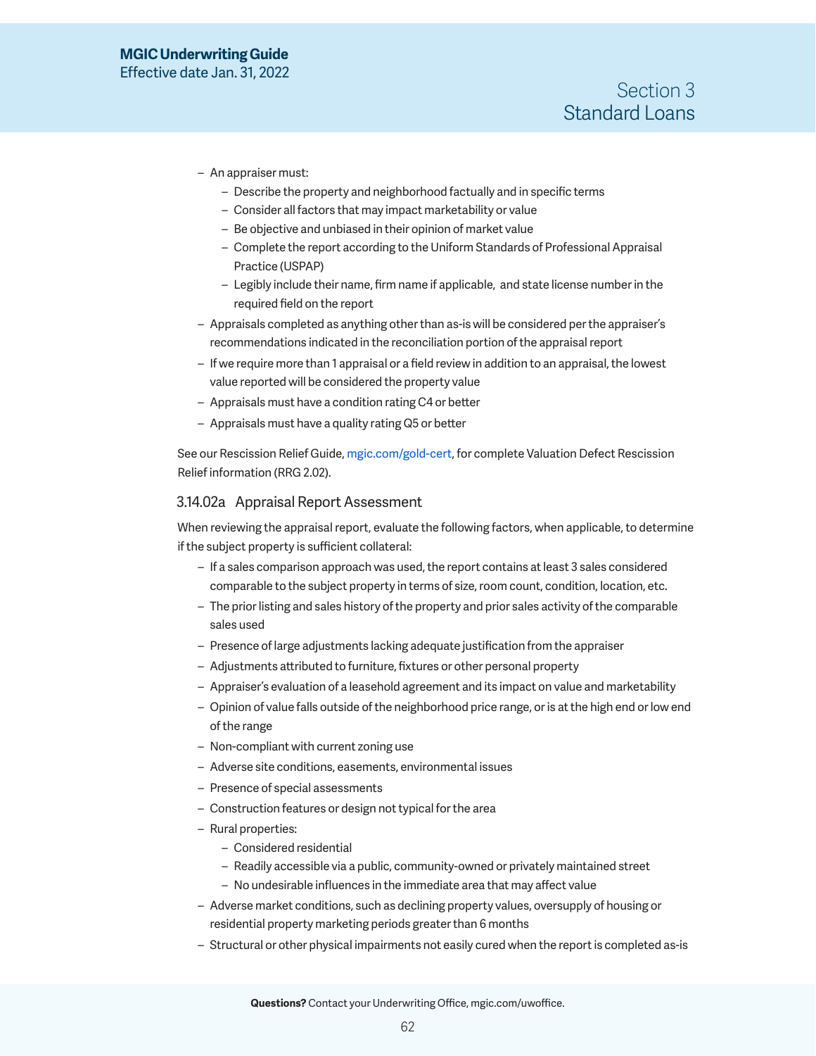- An appraiser must:
  - Describe the property and neighborhood factually and in specific terms
  - Consider all factors that may impact marketability or value
  - Be objective and unbiased in their opinion of market value
  - Complete the report according to the Uniform Standards of Professional Appraisal Practice (USPAP)
  - Legibly include their name, firm name if applicable, and state license number in the required field on the report
- Appraisals completed as anything other than as-is will be considered per the appraiser's recommendations indicated in the reconciliation portion of the appraisal report
- If we require more than 1 appraisal or a field review in addition to an appraisal, the lowest value reported will be considered the property value
- Appraisals must have a condition rating C4 or better
- Appraisals must have a quality rating Q5 or better

See our Rescission Relief Guide, mgic.com/gold-cert, for complete Valuation Defect Rescission Relief information (RRG 2.02).

### 3.14.02a Appraisal Report Assessment

When reviewing the appraisal report, evaluate the following factors, when applicable, to determine if the subject property is sufficient collateral:

- If a sales comparison approach was used, the report contains at least 3 sales considered comparable to the subject property in terms of size, room count, condition, location, etc.
- The prior listing and sales history of the property and prior sales activity of the comparable sales used
- Presence of large adjustments lacking adequate justification from the appraiser
- Adjustments attributed to furniture, fixtures or other personal property
- Appraiser's evaluation of a leasehold agreement and its impact on value and marketability
- Opinion of value falls outside of the neighborhood price range, or is at the high end or low end of the range
- Non-compliant with current zoning use
- Adverse site conditions, easements, environmental issues
- Presence of special assessments
- Construction features or design not typical for the area
- Rural properties:
  - Considered residential
  - Readily accessible via a public, community-owned or privately maintained street
  - No undesirable influences in the immediate area that may affect value
- Adverse market conditions, such as declining property values, oversupply of housing or residential property marketing periods greater than 6 months
- Structural or other physical impairments not easily cured when the report is completed as-is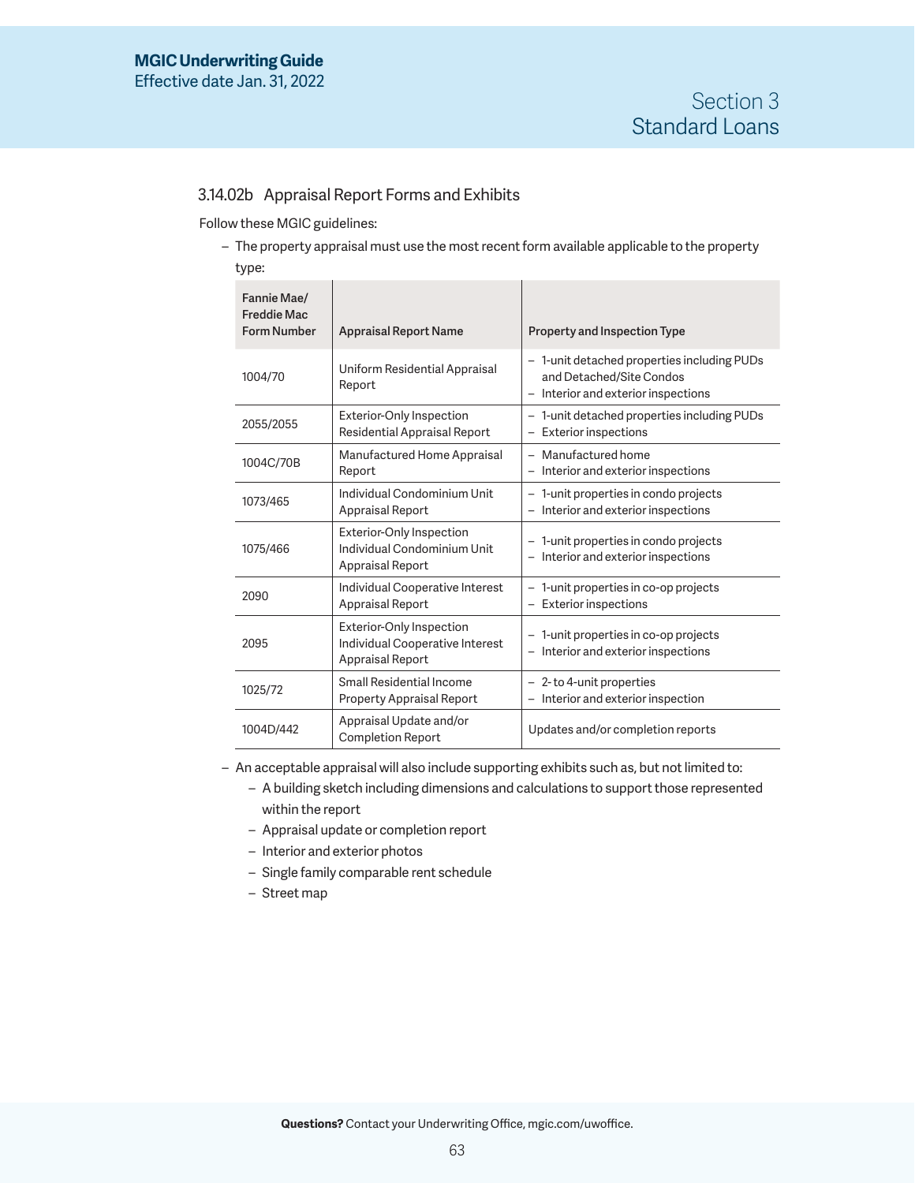### 3.14.02b Appraisal Report Forms and Exhibits

Follow these MGIC guidelines:

- The property appraisal must use the most recent form available applicable to the property type:

| Fannie Mae/ Freddie Mac Form Number | Appraisal Report Name | Property and Inspection Type |
|---|---|---|
| 1004/70 | Uniform Residential Appraisal Report | – 1-unit detached properties including PUDs and Detached/Site Condos<br>– Interior and exterior inspections |
| 2055/2055 | Exterior-Only Inspection Residential Appraisal Report | – 1-unit detached properties including PUDs<br>– Exterior inspections |
| 1004C/70B | Manufactured Home Appraisal Report | – Manufactured home<br>– Interior and exterior inspections |
| 1073/465 | Individual Condominium Unit Appraisal Report | – 1-unit properties in condo projects<br>– Interior and exterior inspections |
| 1075/466 | Exterior-Only Inspection Individual Condominium Unit Appraisal Report | – 1-unit properties in condo projects<br>– Interior and exterior inspections |
| 2090 | Individual Cooperative Interest Appraisal Report | – 1-unit properties in co-op projects<br>– Exterior inspections |
| 2095 | Exterior-Only Inspection Individual Cooperative Interest Appraisal Report | – 1-unit properties in co-op projects<br>– Interior and exterior inspections |
| 1025/72 | Small Residential Income Property Appraisal Report | – 2- to 4-unit properties<br>– Interior and exterior inspection |
| 1004D/442 | Appraisal Update and/or Completion Report | Updates and/or completion reports |

- An acceptable appraisal will also include supporting exhibits such as, but not limited to:
  - A building sketch including dimensions and calculations to support those represented within the report
  - Appraisal update or completion report
  - Interior and exterior photos
  - Single family comparable rent schedule
  - Street map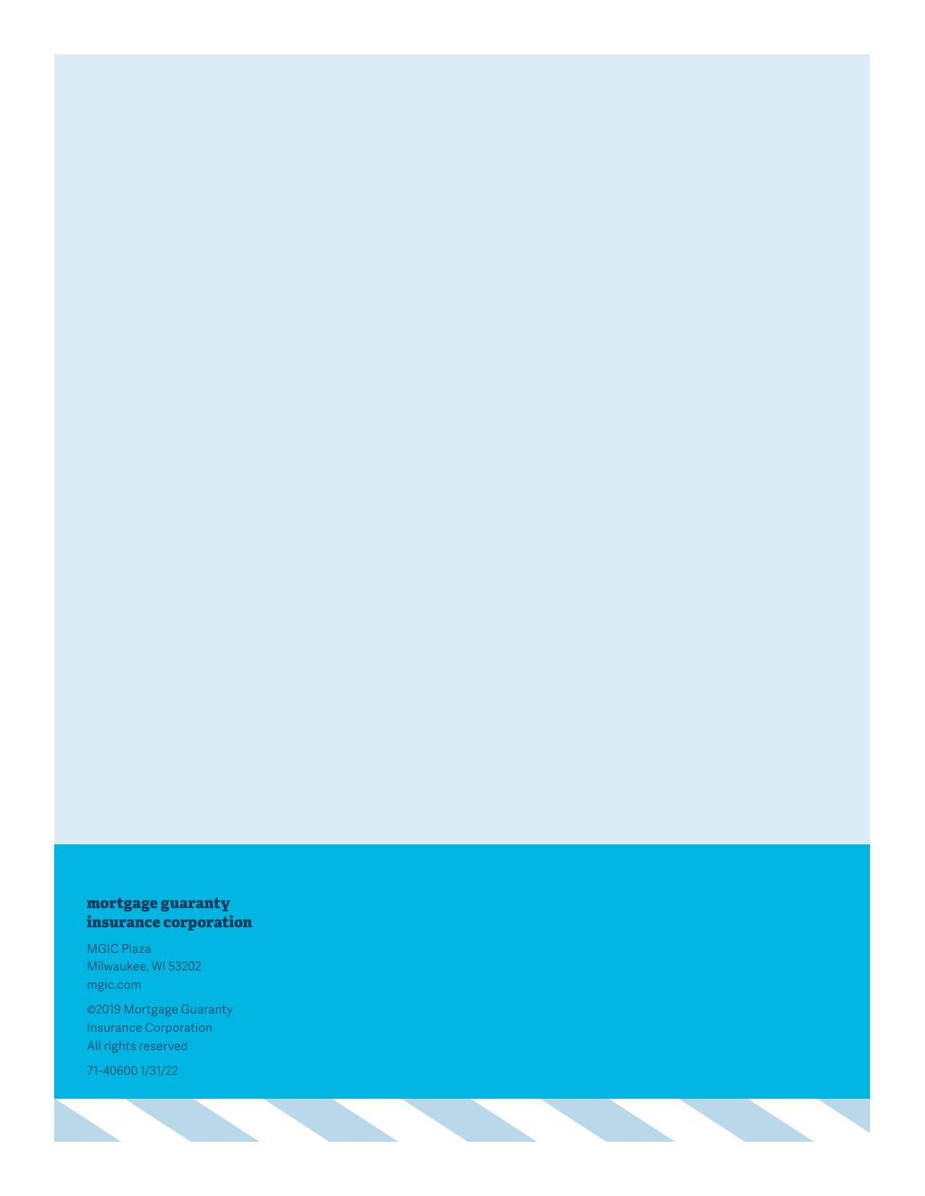**mortgage guaranty**
**insurance corporation**

MGIC Plaza
Milwaukee, WI 53202
mgic.com

©2019 Mortgage Guaranty
Insurance Corporation
All rights reserved

71-40600 1/31/22